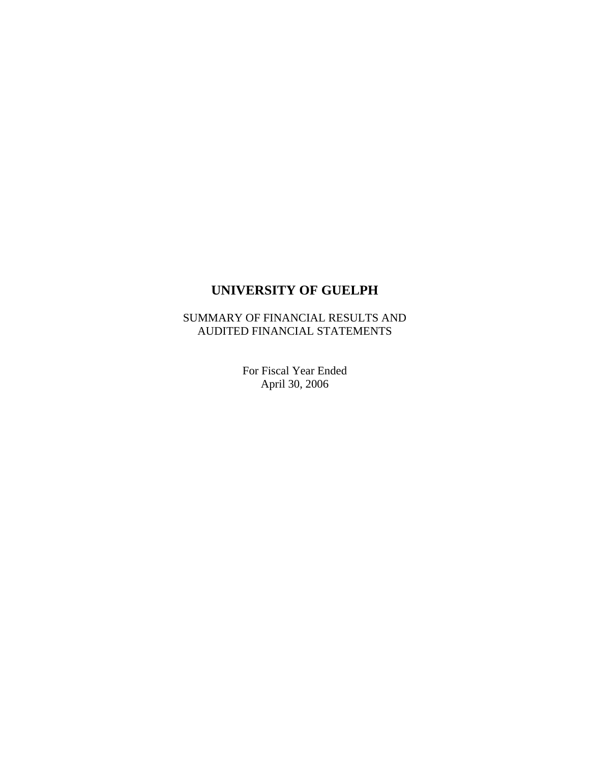# UNIVERSITY OF GUELPH

SUMMARY OF FINANCIAL RESULTS AND
AUDITED FINANCIAL STATEMENTS

For Fiscal Year Ended
April 30, 2006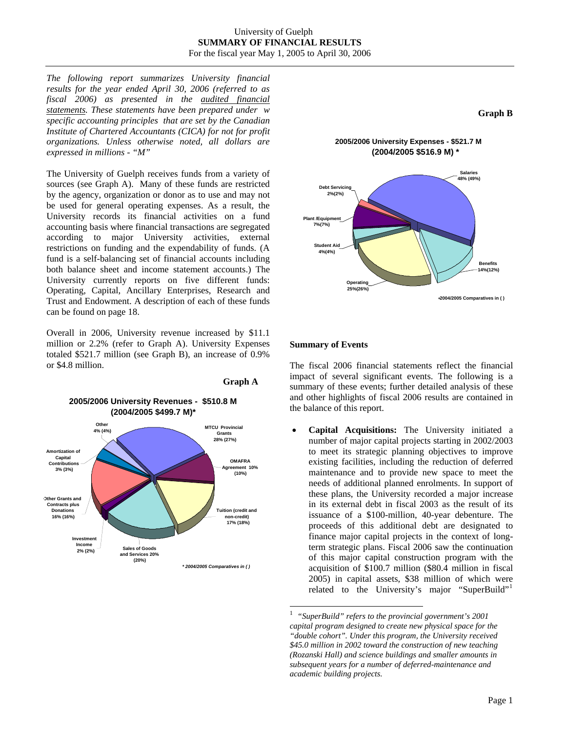# University of Guelph
## SUMMARY OF FINANCIAL RESULTS
For the fiscal year May 1, 2005 to April 30, 2006

*The following report summarizes University financial results for the year ended April 30, 2006 (referred to as fiscal 2006) as presented in the audited financial statements. These statements have been prepared under w specific accounting principles that are set by the Canadian Institute of Chartered Accountants (CICA) for not for profit organizations. Unless otherwise noted, all dollars are expressed in millions - "M"*

The University of Guelph receives funds from a variety of sources (see Graph A). Many of these funds are restricted by the agency, organization or donor as to use and may not be used for general operating expenses. As a result, the University records its financial activities on a fund accounting basis where financial transactions are segregated according to major University activities, external restrictions on funding and the expendability of funds. (A fund is a self-balancing set of financial accounts including both balance sheet and income statement accounts.) The University currently reports on five different funds: Operating, Capital, Ancillary Enterprises, Research and Trust and Endowment. A description of each of these funds can be found on page 18.

Overall in 2006, University revenue increased by $11.1 million or 2.2% (refer to Graph A). University Expenses totaled $521.7 million (see Graph B), an increase of 0.9% or $4.8 million.

**Graph A**

**2005/2006 University Revenues - $510.8 M (2004/2005 $499.7 M)***

- MTCU Provincial Grants 28% (27%)
- OMAFRA Agreement 10% (10%)
- Tuition (credit and non-credit) 17% (18%)
- Sales of Goods and Services 20% (20%)
- Investment Income 2% (2%)
- Other Grants and Contracts plus Donations 16% (16%)
- Amortization of Capital Contributions 3% (3%)
- Other 4% (4%)

*\* 2004/2005 Comparatives in ( )*

**Graph B**

**2005/2006 University Expenses - $521.7 M (2004/2005 $516.9 M) ***

- Salaries 48% (49%)
- Benefits 14%(12%)
- Operating 25%(26%)
- Student Aid 4%(4%)
- Plant /Equipment 7%(7%)
- Debt Servicing 2%(2%)

*2004/2005 Comparatives in ( )

### Summary of Events

The fiscal 2006 financial statements reflect the financial impact of several significant events. The following is a summary of these events; further detailed analysis of these and other highlights of fiscal 2006 results are contained in the balance of this report.

- **Capital Acquisitions:** The University initiated a number of major capital projects starting in 2002/2003 to meet its strategic planning objectives to improve existing facilities, including the reduction of deferred maintenance and to provide new space to meet the needs of additional planned enrolments. In support of these plans, the University recorded a major increase in its external debt in fiscal 2003 as the result of its issuance of a $100-million, 40-year debenture. The proceeds of this additional debt are designated to finance major capital projects in the context of long-term strategic plans. Fiscal 2006 saw the continuation of this major capital construction program with the acquisition of $100.7 million ($80.4 million in fiscal 2005) in capital assets, $38 million of which were related to the University's major "SuperBuild"[1]

[1] *"SuperBuild" refers to the provincial government's 2001 capital program designed to create new physical space for the "double cohort". Under this program, the University received $45.0 million in 2002 toward the construction of new teaching (Rozanski Hall) and science buildings and smaller amounts in subsequent years for a number of deferred-maintenance and academic building projects.*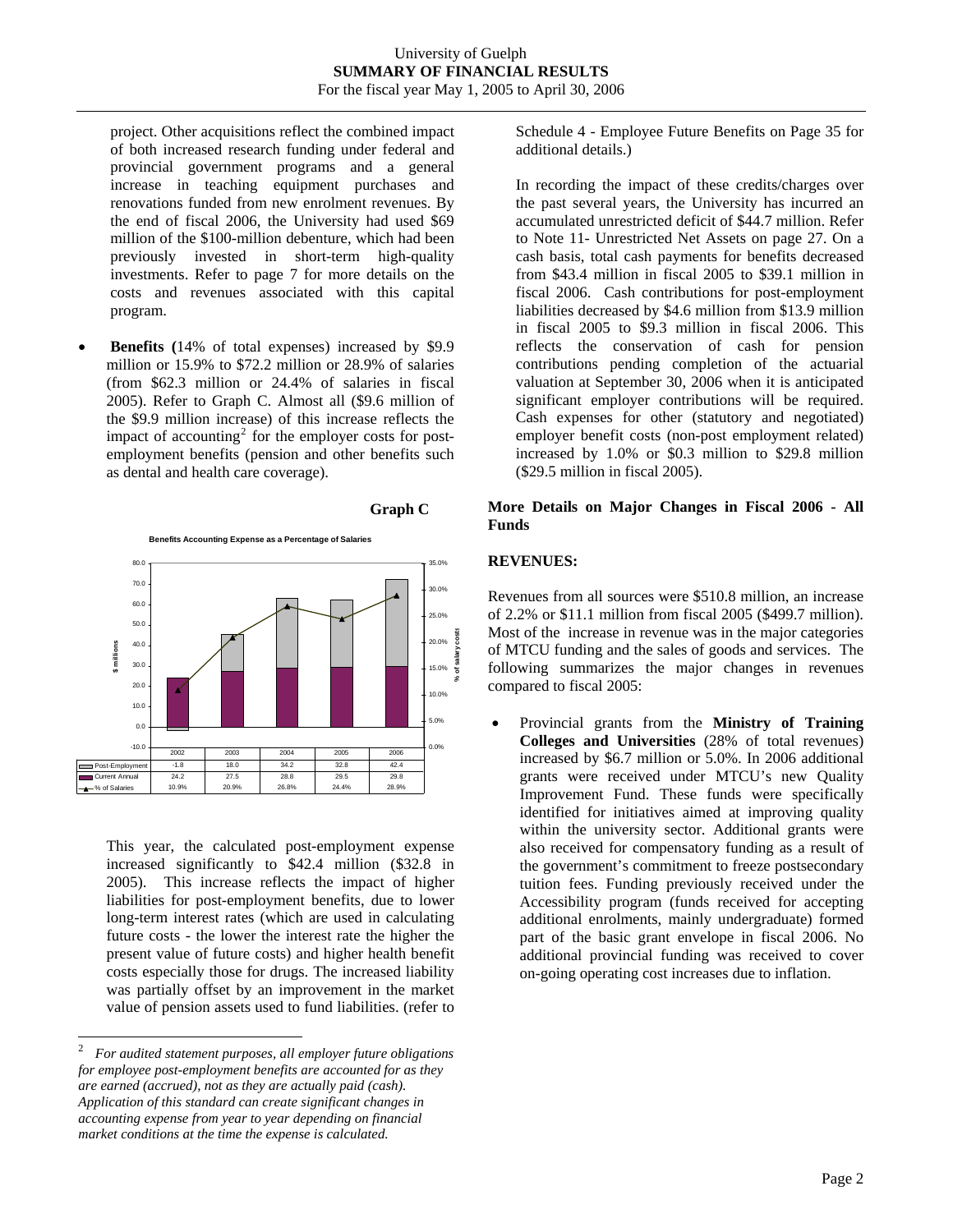project. Other acquisitions reflect the combined impact of both increased research funding under federal and provincial government programs and a general increase in teaching equipment purchases and renovations funded from new enrolment revenues. By the end of fiscal 2006, the University had used $69 million of the $100-million debenture, which had been previously invested in short-term high-quality investments. Refer to page 7 for more details on the costs and revenues associated with this capital program.

- **Benefits (**14% of total expenses) increased by $9.9 million or 15.9% to $72.2 million or 28.9% of salaries (from $62.3 million or 24.4% of salaries in fiscal 2005). Refer to Graph C. Almost all ($9.6 million of the $9.9 million increase) of this increase reflects the impact of accounting[2] for the employer costs for post-employment benefits (pension and other benefits such as dental and health care coverage).

**Graph C**

**Benefits Accounting Expense as a Percentage of Salaries**

| | 2002 | 2003 | 2004 | 2005 | 2006 |
|---|---|---|---|---|---|
| Post-Employment | -1.8 | 18.0 | 34.2 | 32.8 | 42.4 |
| Current Annual | 24.2 | 27.5 | 28.8 | 29.5 | 29.8 |
| % of Salaries | 10.9% | 20.9% | 26.8% | 24.4% | 28.9% |

This year, the calculated post-employment expense increased significantly to $42.4 million ($32.8 in 2005). This increase reflects the impact of higher liabilities for post-employment benefits, due to lower long-term interest rates (which are used in calculating future costs - the lower the interest rate the higher the present value of future costs) and higher health benefit costs especially those for drugs. The increased liability was partially offset by an improvement in the market value of pension assets used to fund liabilities. (refer to Schedule 4 - Employee Future Benefits on Page 35 for additional details.)

In recording the impact of these credits/charges over the past several years, the University has incurred an accumulated unrestricted deficit of $44.7 million. Refer to Note 11- Unrestricted Net Assets on page 27. On a cash basis, total cash payments for benefits decreased from $43.4 million in fiscal 2005 to $39.1 million in fiscal 2006. Cash contributions for post-employment liabilities decreased by $4.6 million from $13.9 million in fiscal 2005 to $9.3 million in fiscal 2006. This reflects the conservation of cash for pension contributions pending completion of the actuarial valuation at September 30, 2006 when it is anticipated significant employer contributions will be required. Cash expenses for other (statutory and negotiated) employer benefit costs (non-post employment related) increased by 1.0% or $0.3 million to $29.8 million ($29.5 million in fiscal 2005).

### More Details on Major Changes in Fiscal 2006 - All Funds

### REVENUES:

Revenues from all sources were $510.8 million, an increase of 2.2% or $11.1 million from fiscal 2005 ($499.7 million). Most of the increase in revenue was in the major categories of MTCU funding and the sales of goods and services. The following summarizes the major changes in revenues compared to fiscal 2005:

- Provincial grants from the **Ministry of Training Colleges and Universities** (28% of total revenues) increased by $6.7 million or 5.0%. In 2006 additional grants were received under MTCU's new Quality Improvement Fund. These funds were specifically identified for initiatives aimed at improving quality within the university sector. Additional grants were also received for compensatory funding as a result of the government's commitment to freeze postsecondary tuition fees. Funding previously received under the Accessibility program (funds received for accepting additional enrolments, mainly undergraduate) formed part of the basic grant envelope in fiscal 2006. No additional provincial funding was received to cover on-going operating cost increases due to inflation.

[2] *For audited statement purposes, all employer future obligations for employee post-employment benefits are accounted for as they are earned (accrued), not as they are actually paid (cash). Application of this standard can create significant changes in accounting expense from year to year depending on financial market conditions at the time the expense is calculated.*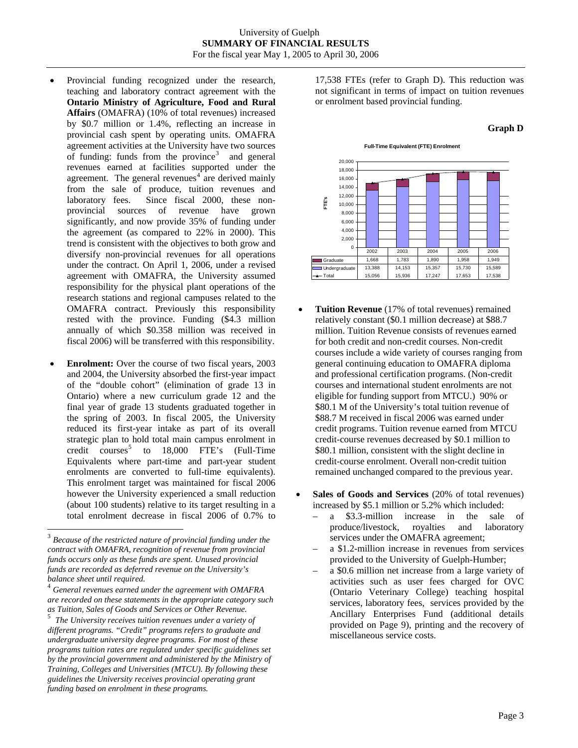University of Guelph
**SUMMARY OF FINANCIAL RESULTS**
For the fiscal year May 1, 2005 to April 30, 2006

- Provincial funding recognized under the research, teaching and laboratory contract agreement with the **Ontario Ministry of Agriculture, Food and Rural Affairs** (OMAFRA) (10% of total revenues) increased by $0.7 million or 1.4%, reflecting an increase in provincial cash spent by operating units. OMAFRA agreement activities at the University have two sources of funding: funds from the province[3] and general revenues earned at facilities supported under the agreement. The general revenues[4] are derived mainly from the sale of produce, tuition revenues and laboratory fees. Since fiscal 2000, these non-provincial sources of revenue have grown significantly, and now provide 35% of funding under the agreement (as compared to 22% in 2000). This trend is consistent with the objectives to both grow and diversify non-provincial revenues for all operations under the contract. On April 1, 2006, under a revised agreement with OMAFRA, the University assumed responsibility for the physical plant operations of the research stations and regional campuses related to the OMAFRA contract. Previously this responsibility rested with the province. Funding ($4.3 million annually of which $0.358 million was received in fiscal 2006) will be transferred with this responsibility.

- **Enrolment:** Over the course of two fiscal years, 2003 and 2004, the University absorbed the first-year impact of the "double cohort" (elimination of grade 13 in Ontario) where a new curriculum grade 12 and the final year of grade 13 students graduated together in the spring of 2003. In fiscal 2005, the University reduced its first-year intake as part of its overall strategic plan to hold total main campus enrolment in credit courses[5] to 18,000 FTE's (Full-Time Equivalents where part-time and part-year student enrolments are converted to full-time equivalents). This enrolment target was maintained for fiscal 2006 however the University experienced a small reduction (about 100 students) relative to its target resulting in a total enrolment decrease in fiscal 2006 of 0.7% to 17,538 FTEs (refer to Graph D). This reduction was not significant in terms of impact on tuition revenues or enrolment based provincial funding.

**Graph D**

**Full-Time Equivalent (FTE) Enrolment**

| | 2002 | 2003 | 2004 | 2005 | 2006 |
|---|---|---|---|---|---|
| Graduate | 1,668 | 1,783 | 1,890 | 1,958 | 1,949 |
| Undergraduate | 13,388 | 14,153 | 15,357 | 15,730 | 15,589 |
| Total | 15,056 | 15,936 | 17,247 | 17,653 | 17,538 |

- **Tuition Revenue** (17% of total revenues) remained relatively constant ($0.1 million decrease) at $88.7 million. Tuition Revenue consists of revenues earned for both credit and non-credit courses. Non-credit courses include a wide variety of courses ranging from general continuing education to OMAFRA diploma and professional certification programs. (Non-credit courses and international student enrolments are not eligible for funding support from MTCU.) 90% or $80.1 M of the University's total tuition revenue of $88.7 M received in fiscal 2006 was earned under credit programs. Tuition revenue earned from MTCU credit-course revenues decreased by $0.1 million to $80.1 million, consistent with the slight decline in credit-course enrolment. Overall non-credit tuition remained unchanged compared to the previous year.

- **Sales of Goods and Services** (20% of total revenues) increased by $5.1 million or 5.2% which included:
  - a $3.3-million increase in the sale of produce/livestock, royalties and laboratory services under the OMAFRA agreement;
  - a $1.2-million increase in revenues from services provided to the University of Guelph-Humber;
  - a $0.6 million net increase from a large variety of activities such as user fees charged for OVC (Ontario Veterinary College) teaching hospital services, laboratory fees, services provided by the Ancillary Enterprises Fund (additional details provided on Page 9), printing and the recovery of miscellaneous service costs.

---

[3] *Because of the restricted nature of provincial funding under the contract with OMAFRA, recognition of revenue from provincial funds occurs only as these funds are spent. Unused provincial funds are recorded as deferred revenue on the University's balance sheet until required.*

[4] *General revenues earned under the agreement with OMAFRA are recorded on these statements in the appropriate category such as Tuition, Sales of Goods and Services or Other Revenue.*

[5] *The University receives tuition revenues under a variety of different programs. "Credit" programs refers to graduate and undergraduate university degree programs. For most of these programs tuition rates are regulated under specific guidelines set by the provincial government and administered by the Ministry of Training, Colleges and Universities (MTCU). By following these guidelines the University receives provincial operating grant funding based on enrolment in these programs.*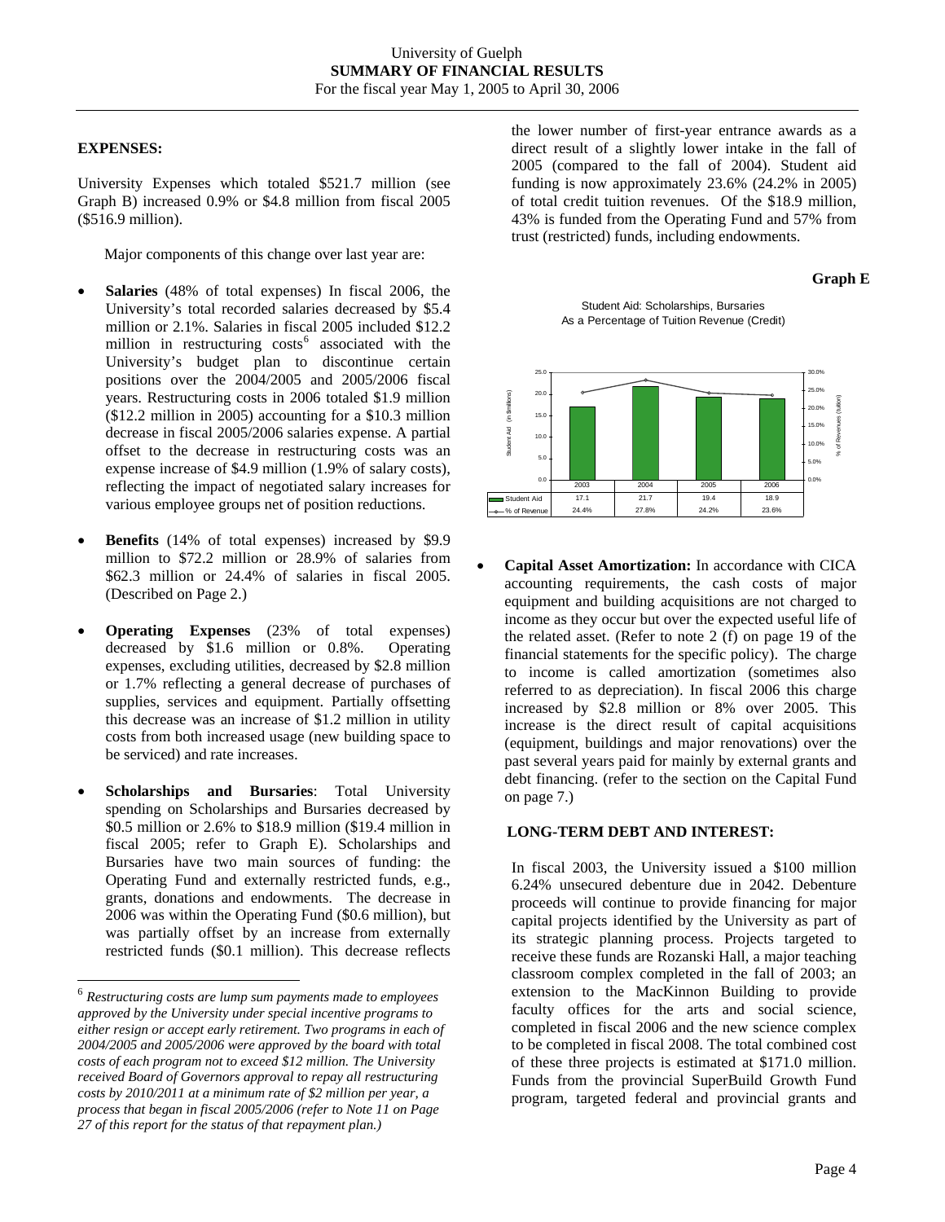## EXPENSES:

University Expenses which totaled \$521.7 million (see Graph B) increased 0.9% or \$4.8 million from fiscal 2005 (\$516.9 million).

Major components of this change over last year are:

- **Salaries** (48% of total expenses) In fiscal 2006, the University's total recorded salaries decreased by \$5.4 million or 2.1%. Salaries in fiscal 2005 included \$12.2 million in restructuring costs[6] associated with the University's budget plan to discontinue certain positions over the 2004/2005 and 2005/2006 fiscal years. Restructuring costs in 2006 totaled \$1.9 million (\$12.2 million in 2005) accounting for a \$10.3 million decrease in fiscal 2005/2006 salaries expense. A partial offset to the decrease in restructuring costs was an expense increase of \$4.9 million (1.9% of salary costs), reflecting the impact of negotiated salary increases for various employee groups net of position reductions.

- **Benefits** (14% of total expenses) increased by \$9.9 million to \$72.2 million or 28.9% of salaries from \$62.3 million or 24.4% of salaries in fiscal 2005. (Described on Page 2.)

- **Operating Expenses** (23% of total expenses) decreased by \$1.6 million or 0.8%. Operating expenses, excluding utilities, decreased by \$2.8 million or 1.7% reflecting a general decrease of purchases of supplies, services and equipment. Partially offsetting this decrease was an increase of \$1.2 million in utility costs from both increased usage (new building space to be serviced) and rate increases.

- **Scholarships and Bursaries**: Total University spending on Scholarships and Bursaries decreased by \$0.5 million or 2.6% to \$18.9 million (\$19.4 million in fiscal 2005; refer to Graph E). Scholarships and Bursaries have two main sources of funding: the Operating Fund and externally restricted funds, e.g., grants, donations and endowments. The decrease in 2006 was within the Operating Fund (\$0.6 million), but was partially offset by an increase from externally restricted funds (\$0.1 million). This decrease reflects the lower number of first-year entrance awards as a direct result of a slightly lower intake in the fall of 2005 (compared to the fall of 2004). Student aid funding is now approximately 23.6% (24.2% in 2005) of total credit tuition revenues. Of the \$18.9 million, 43% is funded from the Operating Fund and 57% from trust (restricted) funds, including endowments.

**Graph E**

Student Aid: Scholarships, Bursaries
As a Percentage of Tuition Revenue (Credit)

| | 2003 | 2004 | 2005 | 2006 |
|---|---|---|---|---|
| Student Aid | 17.1 | 21.7 | 19.4 | 18.9 |
| % of Revenue | 24.4% | 27.8% | 24.2% | 23.6% |

- **Capital Asset Amortization:** In accordance with CICA accounting requirements, the cash costs of major equipment and building acquisitions are not charged to income as they occur but over the expected useful life of the related asset. (Refer to note 2 (f) on page 19 of the financial statements for the specific policy). The charge to income is called amortization (sometimes also referred to as depreciation). In fiscal 2006 this charge increased by \$2.8 million or 8% over 2005. This increase is the direct result of capital acquisitions (equipment, buildings and major renovations) over the past several years paid for mainly by external grants and debt financing. (refer to the section on the Capital Fund on page 7.)

## LONG-TERM DEBT AND INTEREST:

In fiscal 2003, the University issued a \$100 million 6.24% unsecured debenture due in 2042. Debenture proceeds will continue to provide financing for major capital projects identified by the University as part of its strategic planning process. Projects targeted to receive these funds are Rozanski Hall, a major teaching classroom complex completed in the fall of 2003; an extension to the MacKinnon Building to provide faculty offices for the arts and social science, completed in fiscal 2006 and the new science complex to be completed in fiscal 2008. The total combined cost of these three projects is estimated at \$171.0 million. Funds from the provincial SuperBuild Growth Fund program, targeted federal and provincial grants and

---

[6] *Restructuring costs are lump sum payments made to employees approved by the University under special incentive programs to either resign or accept early retirement. Two programs in each of 2004/2005 and 2005/2006 were approved by the board with total costs of each program not to exceed \$12 million. The University received Board of Governors approval to repay all restructuring costs by 2010/2011 at a minimum rate of \$2 million per year, a process that began in fiscal 2005/2006 (refer to Note 11 on Page 27 of this report for the status of that repayment plan.)*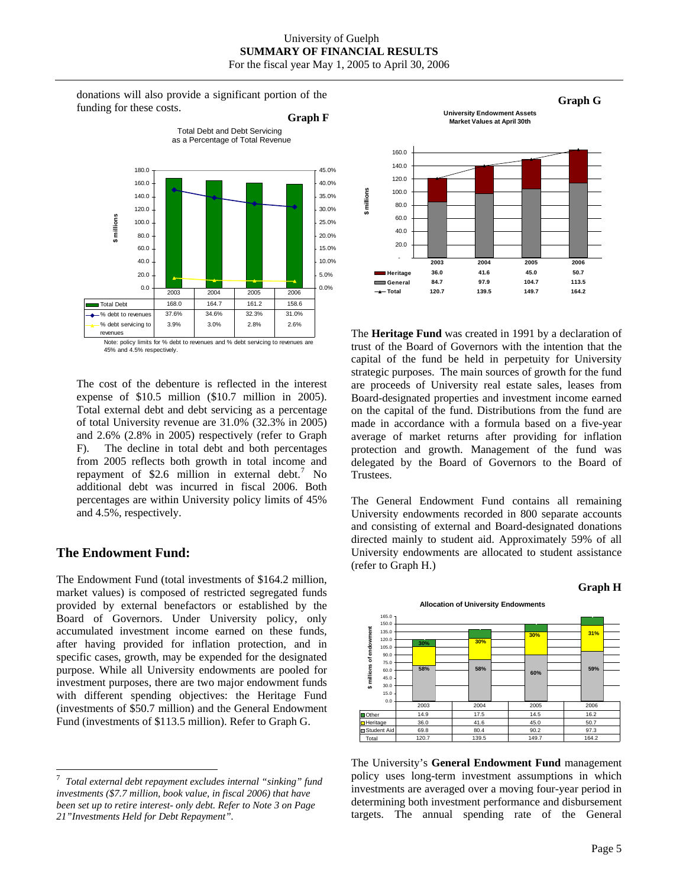donations will also provide a significant portion of the funding for these costs.

**Graph F**

Total Debt and Debt Servicing as a Percentage of Total Revenue

| | 2003 | 2004 | 2005 | 2006 |
|---|---|---|---|---|
| Total Debt | 168.0 | 164.7 | 161.2 | 158.6 |
| % debt to revenues | 37.6% | 34.6% | 32.3% | 31.0% |
| % debt servicing to revenues | 3.9% | 3.0% | 2.8% | 2.6% |

Note: policy limits for % debt to revenues and % debt servicing to revenues are 45% and 4.5% respectively.

The cost of the debenture is reflected in the interest expense of \$10.5 million (\$10.7 million in 2005). Total external debt and debt servicing as a percentage of total University revenue are 31.0% (32.3% in 2005) and 2.6% (2.8% in 2005) respectively (refer to Graph F). The decline in total debt and both percentages from 2005 reflects both growth in total income and repayment of \$2.6 million in external debt.[7] No additional debt was incurred in fiscal 2006. Both percentages are within University policy limits of 45% and 4.5%, respectively.

## The Endowment Fund:

The Endowment Fund (total investments of \$164.2 million, market values) is composed of restricted segregated funds provided by external benefactors or established by the Board of Governors. Under University policy, only accumulated investment income earned on these funds, after having provided for inflation protection, and in specific cases, growth, may be expended for the designated purpose. While all University endowments are pooled for investment purposes, there are two major endowment funds with different spending objectives: the Heritage Fund (investments of \$50.7 million) and the General Endowment Fund (investments of \$113.5 million). Refer to Graph G.

**Graph G**

University Endowment Assets Market Values at April 30th

| | 2003 | 2004 | 2005 | 2006 |
|---|---|---|---|---|
| Heritage | 36.0 | 41.6 | 45.0 | 50.7 |
| General | 84.7 | 97.9 | 104.7 | 113.5 |
| Total | 120.7 | 139.5 | 149.7 | 164.2 |

The **Heritage Fund** was created in 1991 by a declaration of trust of the Board of Governors with the intention that the capital of the fund be held in perpetuity for University strategic purposes. The main sources of growth for the fund are proceeds of University real estate sales, leases from Board-designated properties and investment income earned on the capital of the fund. Distributions from the fund are made in accordance with a formula based on a five-year average of market returns after providing for inflation protection and growth. Management of the fund was delegated by the Board of Governors to the Board of Trustees.

The General Endowment Fund contains all remaining University endowments recorded in 800 separate accounts and consisting of external and Board-designated donations directed mainly to student aid. Approximately 59% of all University endowments are allocated to student assistance (refer to Graph H.)

**Graph H**

Allocation of University Endowments

| | 2003 | 2004 | 2005 | 2006 |
|---|---|---|---|---|
| Other | 14.9 | 17.5 | 14.5 | 16.2 |
| Heritage | 36.0 (30%) | 41.6 (30%) | 45.0 (30%) | 50.7 (31%) |
| Student Aid | 69.8 (58%) | 80.4 (58%) | 90.2 (60%) | 97.3 (59%) |
| Total | 120.7 | 139.5 | 149.7 | 164.2 |

The University's **General Endowment Fund** management policy uses long-term investment assumptions in which investments are averaged over a moving four-year period in determining both investment performance and disbursement targets. The annual spending rate of the General

---

[7] *Total external debt repayment excludes internal "sinking" fund investments (\$7.7 million, book value, in fiscal 2006) that have been set up to retire interest- only debt. Refer to Note 3 on Page 21"Investments Held for Debt Repayment".*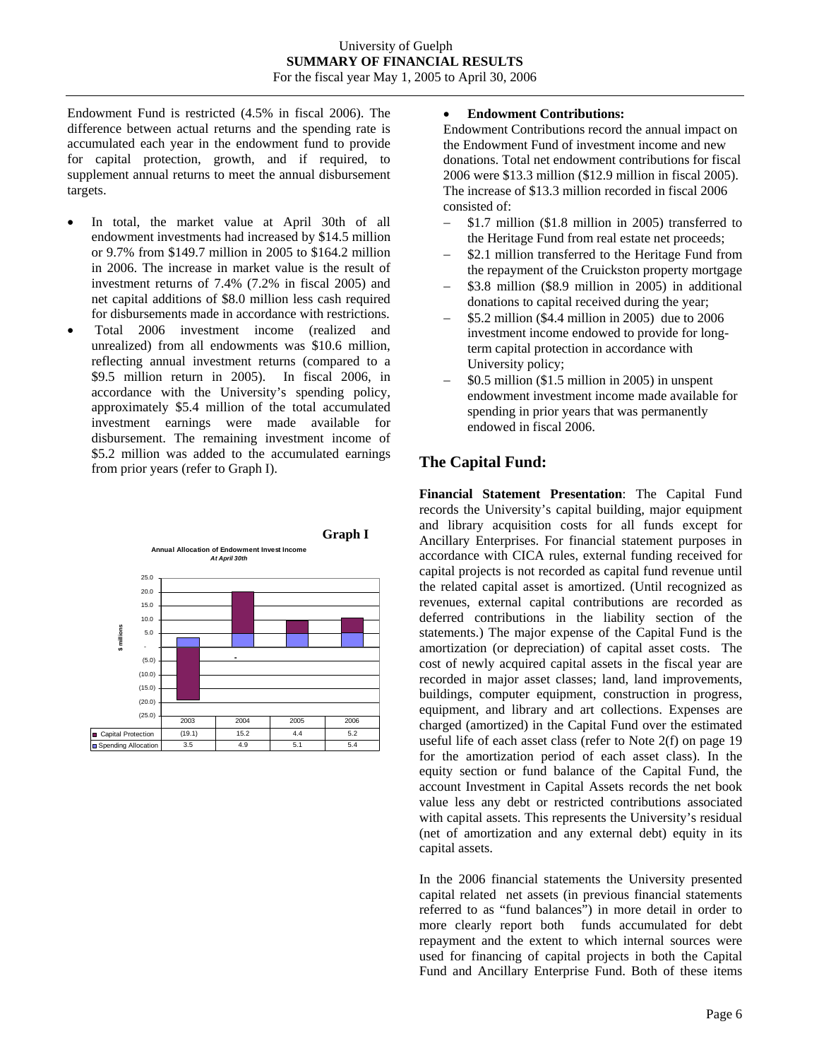Endowment Fund is restricted (4.5% in fiscal 2006). The difference between actual returns and the spending rate is accumulated each year in the endowment fund to provide for capital protection, growth, and if required, to supplement annual returns to meet the annual disbursement targets.

- In total, the market value at April 30th of all endowment investments had increased by $14.5 million or 9.7% from $149.7 million in 2005 to $164.2 million in 2006. The increase in market value is the result of investment returns of 7.4% (7.2% in fiscal 2005) and net capital additions of $8.0 million less cash required for disbursements made in accordance with restrictions.
- Total 2006 investment income (realized and unrealized) from all endowments was $10.6 million, reflecting annual investment returns (compared to a $9.5 million return in 2005). In fiscal 2006, in accordance with the University's spending policy, approximately $5.4 million of the total accumulated investment earnings were made available for disbursement. The remaining investment income of $5.2 million was added to the accumulated earnings from prior years (refer to Graph I).

**Graph I**

**Annual Allocation of Endowment Invest Income**
*At April 30th*

| ($ millions) | 2003 | 2004 | 2005 | 2006 |
|---|---|---|---|---|
| Capital Protection | (19.1) | 15.2 | 4.4 | 5.2 |
| Spending Allocation | 3.5 | 4.9 | 5.1 | 5.4 |

- **Endowment Contributions:**
  Endowment Contributions record the annual impact on the Endowment Fund of investment income and new donations. Total net endowment contributions for fiscal 2006 were $13.3 million ($12.9 million in fiscal 2005). The increase of $13.3 million recorded in fiscal 2006 consisted of:
  - $1.7 million ($1.8 million in 2005) transferred to the Heritage Fund from real estate net proceeds;
  - $2.1 million transferred to the Heritage Fund from the repayment of the Cruickston property mortgage
  - $3.8 million ($8.9 million in 2005) in additional donations to capital received during the year;
  - $5.2 million ($4.4 million in 2005) due to 2006 investment income endowed to provide for long-term capital protection in accordance with University policy;
  - $0.5 million ($1.5 million in 2005) in unspent endowment investment income made available for spending in prior years that was permanently endowed in fiscal 2006.

## The Capital Fund:

**Financial Statement Presentation**: The Capital Fund records the University's capital building, major equipment and library acquisition costs for all funds except for Ancillary Enterprises. For financial statement purposes in accordance with CICA rules, external funding received for capital projects is not recorded as capital fund revenue until the related capital asset is amortized. (Until recognized as revenues, external capital contributions are recorded as deferred contributions in the liability section of the statements.) The major expense of the Capital Fund is the amortization (or depreciation) of capital asset costs. The cost of newly acquired capital assets in the fiscal year are recorded in major asset classes; land, land improvements, buildings, computer equipment, construction in progress, equipment, and library and art collections. Expenses are charged (amortized) in the Capital Fund over the estimated useful life of each asset class (refer to Note 2(f) on page 19 for the amortization period of each asset class). In the equity section or fund balance of the Capital Fund, the account Investment in Capital Assets records the net book value less any debt or restricted contributions associated with capital assets. This represents the University's residual (net of amortization and any external debt) equity in its capital assets.

In the 2006 financial statements the University presented capital related net assets (in previous financial statements referred to as "fund balances") in more detail in order to more clearly report both funds accumulated for debt repayment and the extent to which internal sources were used for financing of capital projects in both the Capital Fund and Ancillary Enterprise Fund. Both of these items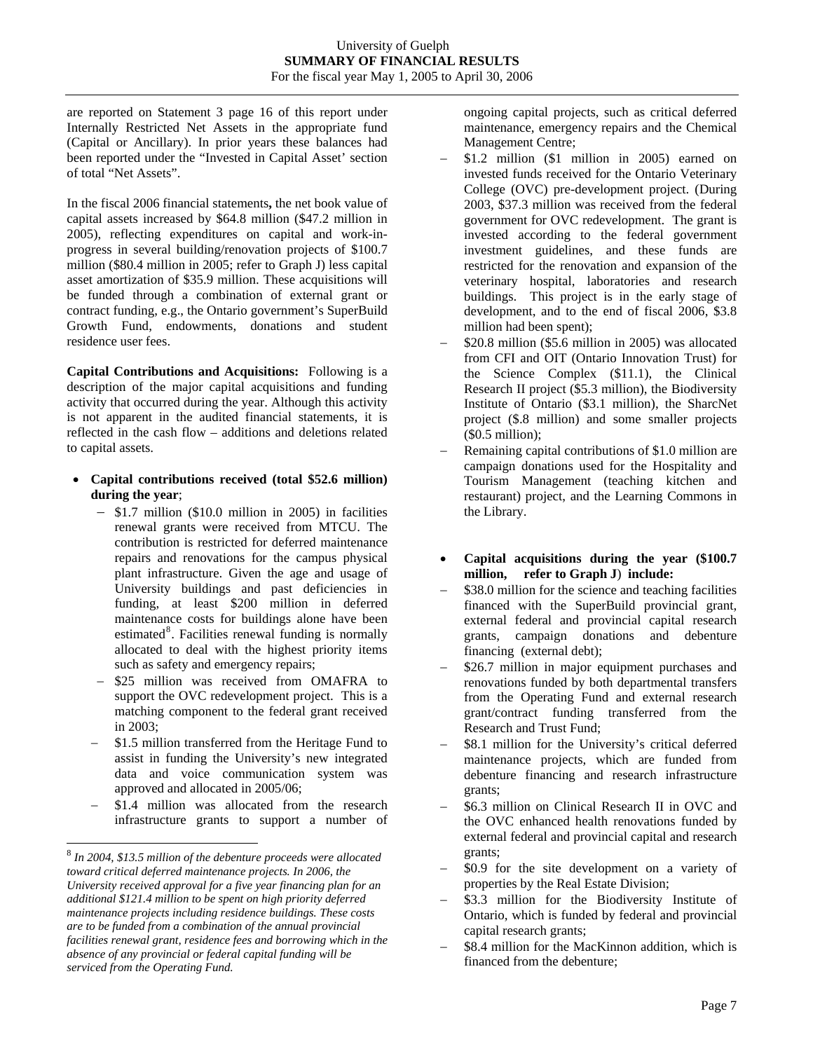are reported on Statement 3 page 16 of this report under Internally Restricted Net Assets in the appropriate fund (Capital or Ancillary). In prior years these balances had been reported under the "Invested in Capital Asset' section of total "Net Assets".

In the fiscal 2006 financial statements**,** the net book value of capital assets increased by $64.8 million ($47.2 million in 2005), reflecting expenditures on capital and work-in-progress in several building/renovation projects of $100.7 million ($80.4 million in 2005; refer to Graph J) less capital asset amortization of $35.9 million. These acquisitions will be funded through a combination of external grant or contract funding, e.g., the Ontario government's SuperBuild Growth Fund, endowments, donations and student residence user fees.

**Capital Contributions and Acquisitions:** Following is a description of the major capital acquisitions and funding activity that occurred during the year. Although this activity is not apparent in the audited financial statements, it is reflected in the cash flow – additions and deletions related to capital assets.

- **Capital contributions received (total $52.6 million) during the year**;
  - $1.7 million ($10.0 million in 2005) in facilities renewal grants were received from MTCU. The contribution is restricted for deferred maintenance repairs and renovations for the campus physical plant infrastructure. Given the age and usage of University buildings and past deficiencies in funding, at least $200 million in deferred maintenance costs for buildings alone have been estimated[8]. Facilities renewal funding is normally allocated to deal with the highest priority items such as safety and emergency repairs;
  - $25 million was received from OMAFRA to support the OVC redevelopment project. This is a matching component to the federal grant received in 2003;
  - $1.5 million transferred from the Heritage Fund to assist in funding the University's new integrated data and voice communication system was approved and allocated in 2005/06;
  - $1.4 million was allocated from the research infrastructure grants to support a number of ongoing capital projects, such as critical deferred maintenance, emergency repairs and the Chemical Management Centre;
  - $1.2 million ($1 million in 2005) earned on invested funds received for the Ontario Veterinary College (OVC) pre-development project. (During 2003, $37.3 million was received from the federal government for OVC redevelopment. The grant is invested according to the federal government investment guidelines, and these funds are restricted for the renovation and expansion of the veterinary hospital, laboratories and research buildings. This project is in the early stage of development, and to the end of fiscal 2006, $3.8 million had been spent);
  - $20.8 million ($5.6 million in 2005) was allocated from CFI and OIT (Ontario Innovation Trust) for the Science Complex ($11.1), the Clinical Research II project ($5.3 million), the Biodiversity Institute of Ontario ($3.1 million), the SharcNet project ($.8 million) and some smaller projects ($0.5 million);
  - Remaining capital contributions of $1.0 million are campaign donations used for the Hospitality and Tourism Management (teaching kitchen and restaurant) project, and the Learning Commons in the Library.

- **Capital acquisitions during the year ($100.7 million, refer to Graph J) include:**
  - $38.0 million for the science and teaching facilities financed with the SuperBuild provincial grant, external federal and provincial capital research grants, campaign donations and debenture financing (external debt);
  - $26.7 million in major equipment purchases and renovations funded by both departmental transfers from the Operating Fund and external research grant/contract funding transferred from the Research and Trust Fund;
  - $8.1 million for the University's critical deferred maintenance projects, which are funded from debenture financing and research infrastructure grants;
  - $6.3 million on Clinical Research II in OVC and the OVC enhanced health renovations funded by external federal and provincial capital and research grants;
  - $0.9 for the site development on a variety of properties by the Real Estate Division;
  - $3.3 million for the Biodiversity Institute of Ontario, which is funded by federal and provincial capital research grants;
  - $8.4 million for the MacKinnon addition, which is financed from the debenture;

[8] *In 2004, $13.5 million of the debenture proceeds were allocated toward critical deferred maintenance projects. In 2006, the University received approval for a five year financing plan for an additional $121.4 million to be spent on high priority deferred maintenance projects including residence buildings. These costs are to be funded from a combination of the annual provincial facilities renewal grant, residence fees and borrowing which in the absence of any provincial or federal capital funding will be serviced from the Operating Fund.*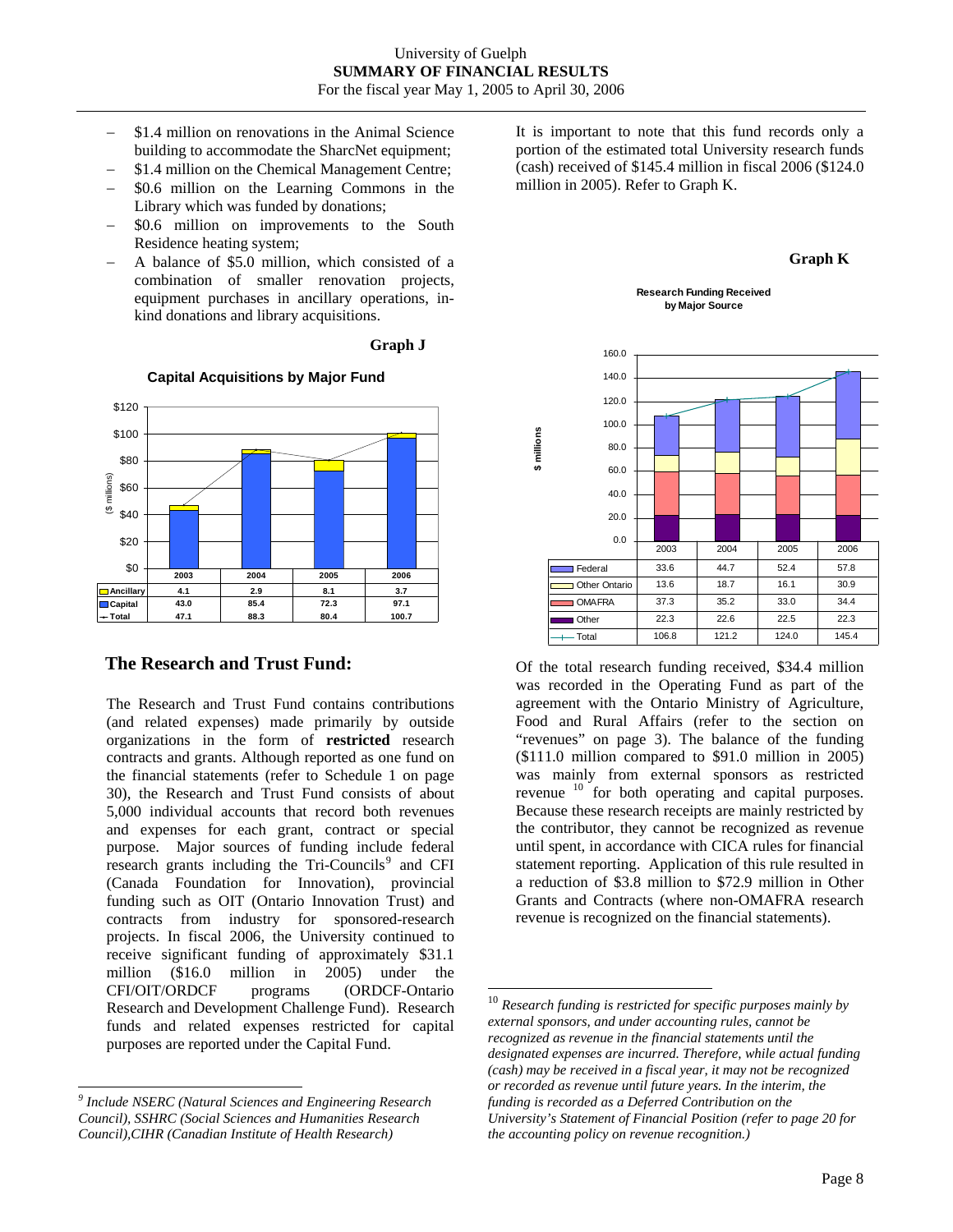- $1.4 million on renovations in the Animal Science building to accommodate the SharcNet equipment;
- $1.4 million on the Chemical Management Centre;
- $0.6 million on the Learning Commons in the Library which was funded by donations;
- $0.6 million on improvements to the South Residence heating system;
- A balance of $5.0 million, which consisted of a combination of smaller renovation projects, equipment purchases in ancillary operations, in-kind donations and library acquisitions.

**Graph J**

**Capital Acquisitions by Major Fund**

($ millions)

| | 2003 | 2004 | 2005 | 2006 |
|---|---|---|---|---|
| Ancillary | 4.1 | 2.9 | 8.1 | 3.7 |
| Capital | 43.0 | 85.4 | 72.3 | 97.1 |
| Total | 47.1 | 88.3 | 80.4 | 100.7 |

## The Research and Trust Fund:

The Research and Trust Fund contains contributions (and related expenses) made primarily by outside organizations in the form of **restricted** research contracts and grants. Although reported as one fund on the financial statements (refer to Schedule 1 on page 30), the Research and Trust Fund consists of about 5,000 individual accounts that record both revenues and expenses for each grant, contract or special purpose. Major sources of funding include federal research grants including the Tri-Councils[9] and CFI (Canada Foundation for Innovation), provincial funding such as OIT (Ontario Innovation Trust) and contracts from industry for sponsored-research projects. In fiscal 2006, the University continued to receive significant funding of approximately $31.1 million ($16.0 million in 2005) under the CFI/OIT/ORDCF programs (ORDCF-Ontario Research and Development Challenge Fund). Research funds and related expenses restricted for capital purposes are reported under the Capital Fund.

It is important to note that this fund records only a portion of the estimated total University research funds (cash) received of $145.4 million in fiscal 2006 ($124.0 million in 2005). Refer to Graph K.

**Graph K**

**Research Funding Received by Major Source**

($ millions)

| | 2003 | 2004 | 2005 | 2006 |
|---|---|---|---|---|
| Federal | 33.6 | 44.7 | 52.4 | 57.8 |
| Other Ontario | 13.6 | 18.7 | 16.1 | 30.9 |
| OMAFRA | 37.3 | 35.2 | 33.0 | 34.4 |
| Other | 22.3 | 22.6 | 22.5 | 22.3 |
| Total | 106.8 | 121.2 | 124.0 | 145.4 |

Of the total research funding received, $34.4 million was recorded in the Operating Fund as part of the agreement with the Ontario Ministry of Agriculture, Food and Rural Affairs (refer to the section on "revenues" on page 3). The balance of the funding ($111.0 million compared to $91.0 million in 2005) was mainly from external sponsors as restricted revenue [10] for both operating and capital purposes. Because these research receipts are mainly restricted by the contributor, they cannot be recognized as revenue until spent, in accordance with CICA rules for financial statement reporting. Application of this rule resulted in a reduction of $3.8 million to $72.9 million in Other Grants and Contracts (where non-OMAFRA research revenue is recognized on the financial statements).

---

[9] *Include NSERC (Natural Sciences and Engineering Research Council), SSHRC (Social Sciences and Humanities Research Council),CIHR (Canadian Institute of Health Research)*

[10] *Research funding is restricted for specific purposes mainly by external sponsors, and under accounting rules, cannot be recognized as revenue in the financial statements until the designated expenses are incurred. Therefore, while actual funding (cash) may be received in a fiscal year, it may not be recognized or recorded as revenue until future years. In the interim, the funding is recorded as a Deferred Contribution on the University's Statement of Financial Position (refer to page 20 for the accounting policy on revenue recognition.)*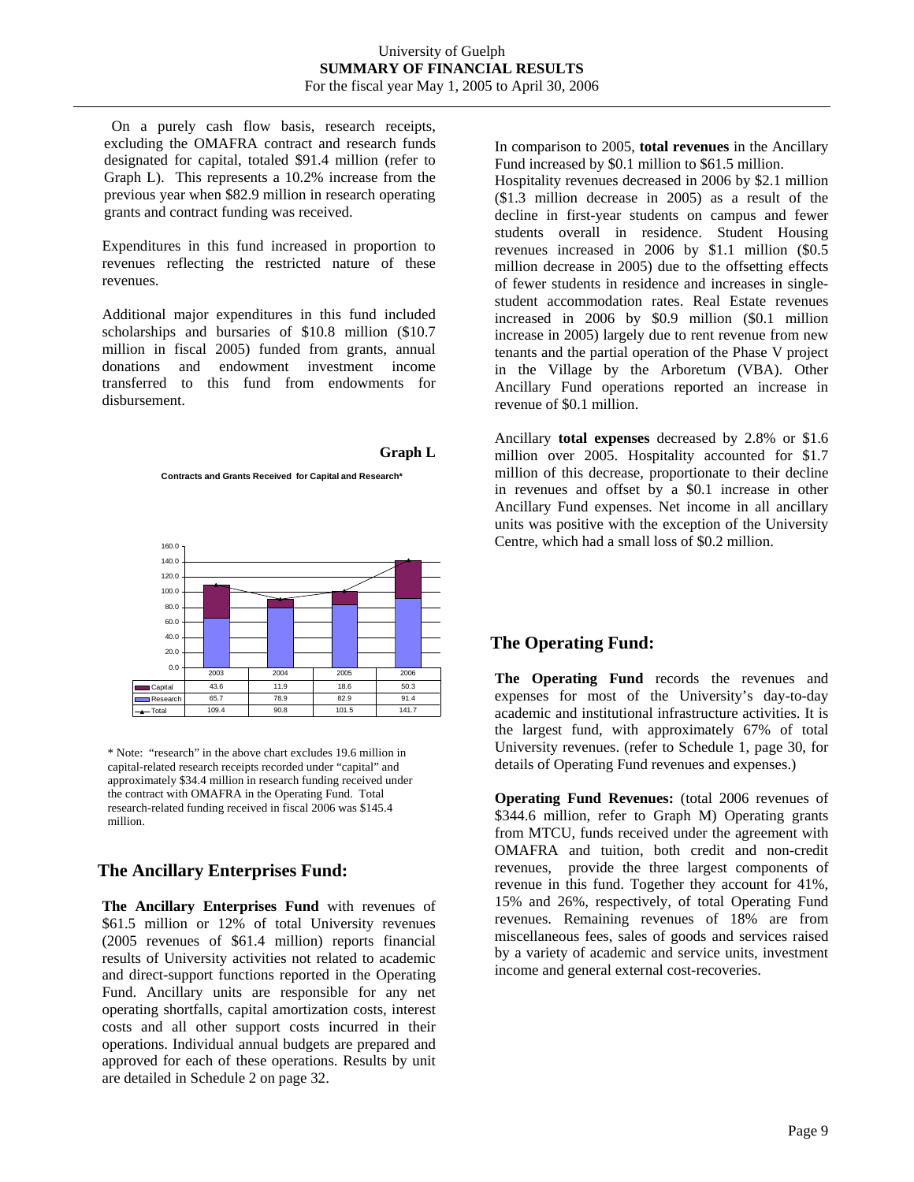On a purely cash flow basis, research receipts, excluding the OMAFRA contract and research funds designated for capital, totaled $91.4 million (refer to Graph L). This represents a 10.2% increase from the previous year when $82.9 million in research operating grants and contract funding was received.

Expenditures in this fund increased in proportion to revenues reflecting the restricted nature of these revenues.

Additional major expenditures in this fund included scholarships and bursaries of $10.8 million ($10.7 million in fiscal 2005) funded from grants, annual donations and endowment investment income transferred to this fund from endowments for disbursement.

**Graph L**

**Contracts and Grants Received for Capital and Research***

| | 2003 | 2004 | 2005 | 2006 |
|---|---|---|---|---|
| Capital | 43.6 | 11.9 | 18.6 | 50.3 |
| Research | 65.7 | 78.9 | 82.9 | 91.4 |
| Total | 109.4 | 90.8 | 101.5 | 141.7 |

\* Note: "research" in the above chart excludes 19.6 million in capital-related research receipts recorded under "capital" and approximately $34.4 million in research funding received under the contract with OMAFRA in the Operating Fund. Total research-related funding received in fiscal 2006 was $145.4 million.

## The Ancillary Enterprises Fund:

**The Ancillary Enterprises Fund** with revenues of $61.5 million or 12% of total University revenues (2005 revenues of $61.4 million) reports financial results of University activities not related to academic and direct-support functions reported in the Operating Fund. Ancillary units are responsible for any net operating shortfalls, capital amortization costs, interest costs and all other support costs incurred in their operations. Individual annual budgets are prepared and approved for each of these operations. Results by unit are detailed in Schedule 2 on page 32.

In comparison to 2005, **total revenues** in the Ancillary Fund increased by $0.1 million to $61.5 million. Hospitality revenues decreased in 2006 by $2.1 million ($1.3 million decrease in 2005) as a result of the decline in first-year students on campus and fewer students overall in residence. Student Housing revenues increased in 2006 by $1.1 million ($0.5 million decrease in 2005) due to the offsetting effects of fewer students in residence and increases in single-student accommodation rates. Real Estate revenues increased in 2006 by $0.9 million ($0.1 million increase in 2005) largely due to rent revenue from new tenants and the partial operation of the Phase V project in the Village by the Arboretum (VBA). Other Ancillary Fund operations reported an increase in revenue of $0.1 million.

Ancillary **total expenses** decreased by 2.8% or $1.6 million over 2005. Hospitality accounted for $1.7 million of this decrease, proportionate to their decline in revenues and offset by a $0.1 increase in other Ancillary Fund expenses. Net income in all ancillary units was positive with the exception of the University Centre, which had a small loss of $0.2 million.

## The Operating Fund:

**The Operating Fund** records the revenues and expenses for most of the University's day-to-day academic and institutional infrastructure activities. It is the largest fund, with approximately 67% of total University revenues. (refer to Schedule 1, page 30, for details of Operating Fund revenues and expenses.)

**Operating Fund Revenues:** (total 2006 revenues of $344.6 million, refer to Graph M) Operating grants from MTCU, funds received under the agreement with OMAFRA and tuition, both credit and non-credit revenues, provide the three largest components of revenue in this fund. Together they account for 41%, 15% and 26%, respectively, of total Operating Fund revenues. Remaining revenues of 18% are from miscellaneous fees, sales of goods and services raised by a variety of academic and service units, investment income and general external cost-recoveries.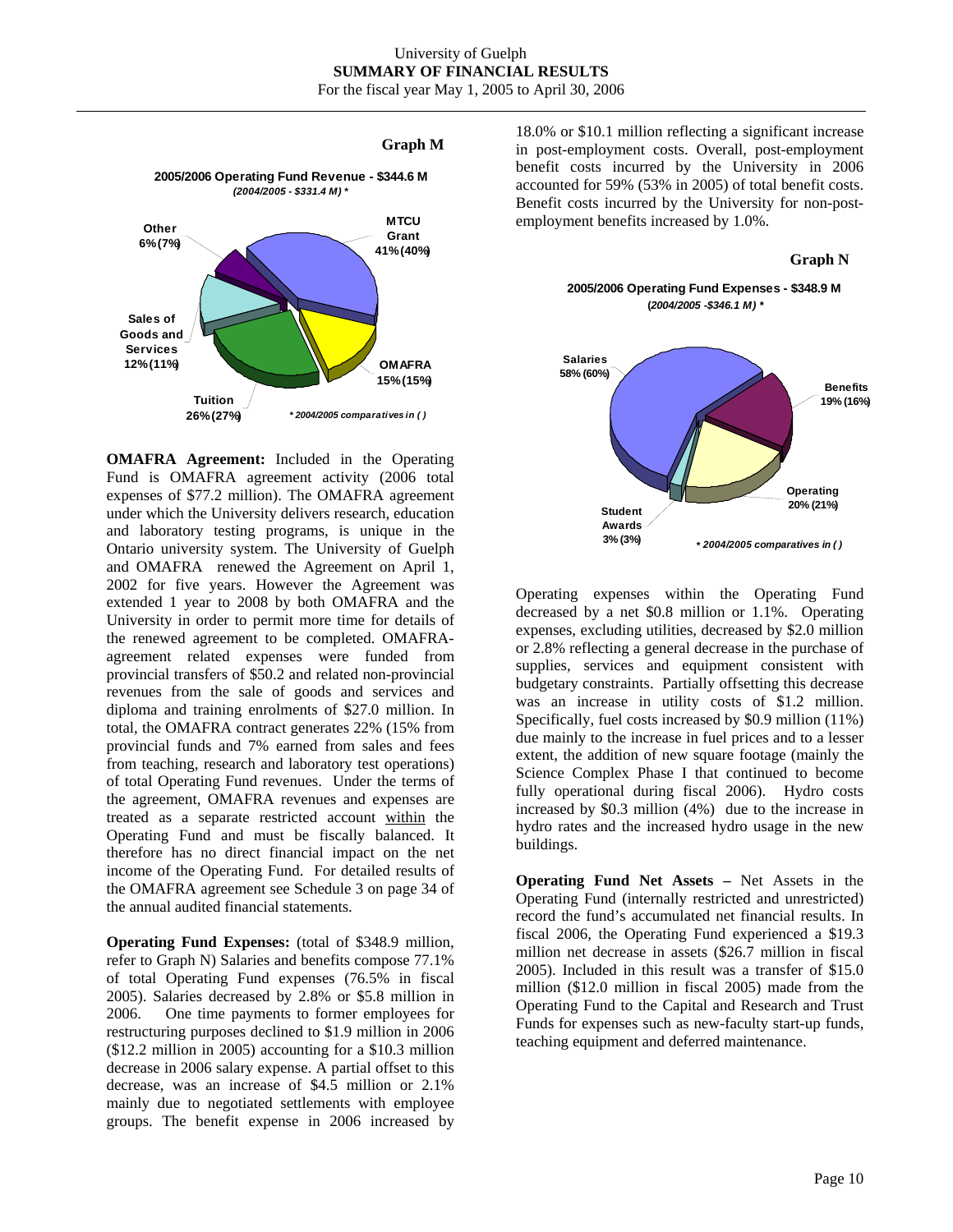**Graph M**

**2005/2006 Operating Fund Revenue - $344.6 M**
*(2004/2005 - $331.4 M) **

| Category | 2005/2006 (2004/2005) |
|---|---|
| MTCU Grant | 41% (40%) |
| OMAFRA | 15% (15%) |
| Tuition | 26% (27%) |
| Sales of Goods and Services | 12% (11%) |
| Other | 6% (7%) |

** 2004/2005 comparatives in ( )*

**OMAFRA Agreement:** Included in the Operating Fund is OMAFRA agreement activity (2006 total expenses of $77.2 million). The OMAFRA agreement under which the University delivers research, education and laboratory testing programs, is unique in the Ontario university system. The University of Guelph and OMAFRA renewed the Agreement on April 1, 2002 for five years. However the Agreement was extended 1 year to 2008 by both OMAFRA and the University in order to permit more time for details of the renewed agreement to be completed. OMAFRA-agreement related expenses were funded from provincial transfers of $50.2 and related non-provincial revenues from the sale of goods and services and diploma and training enrolments of $27.0 million. In total, the OMAFRA contract generates 22% (15% from provincial funds and 7% earned from sales and fees from teaching, research and laboratory test operations) of total Operating Fund revenues. Under the terms of the agreement, OMAFRA revenues and expenses are treated as a separate restricted account within the Operating Fund and must be fiscally balanced. It therefore has no direct financial impact on the net income of the Operating Fund. For detailed results of the OMAFRA agreement see Schedule 3 on page 34 of the annual audited financial statements.

**Operating Fund Expenses:** (total of $348.9 million, refer to Graph N) Salaries and benefits compose 77.1% of total Operating Fund expenses (76.5% in fiscal 2005). Salaries decreased by 2.8% or $5.8 million in 2006. One time payments to former employees for restructuring purposes declined to $1.9 million in 2006 ($12.2 million in 2005) accounting for a $10.3 million decrease in 2006 salary expense. A partial offset to this decrease, was an increase of $4.5 million or 2.1% mainly due to negotiated settlements with employee groups. The benefit expense in 2006 increased by 18.0% or $10.1 million reflecting a significant increase in post-employment costs. Overall, post-employment benefit costs incurred by the University in 2006 accounted for 59% (53% in 2005) of total benefit costs. Benefit costs incurred by the University for non-post-employment benefits increased by 1.0%.

**Graph N**

**2005/2006 Operating Fund Expenses - $348.9 M**
*(2004/2005 -$346.1 M) **

| Category | 2005/2006 (2004/2005) |
|---|---|
| Salaries | 58% (60%) |
| Benefits | 19% (16%) |
| Operating | 20% (21%) |
| Student Awards | 3% (3%) |

** 2004/2005 comparatives in ( )*

Operating expenses within the Operating Fund decreased by a net $0.8 million or 1.1%. Operating expenses, excluding utilities, decreased by $2.0 million or 2.8% reflecting a general decrease in the purchase of supplies, services and equipment consistent with budgetary constraints. Partially offsetting this decrease was an increase in utility costs of $1.2 million. Specifically, fuel costs increased by $0.9 million (11%) due mainly to the increase in fuel prices and to a lesser extent, the addition of new square footage (mainly the Science Complex Phase I that continued to become fully operational during fiscal 2006). Hydro costs increased by $0.3 million (4%) due to the increase in hydro rates and the increased hydro usage in the new buildings.

**Operating Fund Net Assets –** Net Assets in the Operating Fund (internally restricted and unrestricted) record the fund's accumulated net financial results. In fiscal 2006, the Operating Fund experienced a $19.3 million net decrease in assets ($26.7 million in fiscal 2005). Included in this result was a transfer of $15.0 million ($12.0 million in fiscal 2005) made from the Operating Fund to the Capital and Research and Trust Funds for expenses such as new-faculty start-up funds, teaching equipment and deferred maintenance.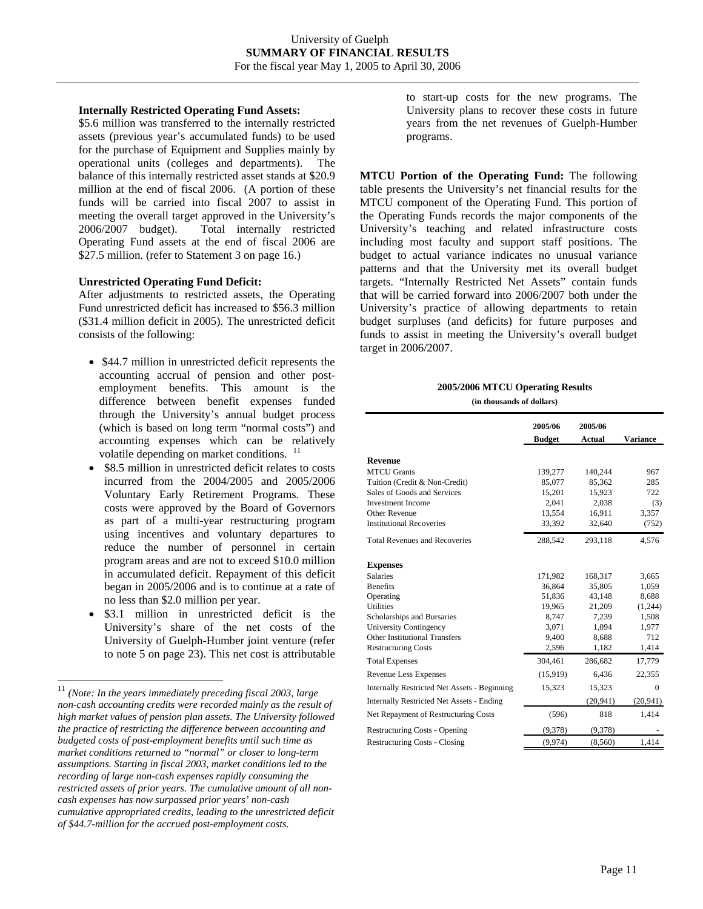**Internally Restricted Operating Fund Assets:**
$5.6 million was transferred to the internally restricted assets (previous year's accumulated funds) to be used for the purchase of Equipment and Supplies mainly by operational units (colleges and departments). The balance of this internally restricted asset stands at $20.9 million at the end of fiscal 2006. (A portion of these funds will be carried into fiscal 2007 to assist in meeting the overall target approved in the University's 2006/2007 budget). Total internally restricted Operating Fund assets at the end of fiscal 2006 are $27.5 million. (refer to Statement 3 on page 16.)

**Unrestricted Operating Fund Deficit:**
After adjustments to restricted assets, the Operating Fund unrestricted deficit has increased to $56.3 million ($31.4 million deficit in 2005). The unrestricted deficit consists of the following:

- $44.7 million in unrestricted deficit represents the accounting accrual of pension and other post-employment benefits. This amount is the difference between benefit expenses funded through the University's annual budget process (which is based on long term "normal costs") and accounting expenses which can be relatively volatile depending on market conditions. [11]
- $8.5 million in unrestricted deficit relates to costs incurred from the 2004/2005 and 2005/2006 Voluntary Early Retirement Programs. These costs were approved by the Board of Governors as part of a multi-year restructuring program using incentives and voluntary departures to reduce the number of personnel in certain program areas and are not to exceed $10.0 million in accumulated deficit. Repayment of this deficit began in 2005/2006 and is to continue at a rate of no less than $2.0 million per year.
- $3.1 million in unrestricted deficit is the University's share of the net costs of the University of Guelph-Humber joint venture (refer to note 5 on page 23). This net cost is attributable to start-up costs for the new programs. The University plans to recover these costs in future years from the net revenues of Guelph-Humber programs.

**MTCU Portion of the Operating Fund:** The following table presents the University's net financial results for the MTCU component of the Operating Fund. This portion of the Operating Funds records the major components of the University's teaching and related infrastructure costs including most faculty and support staff positions. The budget to actual variance indicates no unusual variance patterns and that the University met its overall budget targets. "Internally Restricted Net Assets" contain funds that will be carried forward into 2006/2007 both under the University's practice of allowing departments to retain budget surpluses (and deficits) for future purposes and funds to assist in meeting the University's overall budget target in 2006/2007.

**2005/2006 MTCU Operating Results**
**(in thousands of dollars)**

| | 2005/06 Budget | 2005/06 Actual | Variance |
|---|---|---|---|
| **Revenue** | | | |
| MTCU Grants | 139,277 | 140,244 | 967 |
| Tuition (Credit & Non-Credit) | 85,077 | 85,362 | 285 |
| Sales of Goods and Services | 15,201 | 15,923 | 722 |
| Investment Income | 2,041 | 2,038 | (3) |
| Other Revenue | 13,554 | 16,911 | 3,357 |
| Institutional Recoveries | 33,392 | 32,640 | (752) |
| Total Revenues and Recoveries | 288,542 | 293,118 | 4,576 |
| **Expenses** | | | |
| Salaries | 171,982 | 168,317 | 3,665 |
| Benefits | 36,864 | 35,805 | 1,059 |
| Operating | 51,836 | 43,148 | 8,688 |
| Utilities | 19,965 | 21,209 | (1,244) |
| Scholarships and Bursaries | 8,747 | 7,239 | 1,508 |
| University Contingency | 3,071 | 1,094 | 1,977 |
| Other Institutional Transfers | 9,400 | 8,688 | 712 |
| Restructuring Costs | 2,596 | 1,182 | 1,414 |
| Total Expenses | 304,461 | 286,682 | 17,779 |
| Revenue Less Expenses | (15,919) | 6,436 | 22,355 |
| Internally Restricted Net Assets - Beginning | 15,323 | 15,323 | 0 |
| Internally Restricted Net Assets - Ending | | (20,941) | (20,941) |
| Net Repayment of Restructuring Costs | (596) | 818 | 1,414 |
| Restructuring Costs - Opening | (9,378) | (9,378) | - |
| Restructuring Costs - Closing | (9,974) | (8,560) | 1,414 |

[11] *(Note: In the years immediately preceding fiscal 2003, large non-cash accounting credits were recorded mainly as the result of high market values of pension plan assets. The University followed the practice of restricting the difference between accounting and budgeted costs of post-employment benefits until such time as market conditions returned to "normal" or closer to long-term assumptions. Starting in fiscal 2003, market conditions led to the recording of large non-cash expenses rapidly consuming the restricted assets of prior years. The cumulative amount of all non-cash expenses has now surpassed prior years' non-cash cumulative appropriated credits, leading to the unrestricted deficit of $44.7-million for the accrued post-employment costs.*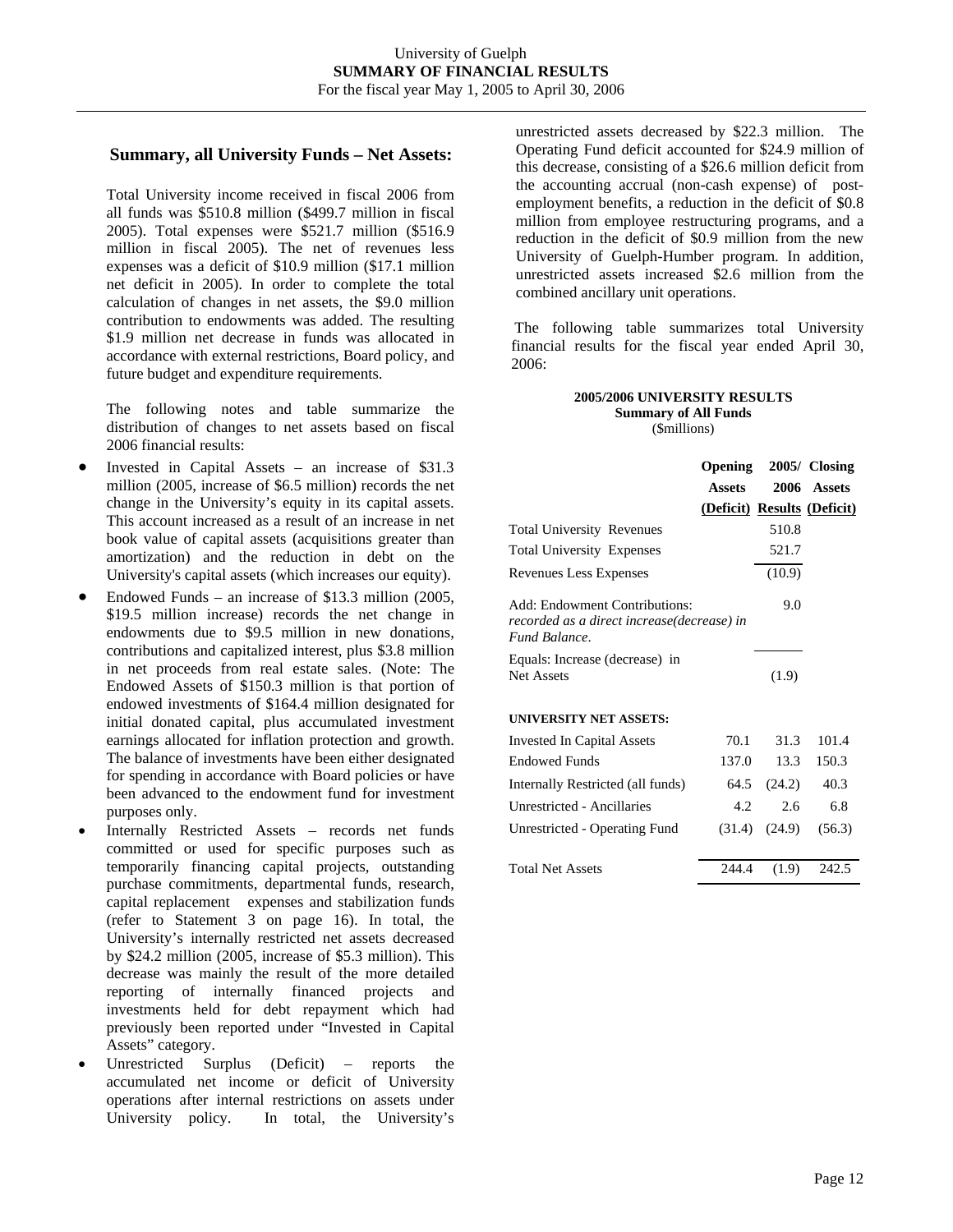University of Guelph
**SUMMARY OF FINANCIAL RESULTS**
For the fiscal year May 1, 2005 to April 30, 2006

## Summary, all University Funds – Net Assets:

Total University income received in fiscal 2006 from all funds was $510.8 million ($499.7 million in fiscal 2005). Total expenses were $521.7 million ($516.9 million in fiscal 2005). The net of revenues less expenses was a deficit of $10.9 million ($17.1 million net deficit in 2005). In order to complete the total calculation of changes in net assets, the $9.0 million contribution to endowments was added. The resulting $1.9 million net decrease in funds was allocated in accordance with external restrictions, Board policy, and future budget and expenditure requirements.

The following notes and table summarize the distribution of changes to net assets based on fiscal 2006 financial results:

- Invested in Capital Assets – an increase of $31.3 million (2005, increase of $6.5 million) records the net change in the University's equity in its capital assets. This account increased as a result of an increase in net book value of capital assets (acquisitions greater than amortization) and the reduction in debt on the University's capital assets (which increases our equity).
- Endowed Funds – an increase of $13.3 million (2005, $19.5 million increase) records the net change in endowments due to $9.5 million in new donations, contributions and capitalized interest, plus $3.8 million in net proceeds from real estate sales. (Note: The Endowed Assets of $150.3 million is that portion of endowed investments of $164.4 million designated for initial donated capital, plus accumulated investment earnings allocated for inflation protection and growth. The balance of investments have been either designated for spending in accordance with Board policies or have been advanced to the endowment fund for investment purposes only.
- Internally Restricted Assets – records net funds committed or used for specific purposes such as temporarily financing capital projects, outstanding purchase commitments, departmental funds, research, capital replacement expenses and stabilization funds (refer to Statement 3 on page 16). In total, the University's internally restricted net assets decreased by $24.2 million (2005, increase of $5.3 million). This decrease was mainly the result of the more detailed reporting of internally financed projects and investments held for debt repayment which had previously been reported under "Invested in Capital Assets" category.
- Unrestricted Surplus (Deficit) – reports the accumulated net income or deficit of University operations after internal restrictions on assets under University policy. In total, the University's unrestricted assets decreased by $22.3 million. The Operating Fund deficit accounted for $24.9 million of this decrease, consisting of a $26.6 million deficit from the accounting accrual (non-cash expense) of post-employment benefits, a reduction in the deficit of $0.8 million from employee restructuring programs, and a reduction in the deficit of $0.9 million from the new University of Guelph-Humber program. In addition, unrestricted assets increased $2.6 million from the combined ancillary unit operations.

The following table summarizes total University financial results for the fiscal year ended April 30, 2006:

**2005/2006 UNIVERSITY RESULTS**
**Summary of All Funds**
($millions)

| | Opening Assets (Deficit) | 2005/ 2006 Results | Closing Assets (Deficit) |
|---|---|---|---|
| Total University Revenues | | 510.8 | |
| Total University Expenses | | 521.7 | |
| Revenues Less Expenses | | (10.9) | |
| Add: Endowment Contributions: *recorded as a direct increase(decrease) in Fund Balance.* | | 9.0 | |
| Equals: Increase (decrease) in Net Assets | | (1.9) | |
| **UNIVERSITY NET ASSETS:** | | | |
| Invested In Capital Assets | 70.1 | 31.3 | 101.4 |
| Endowed Funds | 137.0 | 13.3 | 150.3 |
| Internally Restricted (all funds) | 64.5 | (24.2) | 40.3 |
| Unrestricted - Ancillaries | 4.2 | 2.6 | 6.8 |
| Unrestricted - Operating Fund | (31.4) | (24.9) | (56.3) |
| Total Net Assets | 244.4 | (1.9) | 242.5 |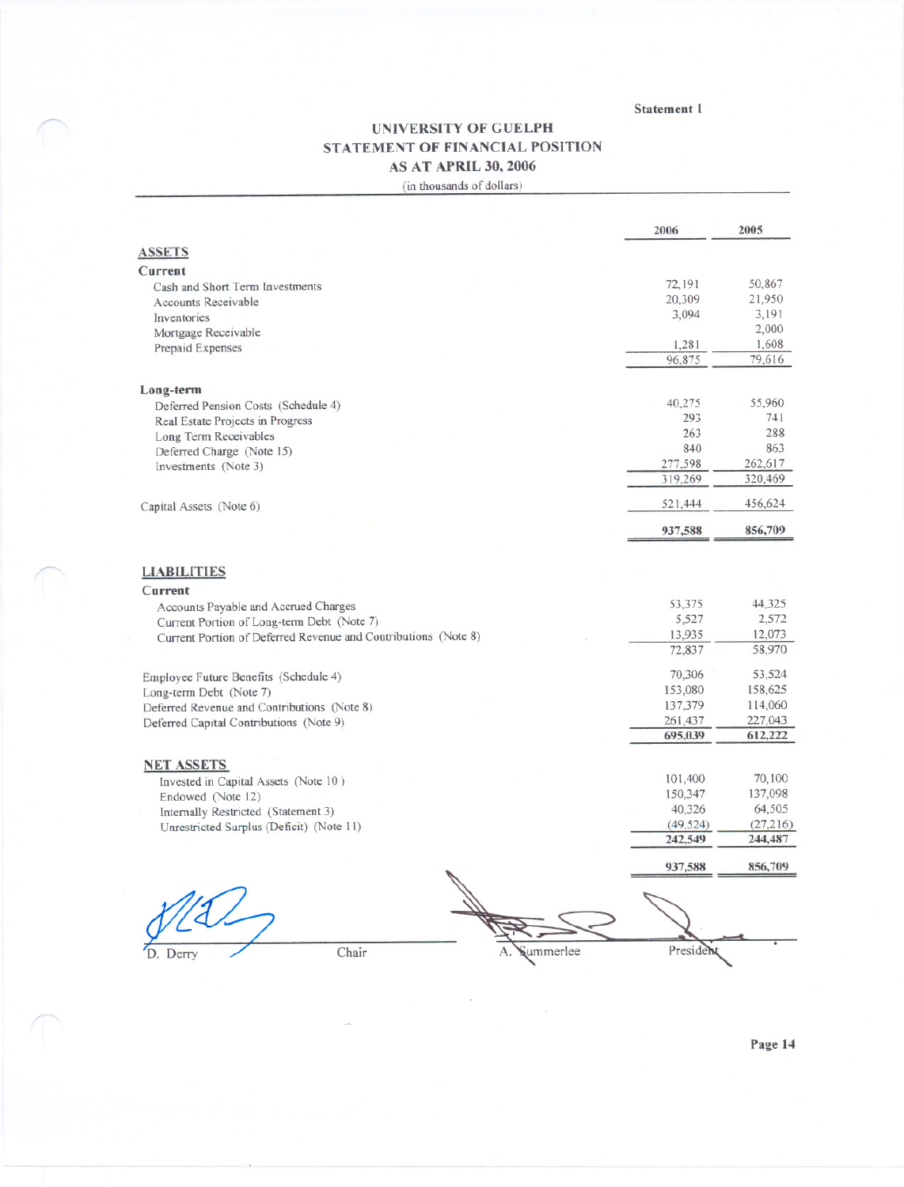Statement 1

# UNIVERSITY OF GUELPH
## STATEMENT OF FINANCIAL POSITION
## AS AT APRIL 30, 2006

(in thousands of dollars)

| | 2006 | 2005 |
|---|---|---|
| **ASSETS** | | |
| **Current** | | |
| Cash and Short Term Investments | 72,191 | 50,867 |
| Accounts Receivable | 20,309 | 21,950 |
| Inventories | 3,094 | 3,191 |
| Mortgage Receivable | | 2,000 |
| Prepaid Expenses | 1,281 | 1,608 |
| | 96,875 | 79,616 |
| **Long-term** | | |
| Deferred Pension Costs (Schedule 4) | 40,275 | 55,960 |
| Real Estate Projects in Progress | 293 | 741 |
| Long Term Receivables | 263 | 288 |
| Deferred Charge (Note 15) | 840 | 863 |
| Investments (Note 3) | 277,598 | 262,617 |
| | 319,269 | 320,469 |
| Capital Assets (Note 6) | 521,444 | 456,624 |
| | **937,588** | **856,709** |
| **LIABILITIES** | | |
| **Current** | | |
| Accounts Payable and Accrued Charges | 53,375 | 44,325 |
| Current Portion of Long-term Debt (Note 7) | 5,527 | 2,572 |
| Current Portion of Deferred Revenue and Contributions (Note 8) | 13,935 | 12,073 |
| | 72,837 | 58,970 |
| Employee Future Benefits (Schedule 4) | 70,306 | 53,524 |
| Long-term Debt (Note 7) | 153,080 | 158,625 |
| Deferred Revenue and Contributions (Note 8) | 137,379 | 114,060 |
| Deferred Capital Contributions (Note 9) | 261,437 | 227,043 |
| | **695,039** | **612,222** |
| **NET ASSETS** | | |
| Invested in Capital Assets (Note 10) | 101,400 | 70,100 |
| Endowed (Note 12) | 150,347 | 137,098 |
| Internally Restricted (Statement 3) | 40,326 | 64,505 |
| Unrestricted Surplus (Deficit) (Note 11) | (49,524) | (27,216) |
| | **242,549** | **244,487** |
| | **937,588** | **856,709** |

D. Derry — Chair

A. Summerlee — President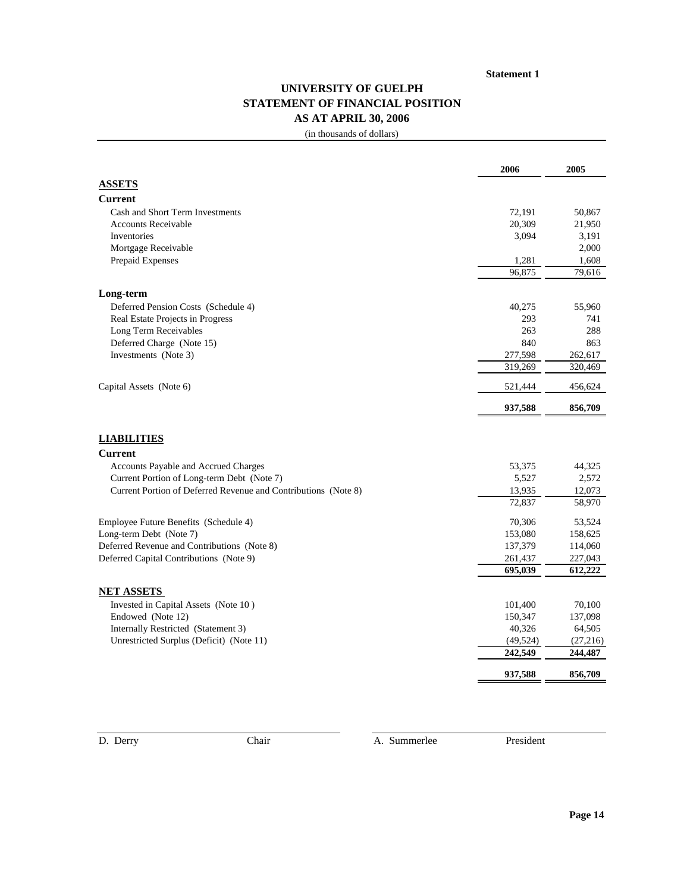**Statement 1**

# UNIVERSITY OF GUELPH
## STATEMENT OF FINANCIAL POSITION
## AS AT APRIL 30, 2006

(in thousands of dollars)

| | 2006 | 2005 |
|---|---|---|
| **ASSETS** | | |
| **Current** | | |
| Cash and Short Term Investments | 72,191 | 50,867 |
| Accounts Receivable | 20,309 | 21,950 |
| Inventories | 3,094 | 3,191 |
| Mortgage Receivable | | 2,000 |
| Prepaid Expenses | 1,281 | 1,608 |
| | 96,875 | 79,616 |
| **Long-term** | | |
| Deferred Pension Costs (Schedule 4) | 40,275 | 55,960 |
| Real Estate Projects in Progress | 293 | 741 |
| Long Term Receivables | 263 | 288 |
| Deferred Charge (Note 15) | 840 | 863 |
| Investments (Note 3) | 277,598 | 262,617 |
| | 319,269 | 320,469 |
| Capital Assets (Note 6) | 521,444 | 456,624 |
| | **937,588** | **856,709** |
| **LIABILITIES** | | |
| **Current** | | |
| Accounts Payable and Accrued Charges | 53,375 | 44,325 |
| Current Portion of Long-term Debt (Note 7) | 5,527 | 2,572 |
| Current Portion of Deferred Revenue and Contributions (Note 8) | 13,935 | 12,073 |
| | 72,837 | 58,970 |
| Employee Future Benefits (Schedule 4) | 70,306 | 53,524 |
| Long-term Debt (Note 7) | 153,080 | 158,625 |
| Deferred Revenue and Contributions (Note 8) | 137,379 | 114,060 |
| Deferred Capital Contributions (Note 9) | 261,437 | 227,043 |
| | **695,039** | **612,222** |
| **NET ASSETS** | | |
| Invested in Capital Assets (Note 10 ) | 101,400 | 70,100 |
| Endowed (Note 12) | 150,347 | 137,098 |
| Internally Restricted (Statement 3) | 40,326 | 64,505 |
| Unrestricted Surplus (Deficit) (Note 11) | (49,524) | (27,216) |
| | **242,549** | **244,487** |
| | **937,588** | **856,709** |

D. Derry Chair

A. Summerlee President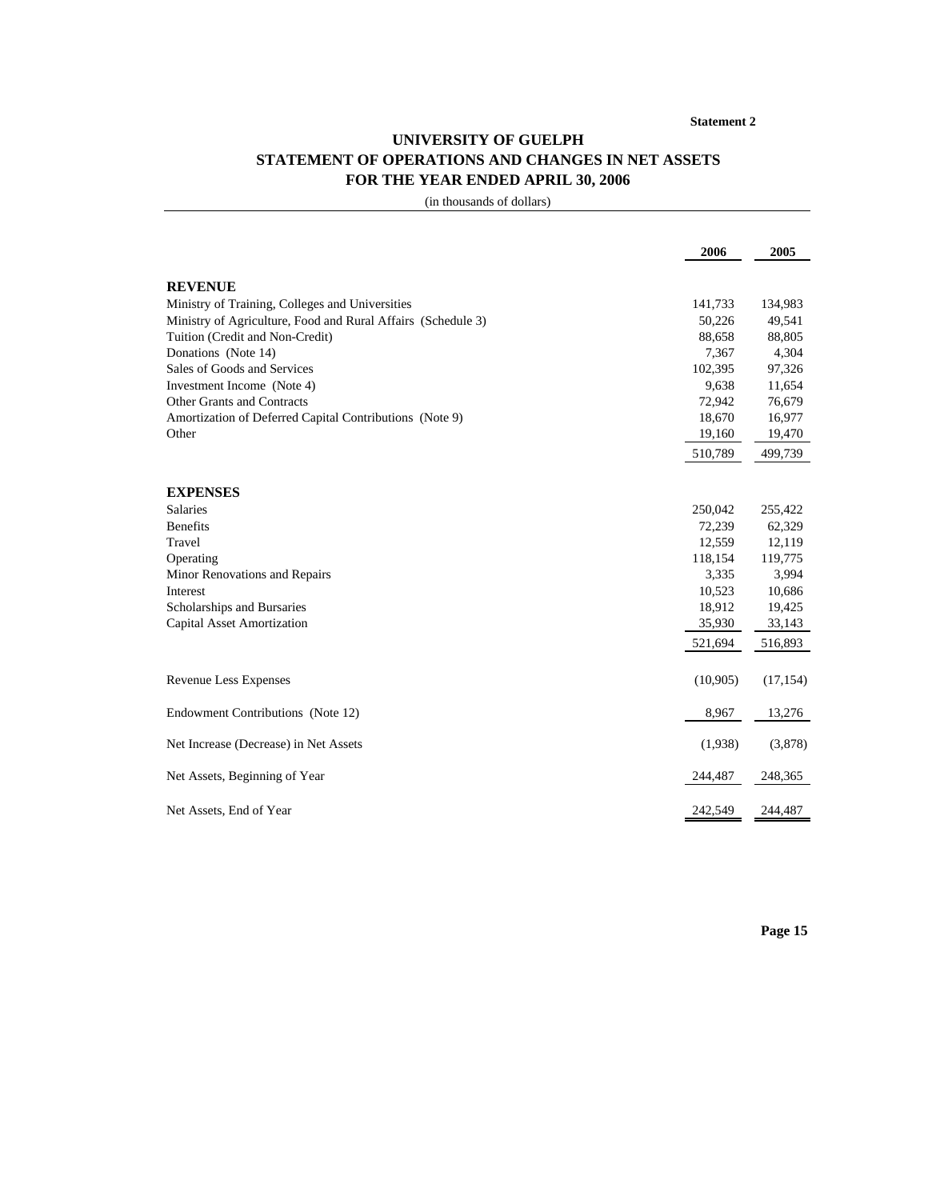Statement 2

# UNIVERSITY OF GUELPH
## STATEMENT OF OPERATIONS AND CHANGES IN NET ASSETS
## FOR THE YEAR ENDED APRIL 30, 2006

(in thousands of dollars)

| | 2006 | 2005 |
|---|---|---|
| **REVENUE** | | |
| Ministry of Training, Colleges and Universities | 141,733 | 134,983 |
| Ministry of Agriculture, Food and Rural Affairs (Schedule 3) | 50,226 | 49,541 |
| Tuition (Credit and Non-Credit) | 88,658 | 88,805 |
| Donations (Note 14) | 7,367 | 4,304 |
| Sales of Goods and Services | 102,395 | 97,326 |
| Investment Income (Note 4) | 9,638 | 11,654 |
| Other Grants and Contracts | 72,942 | 76,679 |
| Amortization of Deferred Capital Contributions (Note 9) | 18,670 | 16,977 |
| Other | 19,160 | 19,470 |
| | 510,789 | 499,739 |
| **EXPENSES** | | |
| Salaries | 250,042 | 255,422 |
| Benefits | 72,239 | 62,329 |
| Travel | 12,559 | 12,119 |
| Operating | 118,154 | 119,775 |
| Minor Renovations and Repairs | 3,335 | 3,994 |
| Interest | 10,523 | 10,686 |
| Scholarships and Bursaries | 18,912 | 19,425 |
| Capital Asset Amortization | 35,930 | 33,143 |
| | 521,694 | 516,893 |
| Revenue Less Expenses | (10,905) | (17,154) |
| Endowment Contributions (Note 12) | 8,967 | 13,276 |
| Net Increase (Decrease) in Net Assets | (1,938) | (3,878) |
| Net Assets, Beginning of Year | 244,487 | 248,365 |
| Net Assets, End of Year | 242,549 | 244,487 |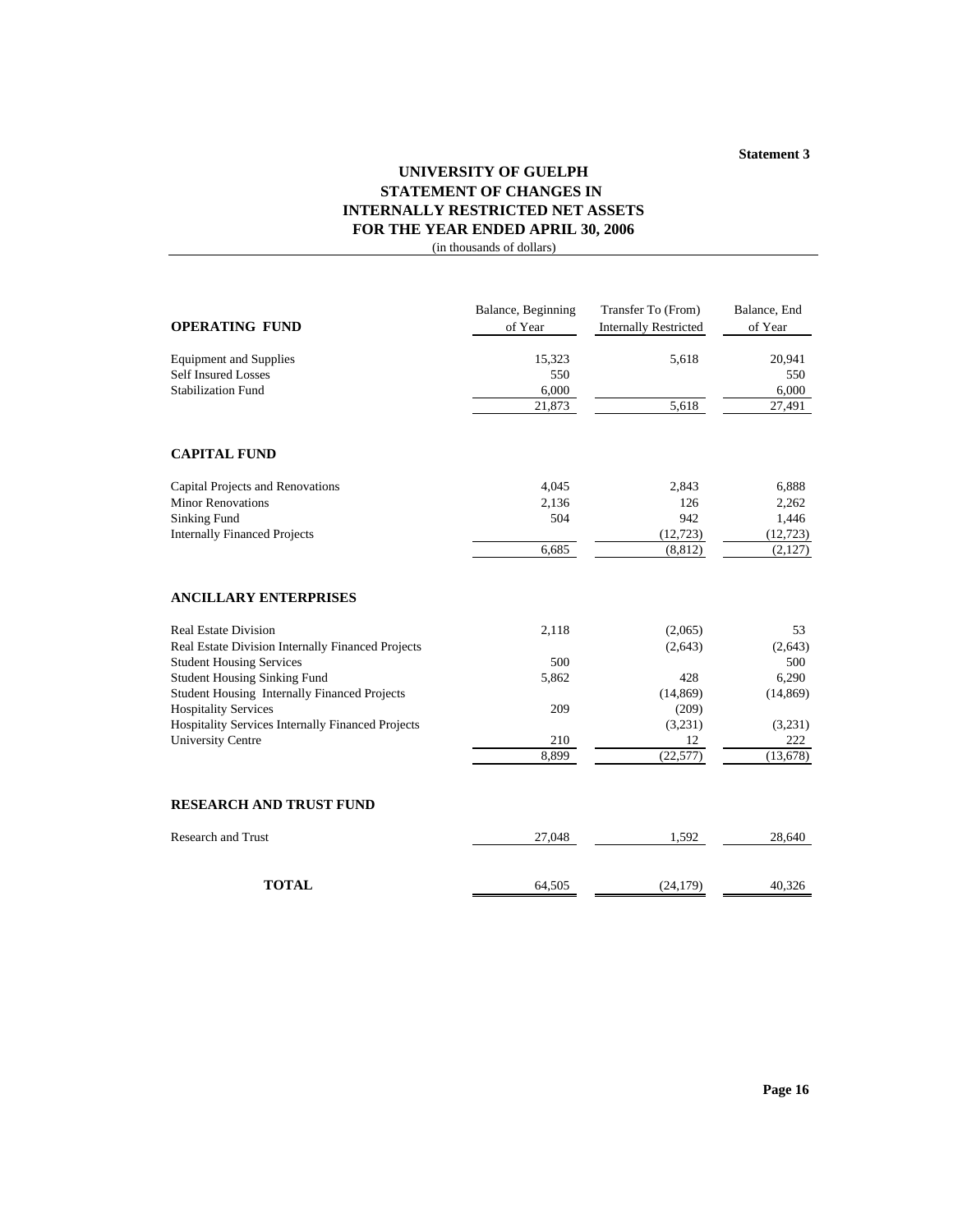**Statement 3**

# UNIVERSITY OF GUELPH
## STATEMENT OF CHANGES IN INTERNALLY RESTRICTED NET ASSETS
## FOR THE YEAR ENDED APRIL 30, 2006

(in thousands of dollars)

| | Balance, Beginning of Year | Transfer To (From) Internally Restricted | Balance, End of Year |
|---|---|---|---|
| **OPERATING FUND** | | | |
| Equipment and Supplies | 15,323 | 5,618 | 20,941 |
| Self Insured Losses | 550 | | 550 |
| Stabilization Fund | 6,000 | | 6,000 |
| | 21,873 | 5,618 | 27,491 |
| **CAPITAL FUND** | | | |
| Capital Projects and Renovations | 4,045 | 2,843 | 6,888 |
| Minor Renovations | 2,136 | 126 | 2,262 |
| Sinking Fund | 504 | 942 | 1,446 |
| Internally Financed Projects | | (12,723) | (12,723) |
| | 6,685 | (8,812) | (2,127) |
| **ANCILLARY ENTERPRISES** | | | |
| Real Estate Division | 2,118 | (2,065) | 53 |
| Real Estate Division Internally Financed Projects | | (2,643) | (2,643) |
| Student Housing Services | 500 | | 500 |
| Student Housing Sinking Fund | 5,862 | 428 | 6,290 |
| Student Housing Internally Financed Projects | | (14,869) | (14,869) |
| Hospitality Services | 209 | (209) | |
| Hospitality Services Internally Financed Projects | | (3,231) | (3,231) |
| University Centre | 210 | 12 | 222 |
| | 8,899 | (22,577) | (13,678) |
| **RESEARCH AND TRUST FUND** | | | |
| Research and Trust | 27,048 | 1,592 | 28,640 |
| **TOTAL** | 64,505 | (24,179) | 40,326 |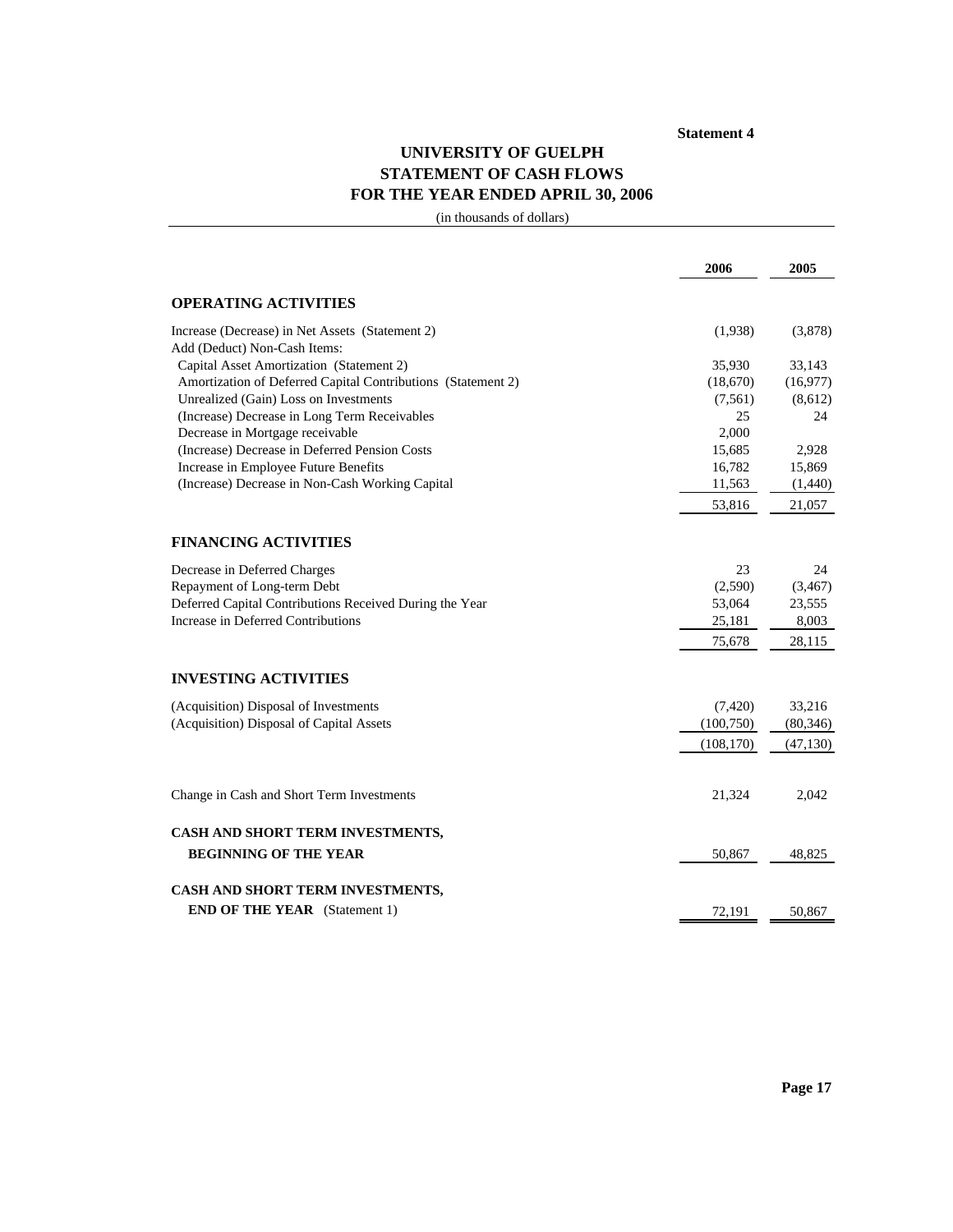**Statement 4**

# UNIVERSITY OF GUELPH
## STATEMENT OF CASH FLOWS
## FOR THE YEAR ENDED APRIL 30, 2006

(in thousands of dollars)

| | 2006 | 2005 |
|---|---|---|
| **OPERATING ACTIVITIES** | | |
| Increase (Decrease) in Net Assets (Statement 2) | (1,938) | (3,878) |
| Add (Deduct) Non-Cash Items: | | |
| Capital Asset Amortization (Statement 2) | 35,930 | 33,143 |
| Amortization of Deferred Capital Contributions (Statement 2) | (18,670) | (16,977) |
| Unrealized (Gain) Loss on Investments | (7,561) | (8,612) |
| (Increase) Decrease in Long Term Receivables | 25 | 24 |
| Decrease in Mortgage receivable | 2,000 | |
| (Increase) Decrease in Deferred Pension Costs | 15,685 | 2,928 |
| Increase in Employee Future Benefits | 16,782 | 15,869 |
| (Increase) Decrease in Non-Cash Working Capital | 11,563 | (1,440) |
| | 53,816 | 21,057 |
| **FINANCING ACTIVITIES** | | |
| Decrease in Deferred Charges | 23 | 24 |
| Repayment of Long-term Debt | (2,590) | (3,467) |
| Deferred Capital Contributions Received During the Year | 53,064 | 23,555 |
| Increase in Deferred Contributions | 25,181 | 8,003 |
| | 75,678 | 28,115 |
| **INVESTING ACTIVITIES** | | |
| (Acquisition) Disposal of Investments | (7,420) | 33,216 |
| (Acquisition) Disposal of Capital Assets | (100,750) | (80,346) |
| | (108,170) | (47,130) |
| Change in Cash and Short Term Investments | 21,324 | 2,042 |
| **CASH AND SHORT TERM INVESTMENTS, BEGINNING OF THE YEAR** | 50,867 | 48,825 |
| **CASH AND SHORT TERM INVESTMENTS, END OF THE YEAR** (Statement 1) | 72,191 | 50,867 |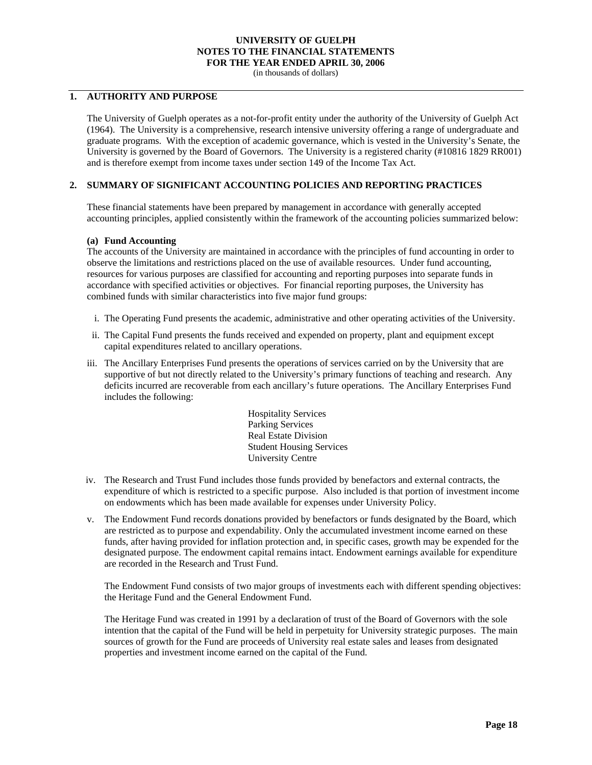**UNIVERSITY OF GUELPH**
**NOTES TO THE FINANCIAL STATEMENTS**
**FOR THE YEAR ENDED APRIL 30, 2006**
(in thousands of dollars)

## 1. AUTHORITY AND PURPOSE

The University of Guelph operates as a not-for-profit entity under the authority of the University of Guelph Act (1964). The University is a comprehensive, research intensive university offering a range of undergraduate and graduate programs. With the exception of academic governance, which is vested in the University's Senate, the University is governed by the Board of Governors. The University is a registered charity (#10816 1829 RR001) and is therefore exempt from income taxes under section 149 of the Income Tax Act.

## 2. SUMMARY OF SIGNIFICANT ACCOUNTING POLICIES AND REPORTING PRACTICES

These financial statements have been prepared by management in accordance with generally accepted accounting principles, applied consistently within the framework of the accounting policies summarized below:

### (a) Fund Accounting

The accounts of the University are maintained in accordance with the principles of fund accounting in order to observe the limitations and restrictions placed on the use of available resources. Under fund accounting, resources for various purposes are classified for accounting and reporting purposes into separate funds in accordance with specified activities or objectives. For financial reporting purposes, the University has combined funds with similar characteristics into five major fund groups:

i. The Operating Fund presents the academic, administrative and other operating activities of the University.

ii. The Capital Fund presents the funds received and expended on property, plant and equipment except capital expenditures related to ancillary operations.

iii. The Ancillary Enterprises Fund presents the operations of services carried on by the University that are supportive of but not directly related to the University's primary functions of teaching and research. Any deficits incurred are recoverable from each ancillary's future operations. The Ancillary Enterprises Fund includes the following:

   Hospitality Services
   Parking Services
   Real Estate Division
   Student Housing Services
   University Centre

iv. The Research and Trust Fund includes those funds provided by benefactors and external contracts, the expenditure of which is restricted to a specific purpose. Also included is that portion of investment income on endowments which has been made available for expenses under University Policy.

v. The Endowment Fund records donations provided by benefactors or funds designated by the Board, which are restricted as to purpose and expendability. Only the accumulated investment income earned on these funds, after having provided for inflation protection and, in specific cases, growth may be expended for the designated purpose. The endowment capital remains intact. Endowment earnings available for expenditure are recorded in the Research and Trust Fund.

   The Endowment Fund consists of two major groups of investments each with different spending objectives: the Heritage Fund and the General Endowment Fund.

   The Heritage Fund was created in 1991 by a declaration of trust of the Board of Governors with the sole intention that the capital of the Fund will be held in perpetuity for University strategic purposes. The main sources of growth for the Fund are proceeds of University real estate sales and leases from designated properties and investment income earned on the capital of the Fund.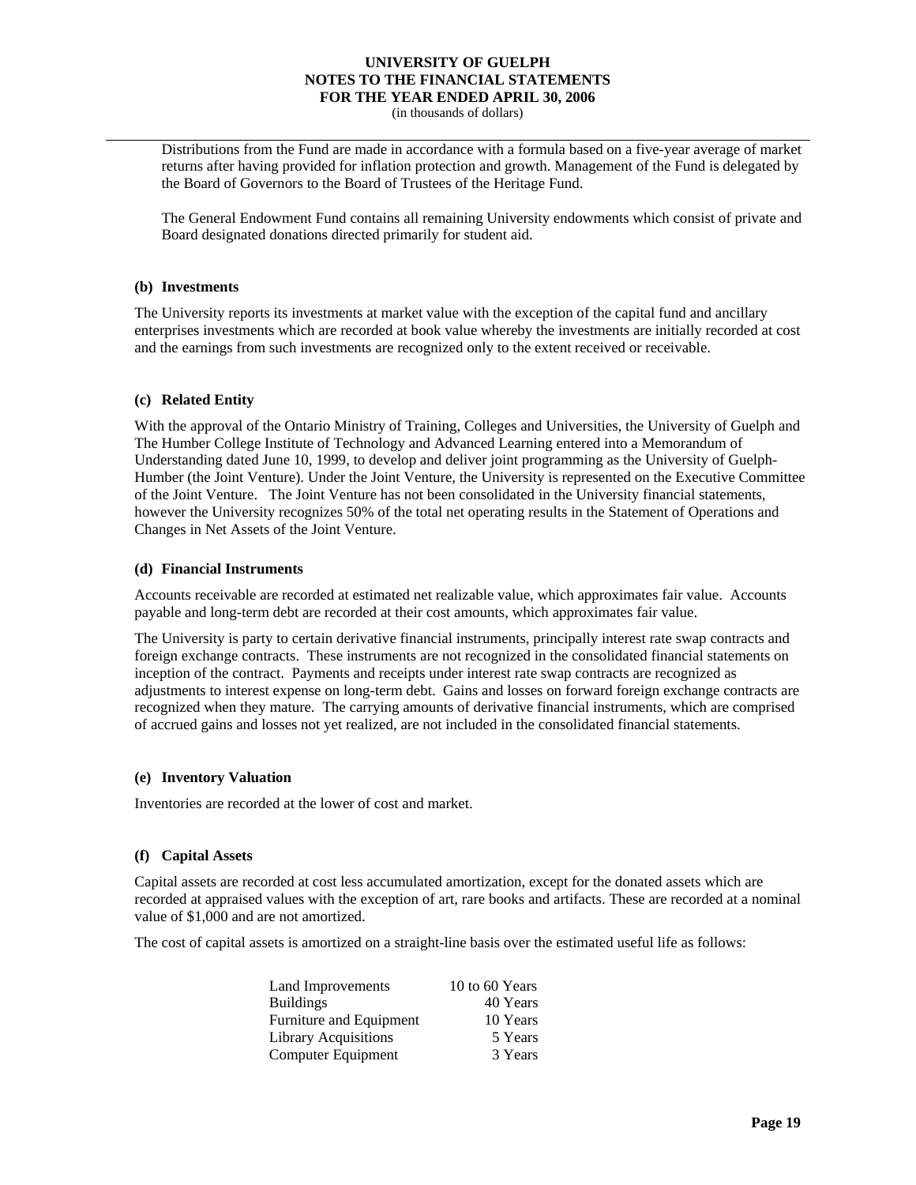Distributions from the Fund are made in accordance with a formula based on a five-year average of market returns after having provided for inflation protection and growth. Management of the Fund is delegated by the Board of Governors to the Board of Trustees of the Heritage Fund.

The General Endowment Fund contains all remaining University endowments which consist of private and Board designated donations directed primarily for student aid.

**(b) Investments**

The University reports its investments at market value with the exception of the capital fund and ancillary enterprises investments which are recorded at book value whereby the investments are initially recorded at cost and the earnings from such investments are recognized only to the extent received or receivable.

**(c) Related Entity**

With the approval of the Ontario Ministry of Training, Colleges and Universities, the University of Guelph and The Humber College Institute of Technology and Advanced Learning entered into a Memorandum of Understanding dated June 10, 1999, to develop and deliver joint programming as the University of Guelph-Humber (the Joint Venture). Under the Joint Venture, the University is represented on the Executive Committee of the Joint Venture. The Joint Venture has not been consolidated in the University financial statements, however the University recognizes 50% of the total net operating results in the Statement of Operations and Changes in Net Assets of the Joint Venture.

**(d) Financial Instruments**

Accounts receivable are recorded at estimated net realizable value, which approximates fair value. Accounts payable and long-term debt are recorded at their cost amounts, which approximates fair value.

The University is party to certain derivative financial instruments, principally interest rate swap contracts and foreign exchange contracts. These instruments are not recognized in the consolidated financial statements on inception of the contract. Payments and receipts under interest rate swap contracts are recognized as adjustments to interest expense on long-term debt. Gains and losses on forward foreign exchange contracts are recognized when they mature. The carrying amounts of derivative financial instruments, which are comprised of accrued gains and losses not yet realized, are not included in the consolidated financial statements.

**(e) Inventory Valuation**

Inventories are recorded at the lower of cost and market.

**(f) Capital Assets**

Capital assets are recorded at cost less accumulated amortization, except for the donated assets which are recorded at appraised values with the exception of art, rare books and artifacts. These are recorded at a nominal value of $1,000 and are not amortized.

The cost of capital assets is amortized on a straight-line basis over the estimated useful life as follows:

| | |
|---|---|
| Land Improvements | 10 to 60 Years |
| Buildings | 40 Years |
| Furniture and Equipment | 10 Years |
| Library Acquisitions | 5 Years |
| Computer Equipment | 3 Years |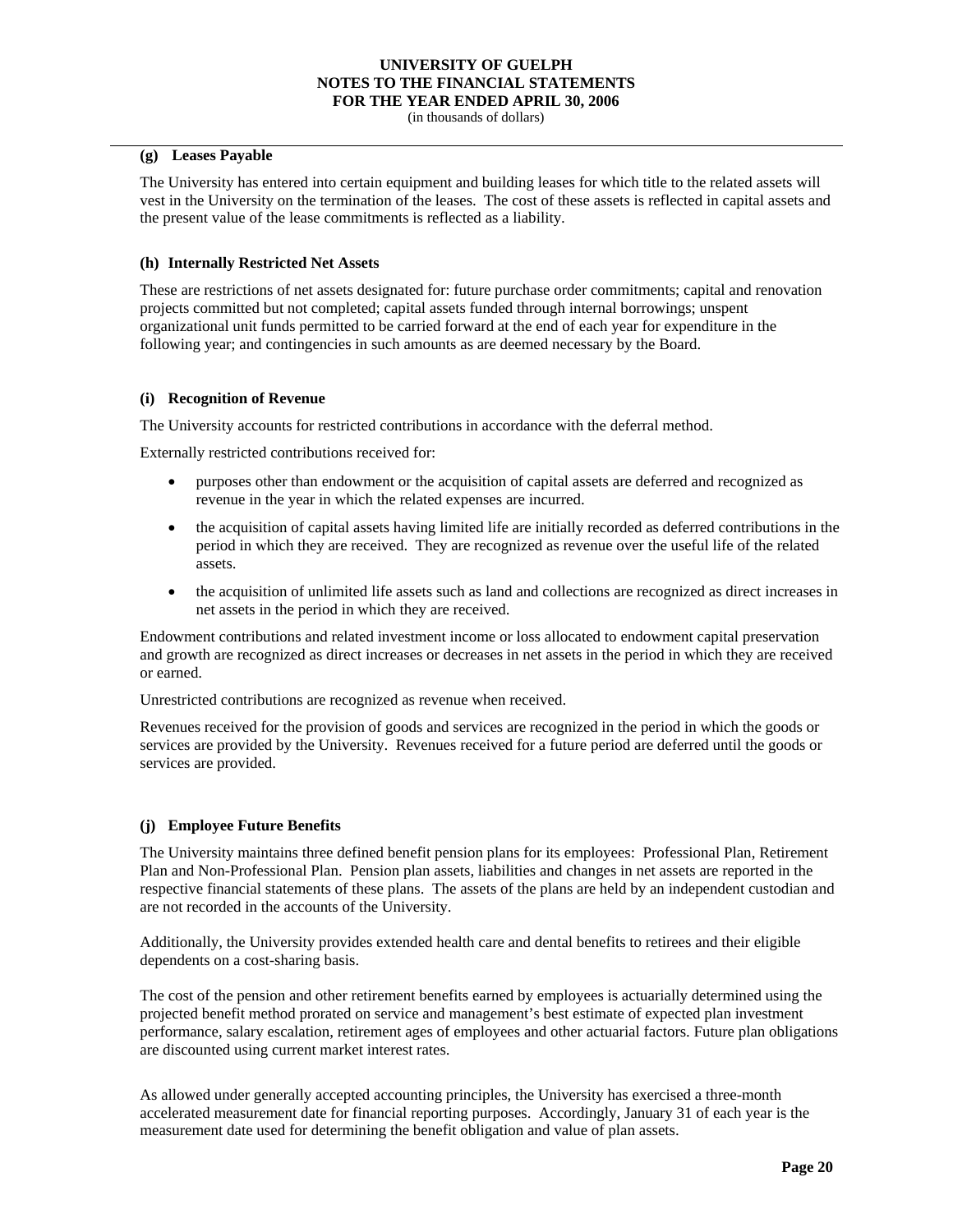### (g) Leases Payable

The University has entered into certain equipment and building leases for which title to the related assets will vest in the University on the termination of the leases. The cost of these assets is reflected in capital assets and the present value of the lease commitments is reflected as a liability.

### (h) Internally Restricted Net Assets

These are restrictions of net assets designated for: future purchase order commitments; capital and renovation projects committed but not completed; capital assets funded through internal borrowings; unspent organizational unit funds permitted to be carried forward at the end of each year for expenditure in the following year; and contingencies in such amounts as are deemed necessary by the Board.

### (i) Recognition of Revenue

The University accounts for restricted contributions in accordance with the deferral method.

Externally restricted contributions received for:

- purposes other than endowment or the acquisition of capital assets are deferred and recognized as revenue in the year in which the related expenses are incurred.
- the acquisition of capital assets having limited life are initially recorded as deferred contributions in the period in which they are received. They are recognized as revenue over the useful life of the related assets.
- the acquisition of unlimited life assets such as land and collections are recognized as direct increases in net assets in the period in which they are received.

Endowment contributions and related investment income or loss allocated to endowment capital preservation and growth are recognized as direct increases or decreases in net assets in the period in which they are received or earned.

Unrestricted contributions are recognized as revenue when received.

Revenues received for the provision of goods and services are recognized in the period in which the goods or services are provided by the University. Revenues received for a future period are deferred until the goods or services are provided.

### (j) Employee Future Benefits

The University maintains three defined benefit pension plans for its employees: Professional Plan, Retirement Plan and Non-Professional Plan. Pension plan assets, liabilities and changes in net assets are reported in the respective financial statements of these plans. The assets of the plans are held by an independent custodian and are not recorded in the accounts of the University.

Additionally, the University provides extended health care and dental benefits to retirees and their eligible dependents on a cost-sharing basis.

The cost of the pension and other retirement benefits earned by employees is actuarially determined using the projected benefit method prorated on service and management's best estimate of expected plan investment performance, salary escalation, retirement ages of employees and other actuarial factors. Future plan obligations are discounted using current market interest rates.

As allowed under generally accepted accounting principles, the University has exercised a three-month accelerated measurement date for financial reporting purposes. Accordingly, January 31 of each year is the measurement date used for determining the benefit obligation and value of plan assets.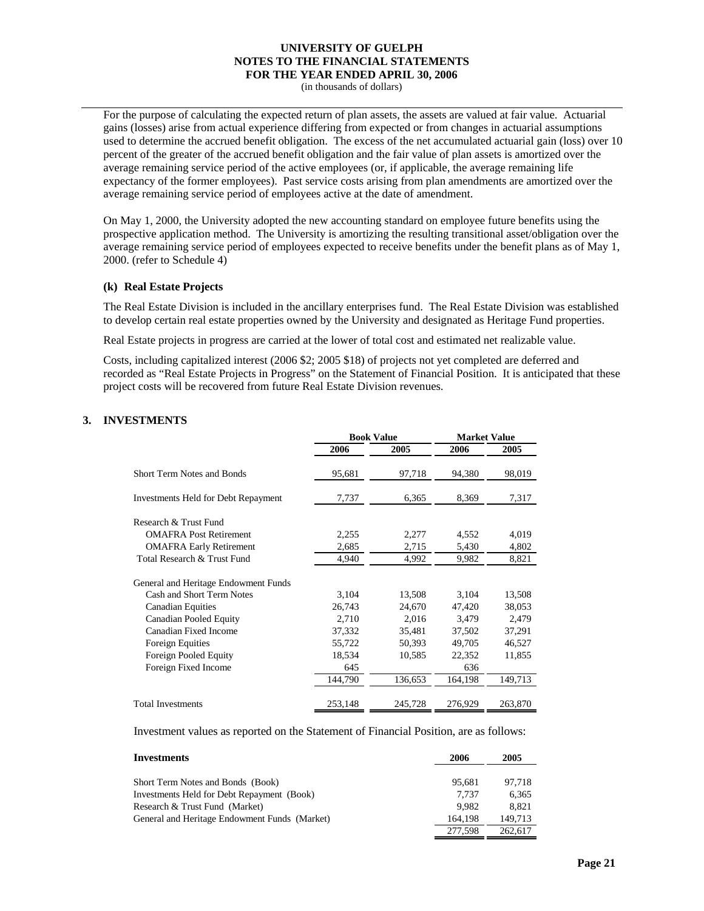For the purpose of calculating the expected return of plan assets, the assets are valued at fair value. Actuarial gains (losses) arise from actual experience differing from expected or from changes in actuarial assumptions used to determine the accrued benefit obligation. The excess of the net accumulated actuarial gain (loss) over 10 percent of the greater of the accrued benefit obligation and the fair value of plan assets is amortized over the average remaining service period of the active employees (or, if applicable, the average remaining life expectancy of the former employees). Past service costs arising from plan amendments are amortized over the average remaining service period of employees active at the date of amendment.

On May 1, 2000, the University adopted the new accounting standard on employee future benefits using the prospective application method. The University is amortizing the resulting transitional asset/obligation over the average remaining service period of employees expected to receive benefits under the benefit plans as of May 1, 2000. (refer to Schedule 4)

**(k) Real Estate Projects**

The Real Estate Division is included in the ancillary enterprises fund. The Real Estate Division was established to develop certain real estate properties owned by the University and designated as Heritage Fund properties.

Real Estate projects in progress are carried at the lower of total cost and estimated net realizable value.

Costs, including capitalized interest (2006 $2; 2005 $18) of projects not yet completed are deferred and recorded as "Real Estate Projects in Progress" on the Statement of Financial Position. It is anticipated that these project costs will be recovered from future Real Estate Division revenues.

## 3. INVESTMENTS

| | Book Value | | Market Value | |
|---|---|---|---|---|
| | 2006 | 2005 | 2006 | 2005 |
| Short Term Notes and Bonds | 95,681 | 97,718 | 94,380 | 98,019 |
| Investments Held for Debt Repayment | 7,737 | 6,365 | 8,369 | 7,317 |
| Research & Trust Fund | | | | |
| OMAFRA Post Retirement | 2,255 | 2,277 | 4,552 | 4,019 |
| OMAFRA Early Retirement | 2,685 | 2,715 | 5,430 | 4,802 |
| Total Research & Trust Fund | 4,940 | 4,992 | 9,982 | 8,821 |
| General and Heritage Endowment Funds | | | | |
| Cash and Short Term Notes | 3,104 | 13,508 | 3,104 | 13,508 |
| Canadian Equities | 26,743 | 24,670 | 47,420 | 38,053 |
| Canadian Pooled Equity | 2,710 | 2,016 | 3,479 | 2,479 |
| Canadian Fixed Income | 37,332 | 35,481 | 37,502 | 37,291 |
| Foreign Equities | 55,722 | 50,393 | 49,705 | 46,527 |
| Foreign Pooled Equity | 18,534 | 10,585 | 22,352 | 11,855 |
| Foreign Fixed Income | 645 | | 636 | |
| | 144,790 | 136,653 | 164,198 | 149,713 |
| Total Investments | 253,148 | 245,728 | 276,929 | 263,870 |

Investment values as reported on the Statement of Financial Position, are as follows:

| Investments | 2006 | 2005 |
|---|---|---|
| Short Term Notes and Bonds (Book) | 95,681 | 97,718 |
| Investments Held for Debt Repayment (Book) | 7,737 | 6,365 |
| Research & Trust Fund (Market) | 9,982 | 8,821 |
| General and Heritage Endowment Funds (Market) | 164,198 | 149,713 |
| | 277,598 | 262,617 |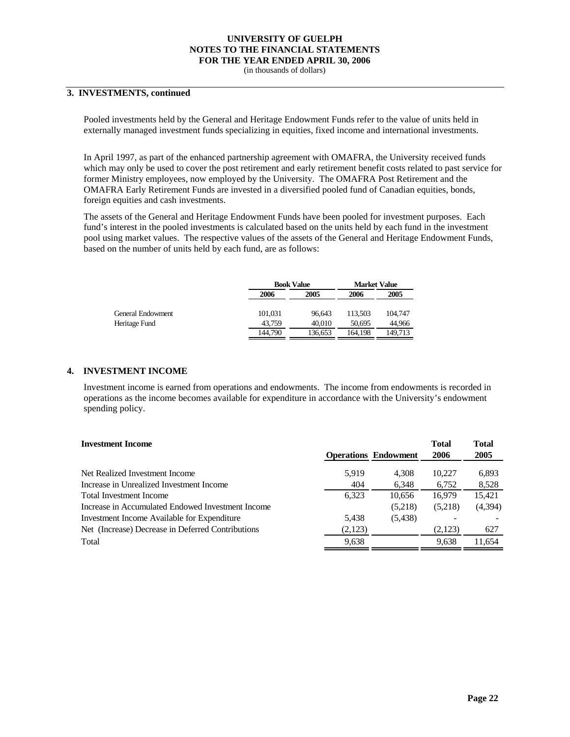**UNIVERSITY OF GUELPH**
**NOTES TO THE FINANCIAL STATEMENTS**
**FOR THE YEAR ENDED APRIL 30, 2006**
(in thousands of dollars)

## 3. INVESTMENTS, continued

Pooled investments held by the General and Heritage Endowment Funds refer to the value of units held in externally managed investment funds specializing in equities, fixed income and international investments.

In April 1997, as part of the enhanced partnership agreement with OMAFRA, the University received funds which may only be used to cover the post retirement and early retirement benefit costs related to past service for former Ministry employees, now employed by the University. The OMAFRA Post Retirement and the OMAFRA Early Retirement Funds are invested in a diversified pooled fund of Canadian equities, bonds, foreign equities and cash investments.

The assets of the General and Heritage Endowment Funds have been pooled for investment purposes. Each fund's interest in the pooled investments is calculated based on the units held by each fund in the investment pool using market values. The respective values of the assets of the General and Heritage Endowment Funds, based on the number of units held by each fund, are as follows:

| | Book Value | | Market Value | |
|---|---|---|---|---|
| | 2006 | 2005 | 2006 | 2005 |
| General Endowment | 101,031 | 96,643 | 113,503 | 104,747 |
| Heritage Fund | 43,759 | 40,010 | 50,695 | 44,966 |
| | 144,790 | 136,653 | 164,198 | 149,713 |

## 4. INVESTMENT INCOME

Investment income is earned from operations and endowments. The income from endowments is recorded in operations as the income becomes available for expenditure in accordance with the University's endowment spending policy.

| **Investment Income** | **Operations** | **Endowment** | **Total 2006** | **Total 2005** |
|---|---|---|---|---|
| Net Realized Investment Income | 5,919 | 4,308 | 10,227 | 6,893 |
| Increase in Unrealized Investment Income | 404 | 6,348 | 6,752 | 8,528 |
| Total Investment Income | 6,323 | 10,656 | 16,979 | 15,421 |
| Increase in Accumulated Endowed Investment Income | | (5,218) | (5,218) | (4,394) |
| Investment Income Available for Expenditure | 5,438 | (5,438) | - | - |
| Net (Increase) Decrease in Deferred Contributions | (2,123) | | (2,123) | 627 |
| Total | 9,638 | | 9,638 | 11,654 |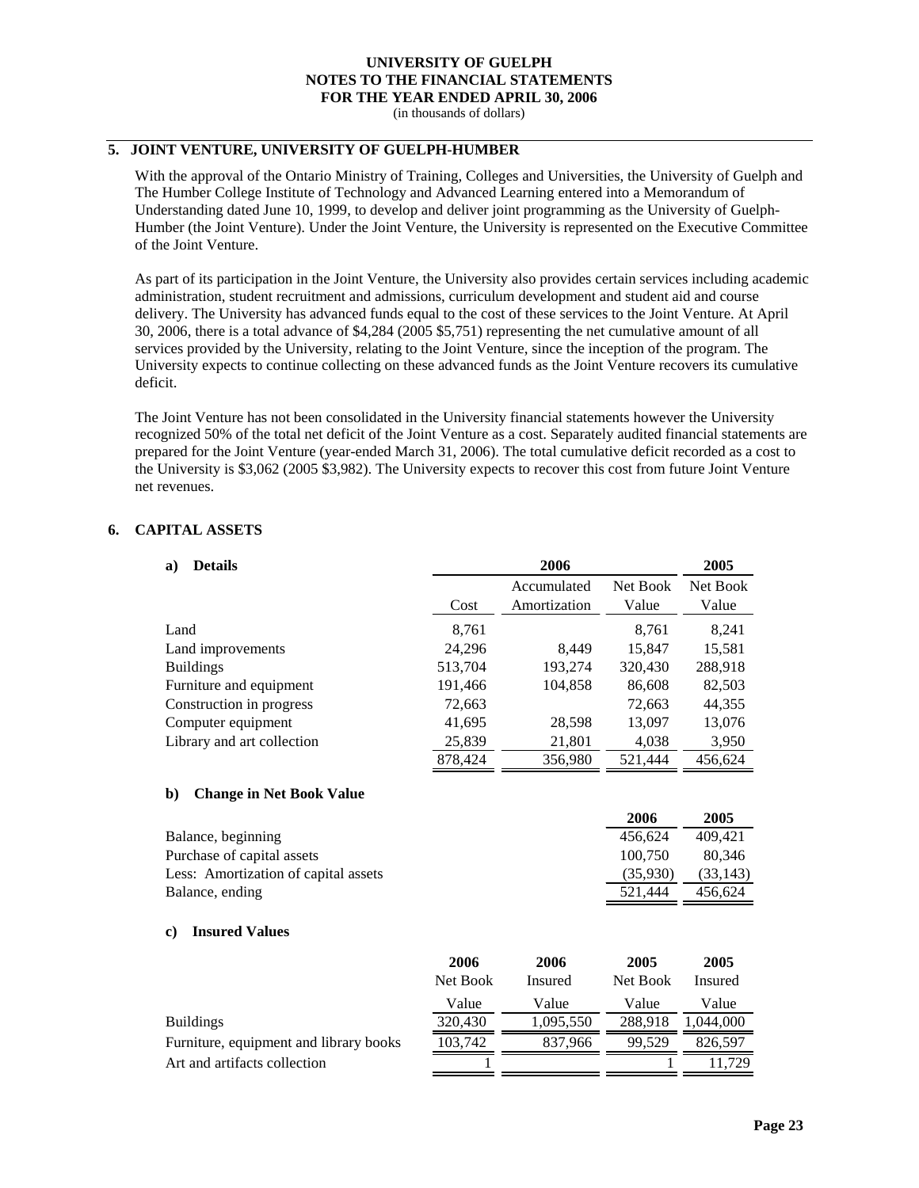# UNIVERSITY OF GUELPH
## NOTES TO THE FINANCIAL STATEMENTS
## FOR THE YEAR ENDED APRIL 30, 2006
(in thousands of dollars)

## 5. JOINT VENTURE, UNIVERSITY OF GUELPH-HUMBER

With the approval of the Ontario Ministry of Training, Colleges and Universities, the University of Guelph and The Humber College Institute of Technology and Advanced Learning entered into a Memorandum of Understanding dated June 10, 1999, to develop and deliver joint programming as the University of Guelph-Humber (the Joint Venture). Under the Joint Venture, the University is represented on the Executive Committee of the Joint Venture.

As part of its participation in the Joint Venture, the University also provides certain services including academic administration, student recruitment and admissions, curriculum development and student aid and course delivery. The University has advanced funds equal to the cost of these services to the Joint Venture. At April 30, 2006, there is a total advance of $4,284 (2005 $5,751) representing the net cumulative amount of all services provided by the University, relating to the Joint Venture, since the inception of the program. The University expects to continue collecting on these advanced funds as the Joint Venture recovers its cumulative deficit.

The Joint Venture has not been consolidated in the University financial statements however the University recognized 50% of the total net deficit of the Joint Venture as a cost. Separately audited financial statements are prepared for the Joint Venture (year-ended March 31, 2006). The total cumulative deficit recorded as a cost to the University is $3,062 (2005 $3,982). The University expects to recover this cost from future Joint Venture net revenues.

## 6. CAPITAL ASSETS

### a) Details

| | 2006 | | | 2005 |
|---|---|---|---|---|
| | Cost | Accumulated Amortization | Net Book Value | Net Book Value |
| Land | 8,761 | | 8,761 | 8,241 |
| Land improvements | 24,296 | 8,449 | 15,847 | 15,581 |
| Buildings | 513,704 | 193,274 | 320,430 | 288,918 |
| Furniture and equipment | 191,466 | 104,858 | 86,608 | 82,503 |
| Construction in progress | 72,663 | | 72,663 | 44,355 |
| Computer equipment | 41,695 | 28,598 | 13,097 | 13,076 |
| Library and art collection | 25,839 | 21,801 | 4,038 | 3,950 |
| | 878,424 | 356,980 | 521,444 | 456,624 |

### b) Change in Net Book Value

| | 2006 | 2005 |
|---|---|---|
| Balance, beginning | 456,624 | 409,421 |
| Purchase of capital assets | 100,750 | 80,346 |
| Less: Amortization of capital assets | (35,930) | (33,143) |
| Balance, ending | 521,444 | 456,624 |

### c) Insured Values

| | 2006 Net Book Value | 2006 Insured Value | 2005 Net Book Value | 2005 Insured Value |
|---|---|---|---|---|
| Buildings | 320,430 | 1,095,550 | 288,918 | 1,044,000 |
| Furniture, equipment and library books | 103,742 | 837,966 | 99,529 | 826,597 |
| Art and artifacts collection | 1 | | 1 | 11,729 |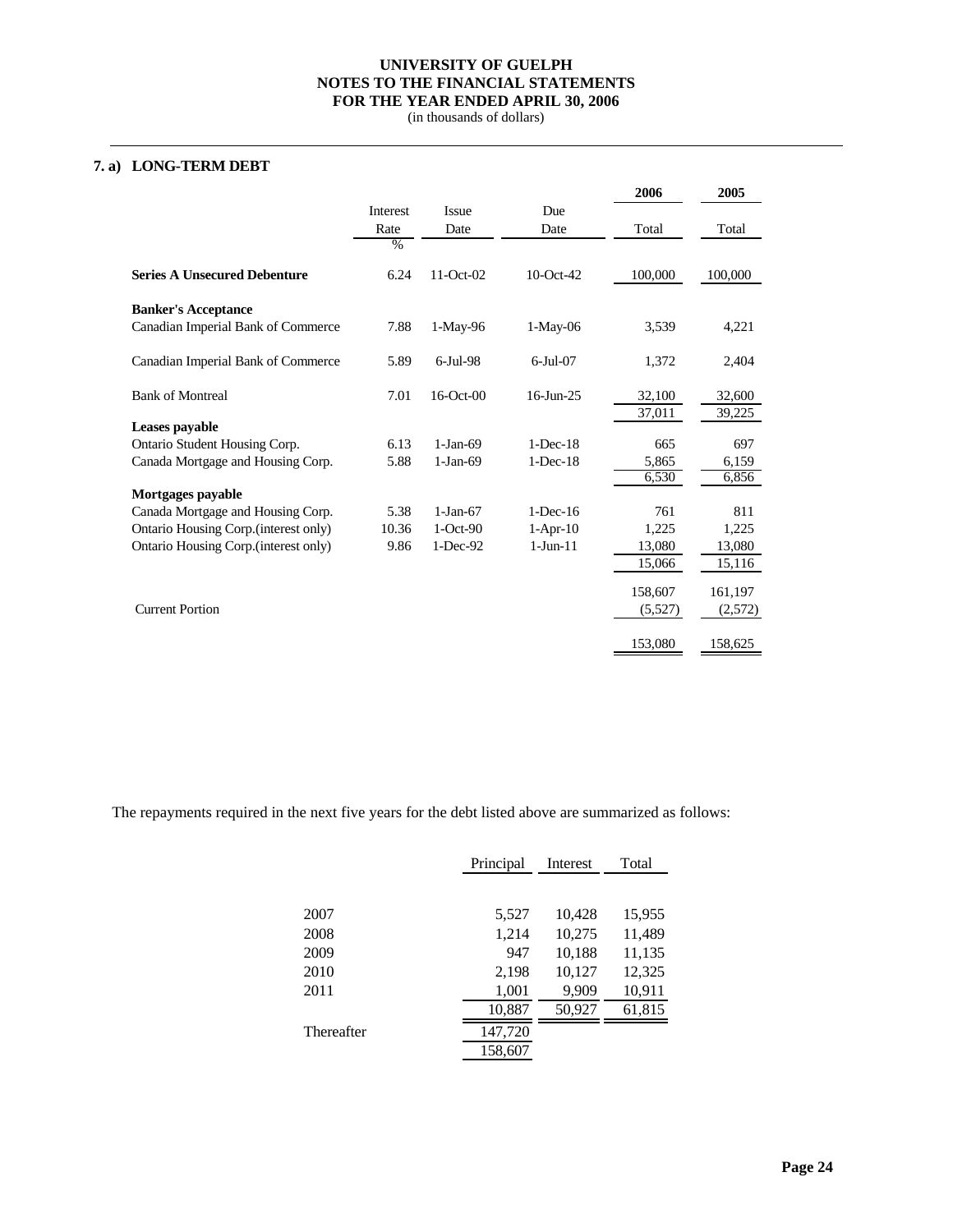UNIVERSITY OF GUELPH
NOTES TO THE FINANCIAL STATEMENTS
FOR THE YEAR ENDED APRIL 30, 2006
(in thousands of dollars)

## 7. a) LONG-TERM DEBT

| | Interest Rate % | Issue Date | Due Date | 2006 Total | 2005 Total |
|---|---|---|---|---|---|
| **Series A Unsecured Debenture** | 6.24 | 11-Oct-02 | 10-Oct-42 | 100,000 | 100,000 |
| **Banker's Acceptance** | | | | | |
| Canadian Imperial Bank of Commerce | 7.88 | 1-May-96 | 1-May-06 | 3,539 | 4,221 |
| Canadian Imperial Bank of Commerce | 5.89 | 6-Jul-98 | 6-Jul-07 | 1,372 | 2,404 |
| Bank of Montreal | 7.01 | 16-Oct-00 | 16-Jun-25 | 32,100 | 32,600 |
| | | | | 37,011 | 39,225 |
| **Leases payable** | | | | | |
| Ontario Student Housing Corp. | 6.13 | 1-Jan-69 | 1-Dec-18 | 665 | 697 |
| Canada Mortgage and Housing Corp. | 5.88 | 1-Jan-69 | 1-Dec-18 | 5,865 | 6,159 |
| | | | | 6,530 | 6,856 |
| **Mortgages payable** | | | | | |
| Canada Mortgage and Housing Corp. | 5.38 | 1-Jan-67 | 1-Dec-16 | 761 | 811 |
| Ontario Housing Corp.(interest only) | 10.36 | 1-Oct-90 | 1-Apr-10 | 1,225 | 1,225 |
| Ontario Housing Corp.(interest only) | 9.86 | 1-Dec-92 | 1-Jun-11 | 13,080 | 13,080 |
| | | | | 15,066 | 15,116 |
| | | | | 158,607 | 161,197 |
| Current Portion | | | | (5,527) | (2,572) |
| | | | | 153,080 | 158,625 |

The repayments required in the next five years for the debt listed above are summarized as follows:

| | Principal | Interest | Total |
|---|---|---|---|
| 2007 | 5,527 | 10,428 | 15,955 |
| 2008 | 1,214 | 10,275 | 11,489 |
| 2009 | 947 | 10,188 | 11,135 |
| 2010 | 2,198 | 10,127 | 12,325 |
| 2011 | 1,001 | 9,909 | 10,911 |
| | 10,887 | 50,927 | 61,815 |
| Thereafter | 147,720 | | |
| | 158,607 | | |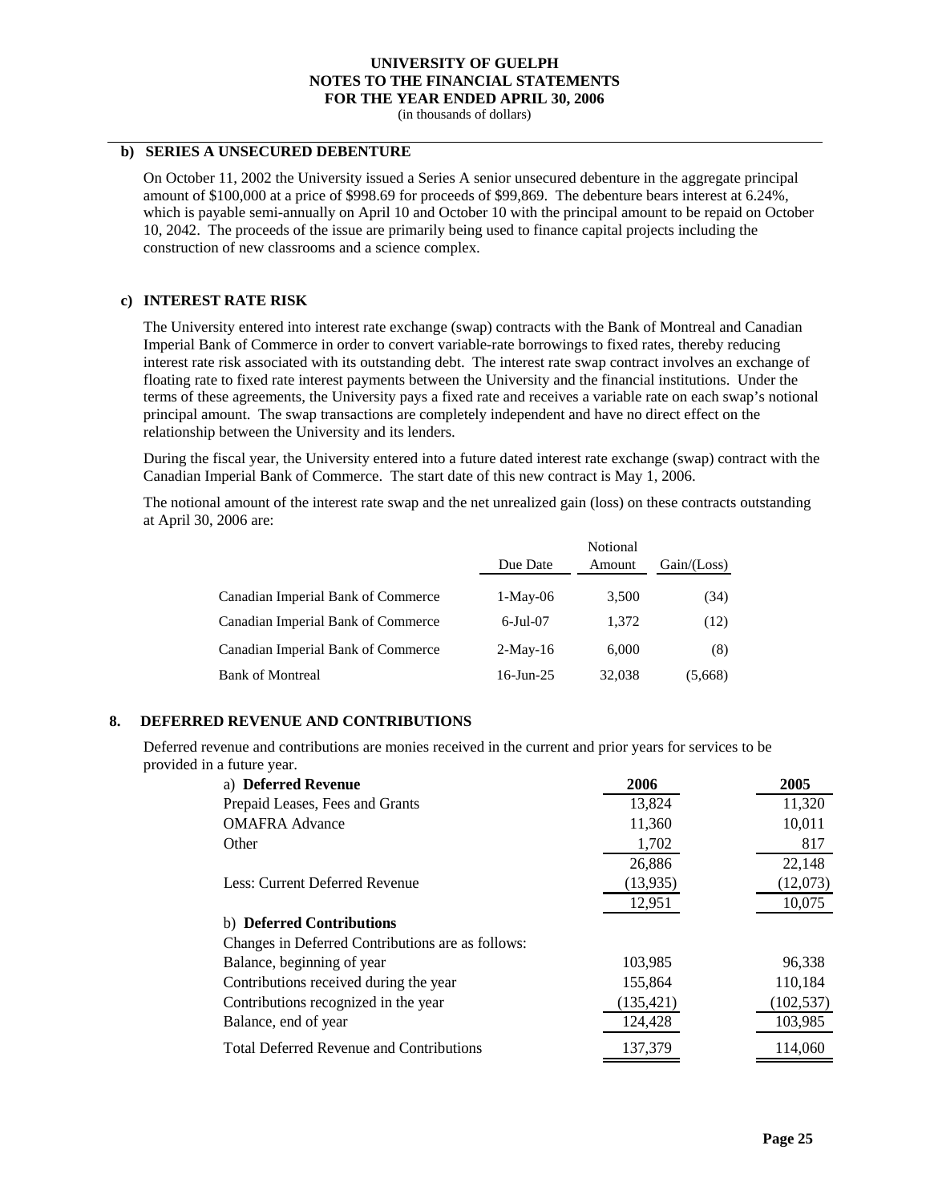# UNIVERSITY OF GUELPH
## NOTES TO THE FINANCIAL STATEMENTS
## FOR THE YEAR ENDED APRIL 30, 2006
(in thousands of dollars)

### b) SERIES A UNSECURED DEBENTURE

On October 11, 2002 the University issued a Series A senior unsecured debenture in the aggregate principal amount of $100,000 at a price of $998.69 for proceeds of $99,869. The debenture bears interest at 6.24%, which is payable semi-annually on April 10 and October 10 with the principal amount to be repaid on October 10, 2042. The proceeds of the issue are primarily being used to finance capital projects including the construction of new classrooms and a science complex.

### c) INTEREST RATE RISK

The University entered into interest rate exchange (swap) contracts with the Bank of Montreal and Canadian Imperial Bank of Commerce in order to convert variable-rate borrowings to fixed rates, thereby reducing interest rate risk associated with its outstanding debt. The interest rate swap contract involves an exchange of floating rate to fixed rate interest payments between the University and the financial institutions. Under the terms of these agreements, the University pays a fixed rate and receives a variable rate on each swap's notional principal amount. The swap transactions are completely independent and have no direct effect on the relationship between the University and its lenders.

During the fiscal year, the University entered into a future dated interest rate exchange (swap) contract with the Canadian Imperial Bank of Commerce. The start date of this new contract is May 1, 2006.

The notional amount of the interest rate swap and the net unrealized gain (loss) on these contracts outstanding at April 30, 2006 are:

| | Due Date | Notional Amount | Gain/(Loss) |
|---|---|---|---|
| Canadian Imperial Bank of Commerce | 1-May-06 | 3,500 | (34) |
| Canadian Imperial Bank of Commerce | 6-Jul-07 | 1,372 | (12) |
| Canadian Imperial Bank of Commerce | 2-May-16 | 6,000 | (8) |
| Bank of Montreal | 16-Jun-25 | 32,038 | (5,668) |

## 8. DEFERRED REVENUE AND CONTRIBUTIONS

Deferred revenue and contributions are monies received in the current and prior years for services to be provided in a future year.

| | 2006 | 2005 |
|---|---|---|
| a) **Deferred Revenue** | | |
| Prepaid Leases, Fees and Grants | 13,824 | 11,320 |
| OMAFRA Advance | 11,360 | 10,011 |
| Other | 1,702 | 817 |
| | 26,886 | 22,148 |
| Less: Current Deferred Revenue | (13,935) | (12,073) |
| | 12,951 | 10,075 |
| b) **Deferred Contributions** | | |
| Changes in Deferred Contributions are as follows: | | |
| Balance, beginning of year | 103,985 | 96,338 |
| Contributions received during the year | 155,864 | 110,184 |
| Contributions recognized in the year | (135,421) | (102,537) |
| Balance, end of year | 124,428 | 103,985 |
| Total Deferred Revenue and Contributions | 137,379 | 114,060 |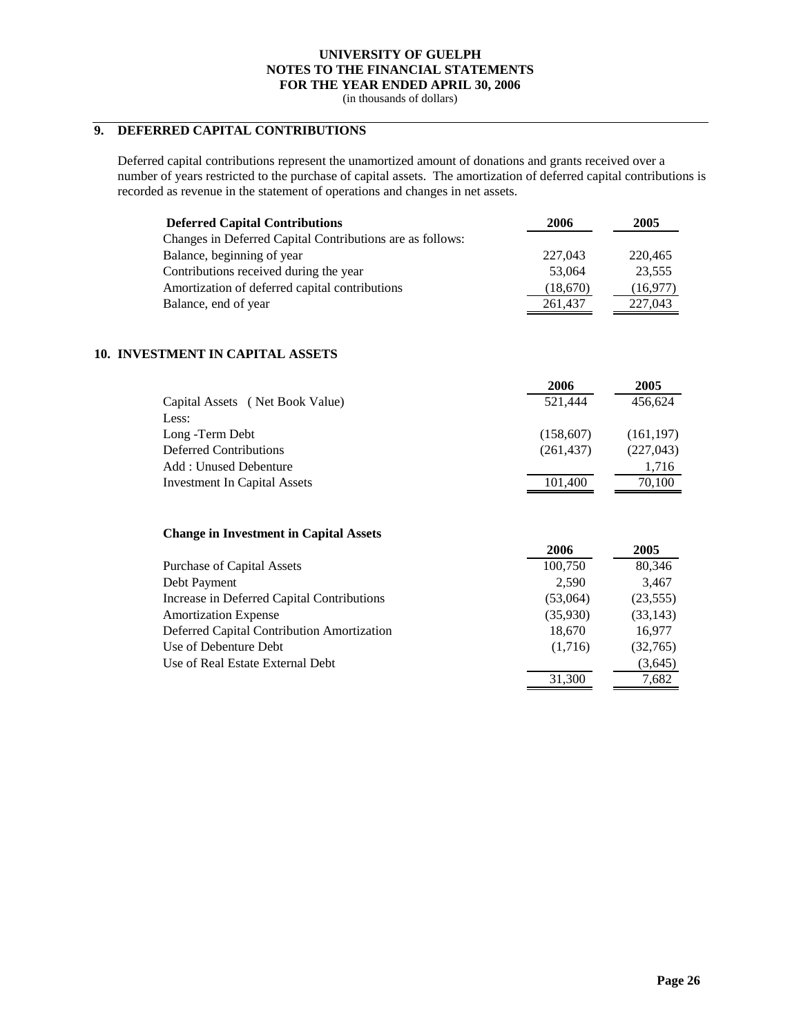# UNIVERSITY OF GUELPH
## NOTES TO THE FINANCIAL STATEMENTS
## FOR THE YEAR ENDED APRIL 30, 2006
(in thousands of dollars)

## 9. DEFERRED CAPITAL CONTRIBUTIONS

Deferred capital contributions represent the unamortized amount of donations and grants received over a number of years restricted to the purchase of capital assets. The amortization of deferred capital contributions is recorded as revenue in the statement of operations and changes in net assets.

| **Deferred Capital Contributions** | **2006** | **2005** |
|---|---|---|
| Changes in Deferred Capital Contributions are as follows: | | |
| Balance, beginning of year | 227,043 | 220,465 |
| Contributions received during the year | 53,064 | 23,555 |
| Amortization of deferred capital contributions | (18,670) | (16,977) |
| Balance, end of year | 261,437 | 227,043 |

## 10. INVESTMENT IN CAPITAL ASSETS

| | **2006** | **2005** |
|---|---|---|
| Capital Assets ( Net Book Value) | 521,444 | 456,624 |
| Less: | | |
| Long -Term Debt | (158,607) | (161,197) |
| Deferred Contributions | (261,437) | (227,043) |
| Add : Unused Debenture | | 1,716 |
| Investment In Capital Assets | 101,400 | 70,100 |

**Change in Investment in Capital Assets**

| | **2006** | **2005** |
|---|---|---|
| Purchase of Capital Assets | 100,750 | 80,346 |
| Debt Payment | 2,590 | 3,467 |
| Increase in Deferred Capital Contributions | (53,064) | (23,555) |
| Amortization Expense | (35,930) | (33,143) |
| Deferred Capital Contribution Amortization | 18,670 | 16,977 |
| Use of Debenture Debt | (1,716) | (32,765) |
| Use of Real Estate External Debt | | (3,645) |
| | 31,300 | 7,682 |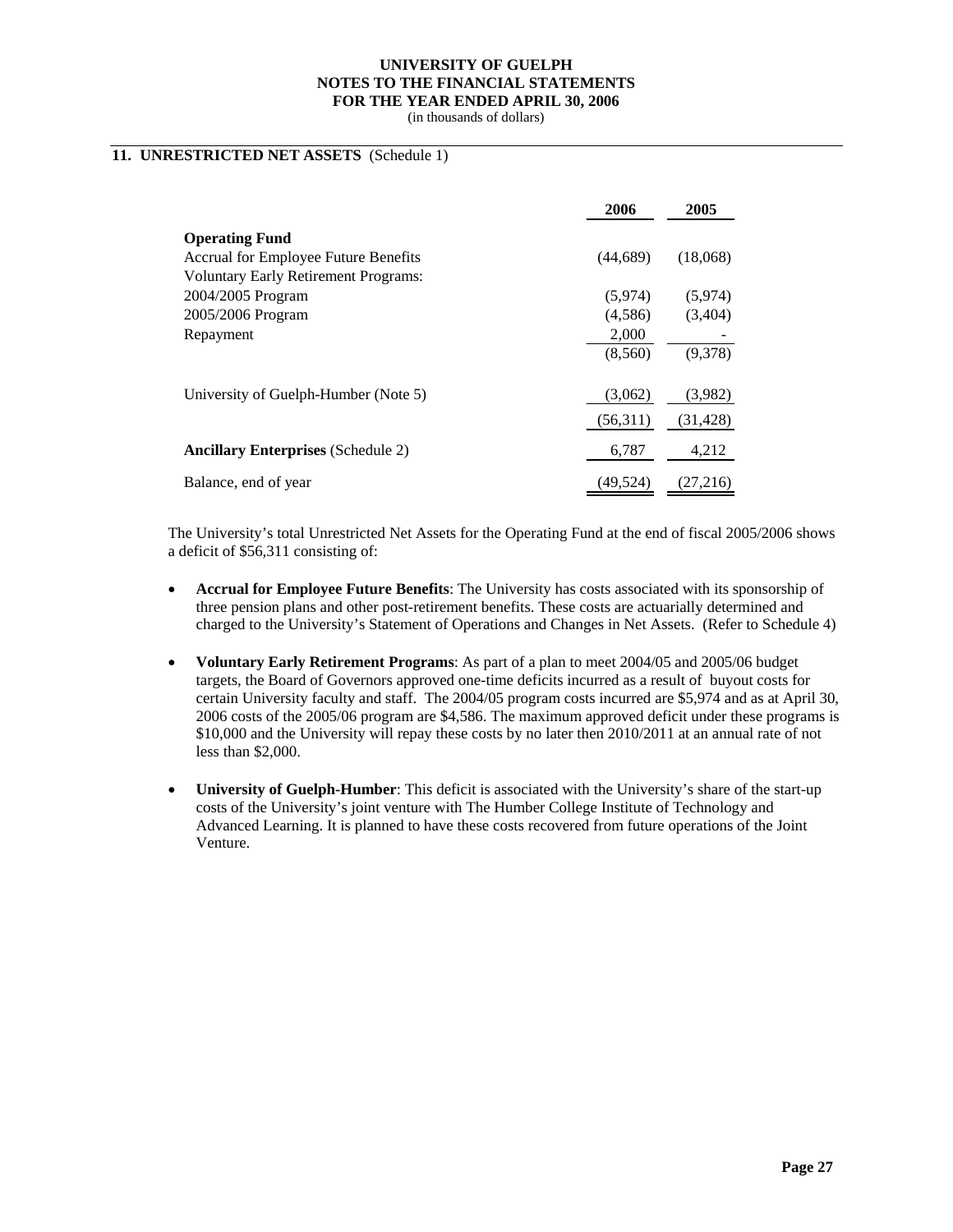## 11. UNRESTRICTED NET ASSETS (Schedule 1)

| | 2006 | 2005 |
|---|---|---|
| **Operating Fund** | | |
| Accrual for Employee Future Benefits | (44,689) | (18,068) |
| Voluntary Early Retirement Programs: | | |
| 2004/2005 Program | (5,974) | (5,974) |
| 2005/2006 Program | (4,586) | (3,404) |
| Repayment | 2,000 | - |
| | (8,560) | (9,378) |
| University of Guelph-Humber (Note 5) | (3,062) | (3,982) |
| | (56,311) | (31,428) |
| **Ancillary Enterprises** (Schedule 2) | 6,787 | 4,212 |
| Balance, end of year | (49,524) | (27,216) |

The University's total Unrestricted Net Assets for the Operating Fund at the end of fiscal 2005/2006 shows a deficit of $56,311 consisting of:

- **Accrual for Employee Future Benefits**: The University has costs associated with its sponsorship of three pension plans and other post-retirement benefits. These costs are actuarially determined and charged to the University's Statement of Operations and Changes in Net Assets. (Refer to Schedule 4)

- **Voluntary Early Retirement Programs**: As part of a plan to meet 2004/05 and 2005/06 budget targets, the Board of Governors approved one-time deficits incurred as a result of buyout costs for certain University faculty and staff. The 2004/05 program costs incurred are $5,974 and as at April 30, 2006 costs of the 2005/06 program are $4,586. The maximum approved deficit under these programs is $10,000 and the University will repay these costs by no later then 2010/2011 at an annual rate of not less than $2,000.

- **University of Guelph-Humber**: This deficit is associated with the University's share of the start-up costs of the University's joint venture with The Humber College Institute of Technology and Advanced Learning. It is planned to have these costs recovered from future operations of the Joint Venture.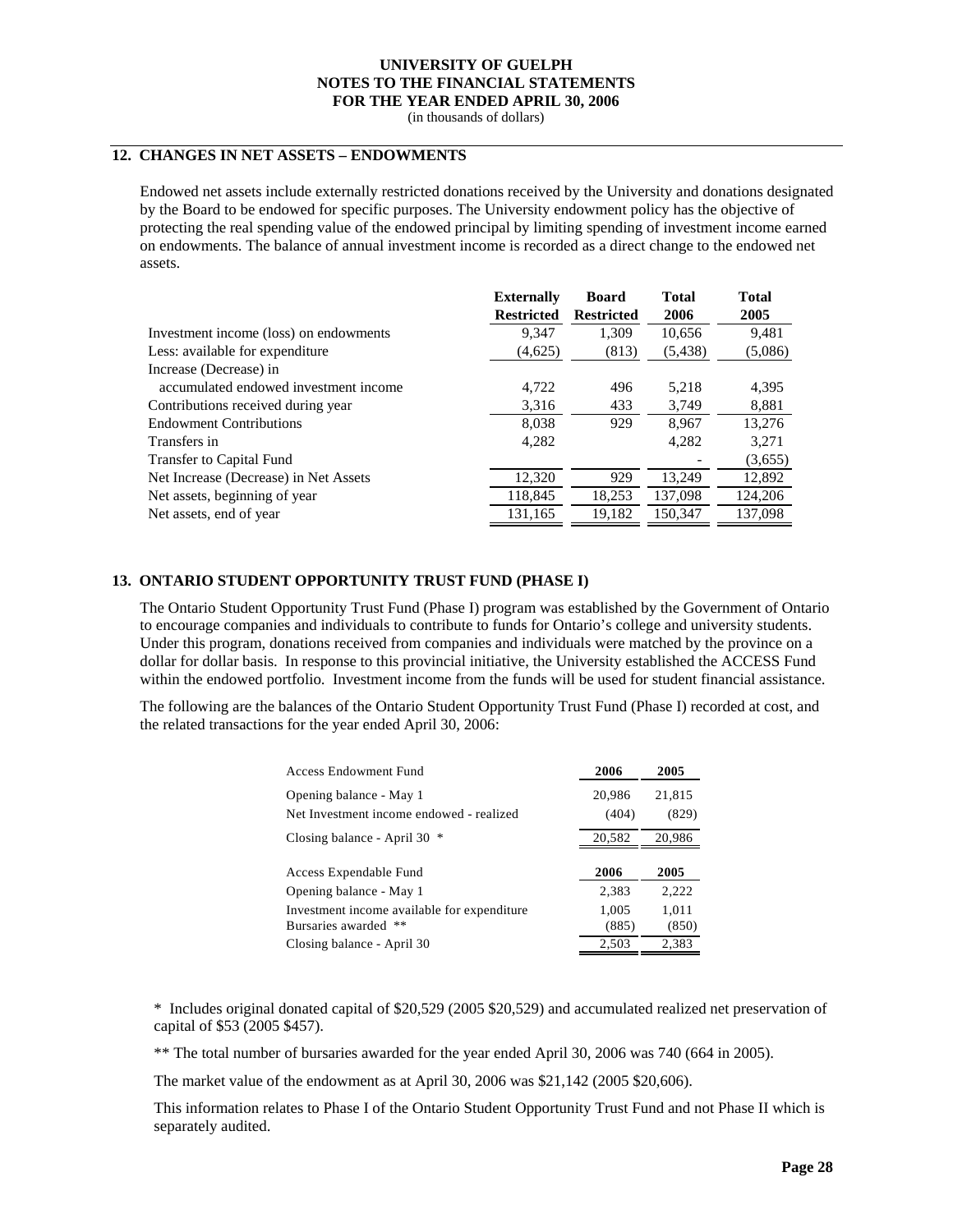## 12. CHANGES IN NET ASSETS – ENDOWMENTS

Endowed net assets include externally restricted donations received by the University and donations designated by the Board to be endowed for specific purposes. The University endowment policy has the objective of protecting the real spending value of the endowed principal by limiting spending of investment income earned on endowments. The balance of annual investment income is recorded as a direct change to the endowed net assets.

| | Externally Restricted | Board Restricted | Total 2006 | Total 2005 |
|---|---|---|---|---|
| Investment income (loss) on endowments | 9,347 | 1,309 | 10,656 | 9,481 |
| Less: available for expenditure | (4,625) | (813) | (5,438) | (5,086) |
| Increase (Decrease) in accumulated endowed investment income | 4,722 | 496 | 5,218 | 4,395 |
| Contributions received during year | 3,316 | 433 | 3,749 | 8,881 |
| Endowment Contributions | 8,038 | 929 | 8,967 | 13,276 |
| Transfers in | 4,282 | | 4,282 | 3,271 |
| Transfer to Capital Fund | | | - | (3,655) |
| Net Increase (Decrease) in Net Assets | 12,320 | 929 | 13,249 | 12,892 |
| Net assets, beginning of year | 118,845 | 18,253 | 137,098 | 124,206 |
| Net assets, end of year | 131,165 | 19,182 | 150,347 | 137,098 |

## 13. ONTARIO STUDENT OPPORTUNITY TRUST FUND (PHASE I)

The Ontario Student Opportunity Trust Fund (Phase I) program was established by the Government of Ontario to encourage companies and individuals to contribute to funds for Ontario's college and university students. Under this program, donations received from companies and individuals were matched by the province on a dollar for dollar basis. In response to this provincial initiative, the University established the ACCESS Fund within the endowed portfolio. Investment income from the funds will be used for student financial assistance.

The following are the balances of the Ontario Student Opportunity Trust Fund (Phase I) recorded at cost, and the related transactions for the year ended April 30, 2006:

| Access Endowment Fund | 2006 | 2005 |
|---|---|---|
| Opening balance - May 1 | 20,986 | 21,815 |
| Net Investment income endowed - realized | (404) | (829) |
| Closing balance - April 30 * | 20,582 | 20,986 |

| Access Expendable Fund | 2006 | 2005 |
|---|---|---|
| Opening balance - May 1 | 2,383 | 2,222 |
| Investment income available for expenditure | 1,005 | 1,011 |
| Bursaries awarded ** | (885) | (850) |
| Closing balance - April 30 | 2,503 | 2,383 |

\* Includes original donated capital of $20,529 (2005 $20,529) and accumulated realized net preservation of capital of $53 (2005 $457).

** The total number of bursaries awarded for the year ended April 30, 2006 was 740 (664 in 2005).

The market value of the endowment as at April 30, 2006 was $21,142 (2005 $20,606).

This information relates to Phase I of the Ontario Student Opportunity Trust Fund and not Phase II which is separately audited.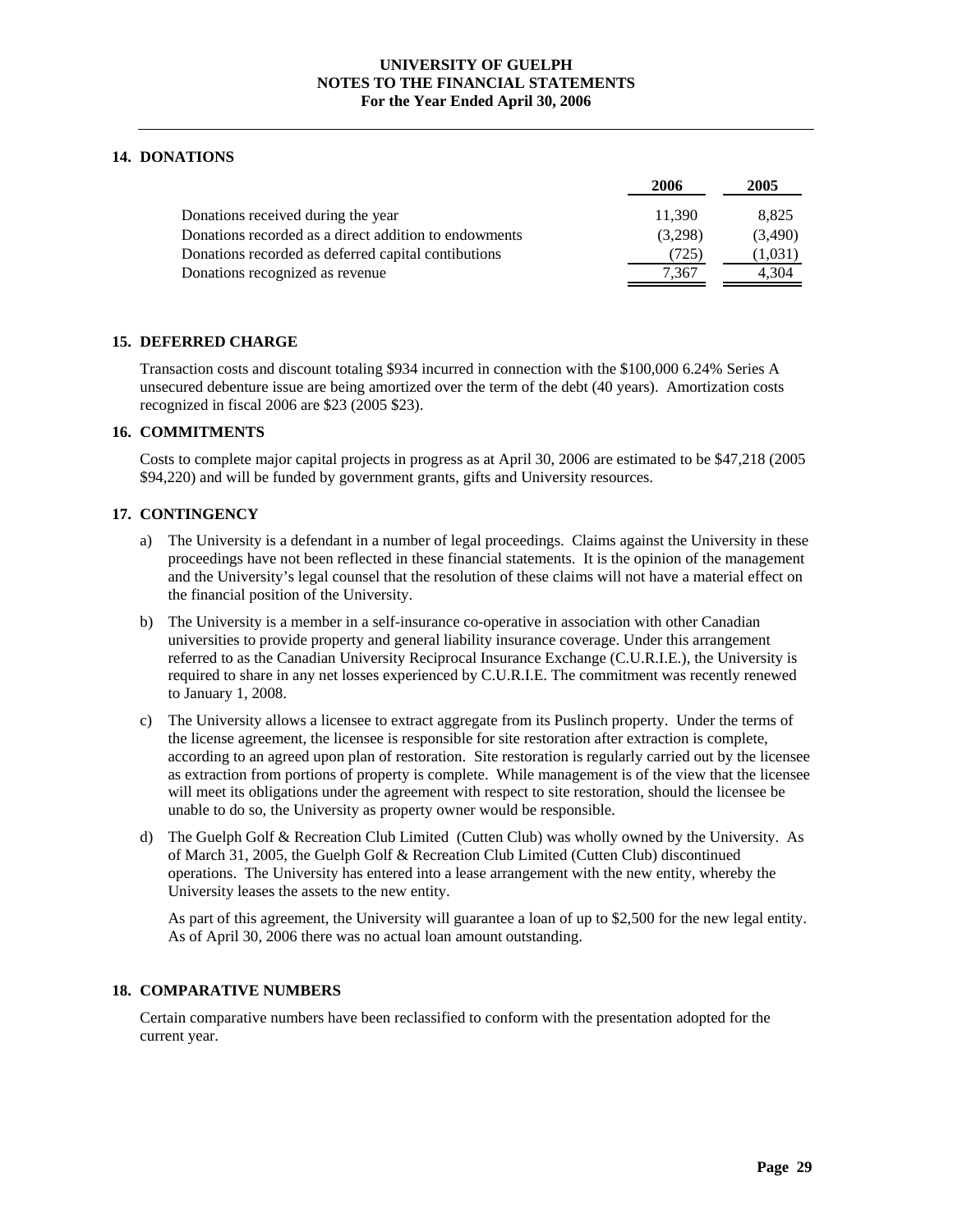## 14. DONATIONS

| | 2006 | 2005 |
|---|---|---|
| Donations received during the year | 11,390 | 8,825 |
| Donations recorded as a direct addition to endowments | (3,298) | (3,490) |
| Donations recorded as deferred capital contibutions | (725) | (1,031) |
| Donations recognized as revenue | 7,367 | 4,304 |

## 15. DEFERRED CHARGE

Transaction costs and discount totaling $934 incurred in connection with the $100,000 6.24% Series A unsecured debenture issue are being amortized over the term of the debt (40 years). Amortization costs recognized in fiscal 2006 are $23 (2005 $23).

## 16. COMMITMENTS

Costs to complete major capital projects in progress as at April 30, 2006 are estimated to be $47,218 (2005 $94,220) and will be funded by government grants, gifts and University resources.

## 17. CONTINGENCY

a) The University is a defendant in a number of legal proceedings. Claims against the University in these proceedings have not been reflected in these financial statements. It is the opinion of the management and the University's legal counsel that the resolution of these claims will not have a material effect on the financial position of the University.

b) The University is a member in a self-insurance co-operative in association with other Canadian universities to provide property and general liability insurance coverage. Under this arrangement referred to as the Canadian University Reciprocal Insurance Exchange (C.U.R.I.E.), the University is required to share in any net losses experienced by C.U.R.I.E. The commitment was recently renewed to January 1, 2008.

c) The University allows a licensee to extract aggregate from its Puslinch property. Under the terms of the license agreement, the licensee is responsible for site restoration after extraction is complete, according to an agreed upon plan of restoration. Site restoration is regularly carried out by the licensee as extraction from portions of property is complete. While management is of the view that the licensee will meet its obligations under the agreement with respect to site restoration, should the licensee be unable to do so, the University as property owner would be responsible.

d) The Guelph Golf & Recreation Club Limited (Cutten Club) was wholly owned by the University. As of March 31, 2005, the Guelph Golf & Recreation Club Limited (Cutten Club) discontinued operations. The University has entered into a lease arrangement with the new entity, whereby the University leases the assets to the new entity.

As part of this agreement, the University will guarantee a loan of up to $2,500 for the new legal entity. As of April 30, 2006 there was no actual loan amount outstanding.

## 18. COMPARATIVE NUMBERS

Certain comparative numbers have been reclassified to conform with the presentation adopted for the current year.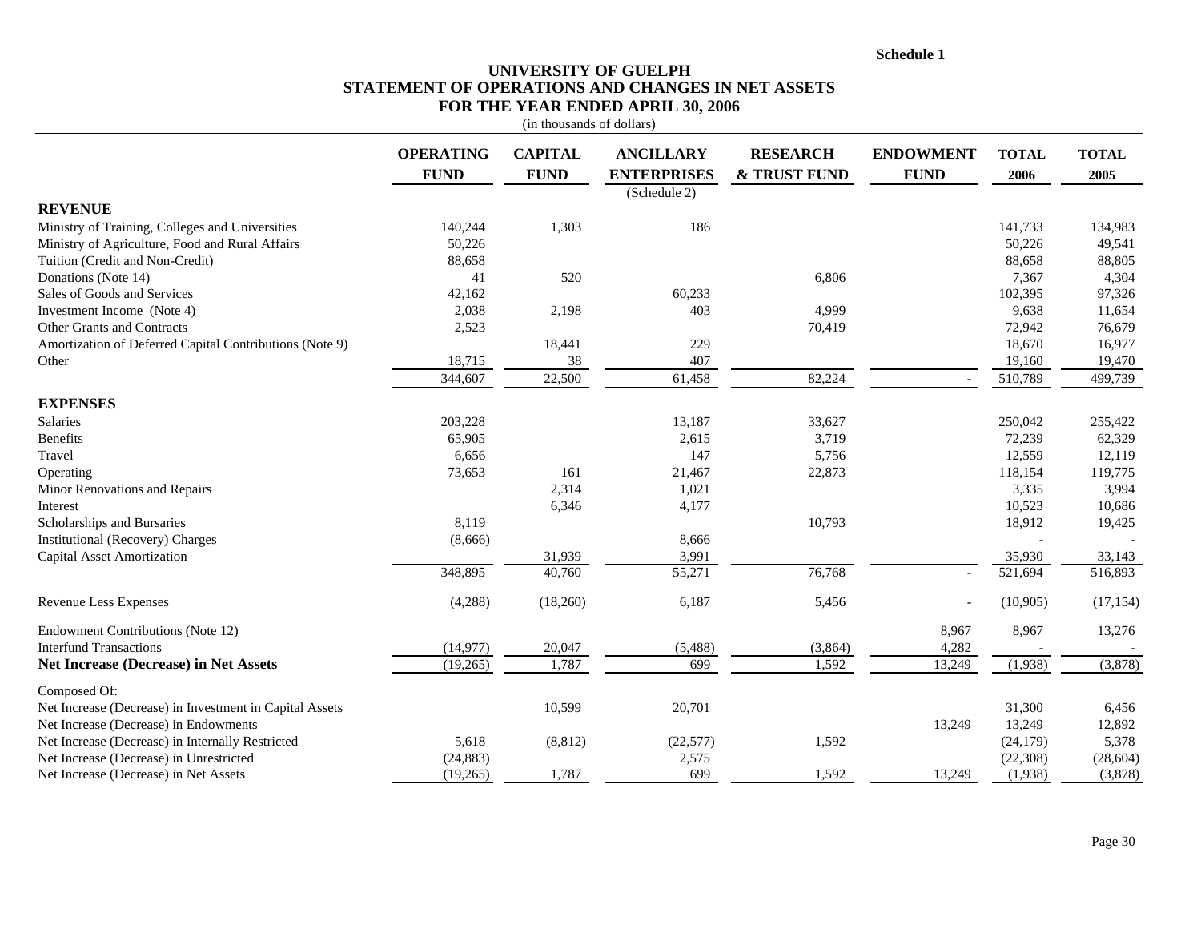**Schedule 1**

# UNIVERSITY OF GUELPH
## STATEMENT OF OPERATIONS AND CHANGES IN NET ASSETS
## FOR THE YEAR ENDED APRIL 30, 2006

(in thousands of dollars)

| | OPERATING FUND | CAPITAL FUND | ANCILLARY ENTERPRISES (Schedule 2) | RESEARCH & TRUST FUND | ENDOWMENT FUND | TOTAL 2006 | TOTAL 2005 |
|---|---|---|---|---|---|---|---|
| **REVENUE** | | | | | | | |
| Ministry of Training, Colleges and Universities | 140,244 | 1,303 | 186 | | | 141,733 | 134,983 |
| Ministry of Agriculture, Food and Rural Affairs | 50,226 | | | | | 50,226 | 49,541 |
| Tuition (Credit and Non-Credit) | 88,658 | | | | | 88,658 | 88,805 |
| Donations (Note 14) | 41 | 520 | | 6,806 | | 7,367 | 4,304 |
| Sales of Goods and Services | 42,162 | | 60,233 | | | 102,395 | 97,326 |
| Investment Income (Note 4) | 2,038 | 2,198 | 403 | 4,999 | | 9,638 | 11,654 |
| Other Grants and Contracts | 2,523 | | | 70,419 | | 72,942 | 76,679 |
| Amortization of Deferred Capital Contributions (Note 9) | | 18,441 | 229 | | | 18,670 | 16,977 |
| Other | 18,715 | 38 | 407 | | | 19,160 | 19,470 |
| | 344,607 | 22,500 | 61,458 | 82,224 | - | 510,789 | 499,739 |
| **EXPENSES** | | | | | | | |
| Salaries | 203,228 | | 13,187 | 33,627 | | 250,042 | 255,422 |
| Benefits | 65,905 | | 2,615 | 3,719 | | 72,239 | 62,329 |
| Travel | 6,656 | | 147 | 5,756 | | 12,559 | 12,119 |
| Operating | 73,653 | 161 | 21,467 | 22,873 | | 118,154 | 119,775 |
| Minor Renovations and Repairs | | 2,314 | 1,021 | | | 3,335 | 3,994 |
| Interest | | 6,346 | 4,177 | | | 10,523 | 10,686 |
| Scholarships and Bursaries | 8,119 | | | 10,793 | | 18,912 | 19,425 |
| Institutional (Recovery) Charges | (8,666) | | 8,666 | | | - | - |
| Capital Asset Amortization | | 31,939 | 3,991 | | | 35,930 | 33,143 |
| | 348,895 | 40,760 | 55,271 | 76,768 | - | 521,694 | 516,893 |
| Revenue Less Expenses | (4,288) | (18,260) | 6,187 | 5,456 | - | (10,905) | (17,154) |
| Endowment Contributions (Note 12) | | | | | 8,967 | 8,967 | 13,276 |
| Interfund Transactions | (14,977) | 20,047 | (5,488) | (3,864) | 4,282 | - | - |
| **Net Increase (Decrease) in Net Assets** | (19,265) | 1,787 | 699 | 1,592 | 13,249 | (1,938) | (3,878) |
| Composed Of: | | | | | | | |
| Net Increase (Decrease) in Investment in Capital Assets | | 10,599 | 20,701 | | | 31,300 | 6,456 |
| Net Increase (Decrease) in Endowments | | | | | 13,249 | 13,249 | 12,892 |
| Net Increase (Decrease) in Internally Restricted | 5,618 | (8,812) | (22,577) | 1,592 | | (24,179) | 5,378 |
| Net Increase (Decrease) in Unrestricted | (24,883) | | 2,575 | | | (22,308) | (28,604) |
| Net Increase (Decrease) in Net Assets | (19,265) | 1,787 | 699 | 1,592 | 13,249 | (1,938) | (3,878) |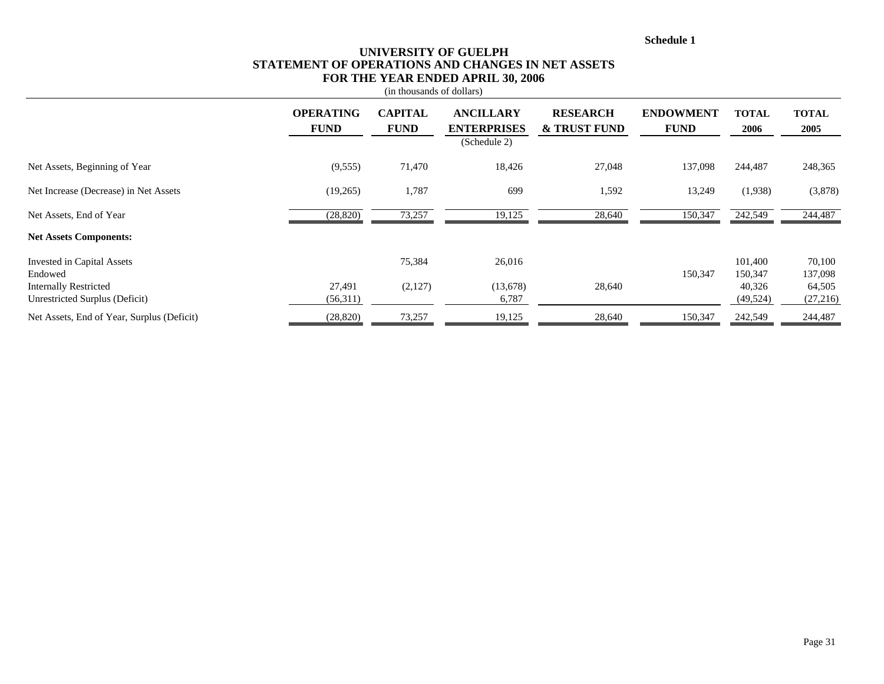Schedule 1

# UNIVERSITY OF GUELPH
## STATEMENT OF OPERATIONS AND CHANGES IN NET ASSETS
## FOR THE YEAR ENDED APRIL 30, 2006

(in thousands of dollars)

| | OPERATING FUND | CAPITAL FUND | ANCILLARY ENTERPRISES (Schedule 2) | RESEARCH & TRUST FUND | ENDOWMENT FUND | TOTAL 2006 | TOTAL 2005 |
|---|---|---|---|---|---|---|---|
| Net Assets, Beginning of Year | (9,555) | 71,470 | 18,426 | 27,048 | 137,098 | 244,487 | 248,365 |
| Net Increase (Decrease) in Net Assets | (19,265) | 1,787 | 699 | 1,592 | 13,249 | (1,938) | (3,878) |
| Net Assets, End of Year | (28,820) | 73,257 | 19,125 | 28,640 | 150,347 | 242,549 | 244,487 |
| **Net Assets Components:** | | | | | | | |
| Invested in Capital Assets | | 75,384 | 26,016 | | | 101,400 | 70,100 |
| Endowed | | | | | 150,347 | 150,347 | 137,098 |
| Internally Restricted | 27,491 | (2,127) | (13,678) | 28,640 | | 40,326 | 64,505 |
| Unrestricted Surplus (Deficit) | (56,311) | | 6,787 | | | (49,524) | (27,216) |
| Net Assets, End of Year, Surplus (Deficit) | (28,820) | 73,257 | 19,125 | 28,640 | 150,347 | 242,549 | 244,487 |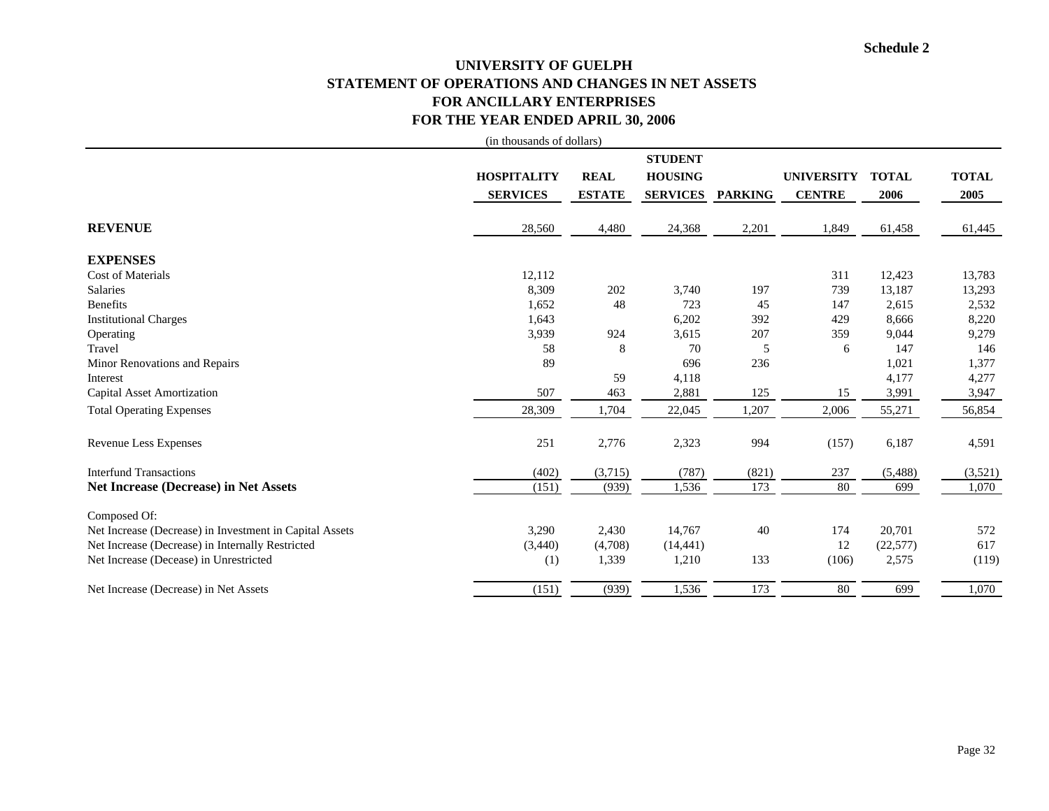Schedule 2

# UNIVERSITY OF GUELPH
## STATEMENT OF OPERATIONS AND CHANGES IN NET ASSETS
## FOR ANCILLARY ENTERPRISES
## FOR THE YEAR ENDED APRIL 30, 2006

(in thousands of dollars)

| | HOSPITALITY SERVICES | REAL ESTATE | STUDENT HOUSING SERVICES | PARKING | UNIVERSITY CENTRE | TOTAL 2006 | TOTAL 2005 |
|---|---|---|---|---|---|---|---|
| **REVENUE** | 28,560 | 4,480 | 24,368 | 2,201 | 1,849 | 61,458 | 61,445 |
| **EXPENSES** | | | | | | | |
| Cost of Materials | 12,112 | | | | 311 | 12,423 | 13,783 |
| Salaries | 8,309 | 202 | 3,740 | 197 | 739 | 13,187 | 13,293 |
| Benefits | 1,652 | 48 | 723 | 45 | 147 | 2,615 | 2,532 |
| Institutional Charges | 1,643 | | 6,202 | 392 | 429 | 8,666 | 8,220 |
| Operating | 3,939 | 924 | 3,615 | 207 | 359 | 9,044 | 9,279 |
| Travel | 58 | 8 | 70 | 5 | 6 | 147 | 146 |
| Minor Renovations and Repairs | 89 | | 696 | 236 | | 1,021 | 1,377 |
| Interest | | 59 | 4,118 | | | 4,177 | 4,277 |
| Capital Asset Amortization | 507 | 463 | 2,881 | 125 | 15 | 3,991 | 3,947 |
| Total Operating Expenses | 28,309 | 1,704 | 22,045 | 1,207 | 2,006 | 55,271 | 56,854 |
| Revenue Less Expenses | 251 | 2,776 | 2,323 | 994 | (157) | 6,187 | 4,591 |
| Interfund Transactions | (402) | (3,715) | (787) | (821) | 237 | (5,488) | (3,521) |
| **Net Increase (Decrease) in Net Assets** | (151) | (939) | 1,536 | 173 | 80 | 699 | 1,070 |
| Composed Of: | | | | | | | |
| Net Increase (Decrease) in Investment in Capital Assets | 3,290 | 2,430 | 14,767 | 40 | 174 | 20,701 | 572 |
| Net Increase (Decrease) in Internally Restricted | (3,440) | (4,708) | (14,441) | | 12 | (22,577) | 617 |
| Net Increase (Decease) in Unrestricted | (1) | 1,339 | 1,210 | 133 | (106) | 2,575 | (119) |
| Net Increase (Decrease) in Net Assets | (151) | (939) | 1,536 | 173 | 80 | 699 | 1,070 |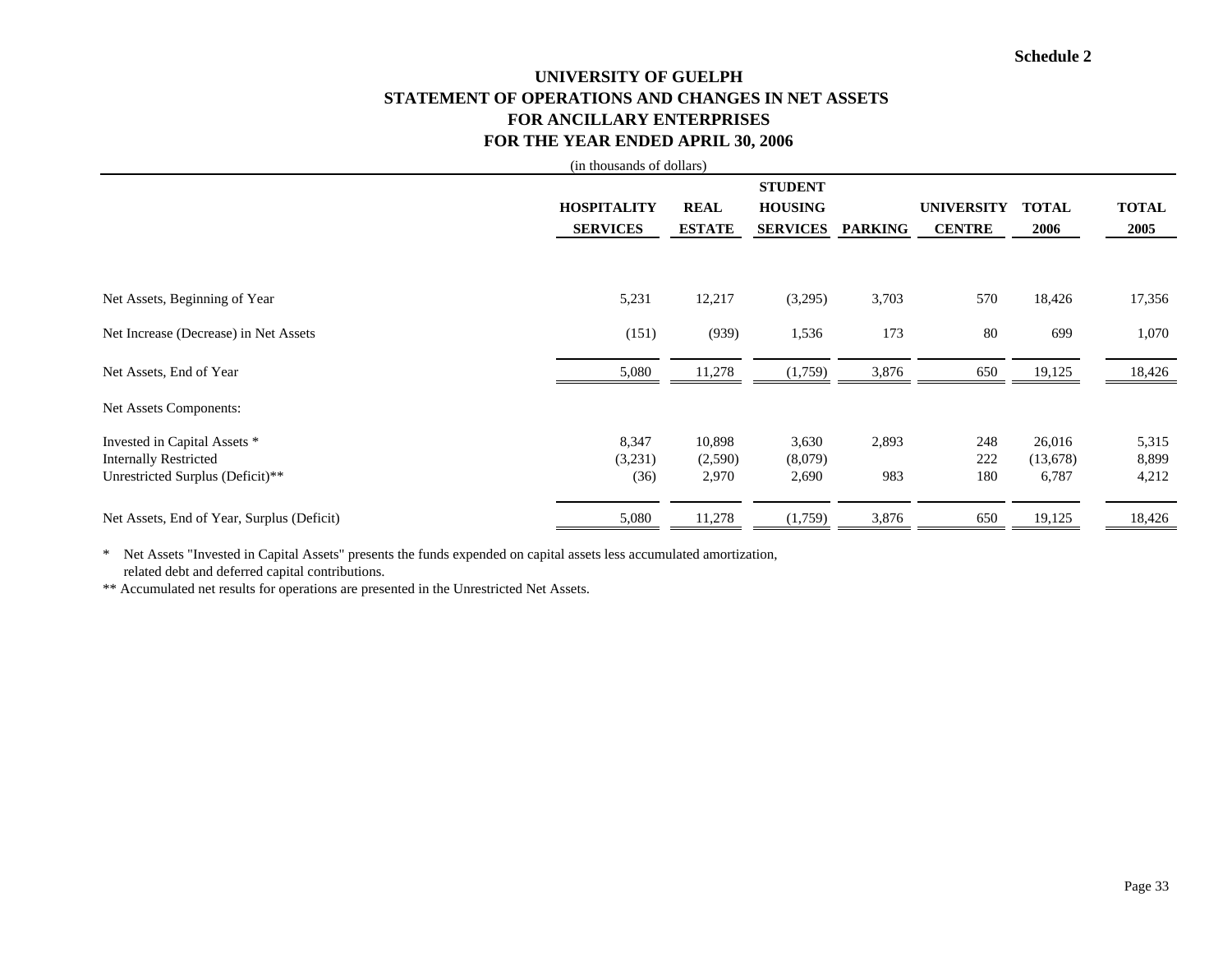**Schedule 2**

# UNIVERSITY OF GUELPH
## STATEMENT OF OPERATIONS AND CHANGES IN NET ASSETS
## FOR ANCILLARY ENTERPRISES
## FOR THE YEAR ENDED APRIL 30, 2006

(in thousands of dollars)

| | HOSPITALITY SERVICES | REAL ESTATE | STUDENT HOUSING SERVICES | PARKING | UNIVERSITY CENTRE | TOTAL 2006 | TOTAL 2005 |
|---|---|---|---|---|---|---|---|
| Net Assets, Beginning of Year | 5,231 | 12,217 | (3,295) | 3,703 | 570 | 18,426 | 17,356 |
| Net Increase (Decrease) in Net Assets | (151) | (939) | 1,536 | 173 | 80 | 699 | 1,070 |
| Net Assets, End of Year | 5,080 | 11,278 | (1,759) | 3,876 | 650 | 19,125 | 18,426 |
| Net Assets Components: | | | | | | | |
| Invested in Capital Assets * | 8,347 | 10,898 | 3,630 | 2,893 | 248 | 26,016 | 5,315 |
| Internally Restricted | (3,231) | (2,590) | (8,079) | | 222 | (13,678) | 8,899 |
| Unrestricted Surplus (Deficit)** | (36) | 2,970 | 2,690 | 983 | 180 | 6,787 | 4,212 |
| Net Assets, End of Year, Surplus (Deficit) | 5,080 | 11,278 | (1,759) | 3,876 | 650 | 19,125 | 18,426 |

\* Net Assets "Invested in Capital Assets" presents the funds expended on capital assets less accumulated amortization, related debt and deferred capital contributions.

** Accumulated net results for operations are presented in the Unrestricted Net Assets.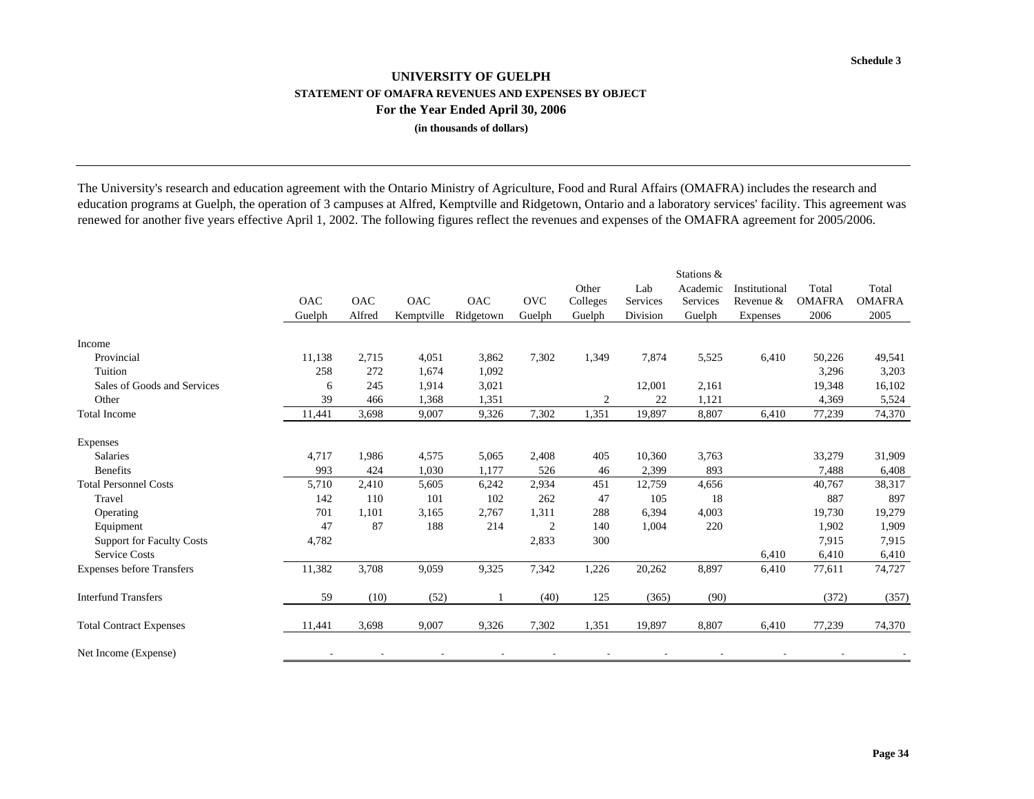Schedule 3

# UNIVERSITY OF GUELPH

## STATEMENT OF OMAFRA REVENUES AND EXPENSES BY OBJECT

### For the Year Ended April 30, 2006

**(in thousands of dollars)**

The University's research and education agreement with the Ontario Ministry of Agriculture, Food and Rural Affairs (OMAFRA) includes the research and education programs at Guelph, the operation of 3 campuses at Alfred, Kemptville and Ridgetown, Ontario and a laboratory services' facility. This agreement was renewed for another five years effective April 1, 2002. The following figures reflect the revenues and expenses of the OMAFRA agreement for 2005/2006.

| | OAC Guelph | OAC Alfred | OAC Kemptville | OAC Ridgetown | OVC Guelph | Other Colleges Guelph | Lab Services Division | Stations & Academic Services Guelph | Institutional Revenue & Expenses | Total OMAFRA 2006 | Total OMAFRA 2005 |
|---|---|---|---|---|---|---|---|---|---|---|---|
| Income | | | | | | | | | | | |
| Provincial | 11,138 | 2,715 | 4,051 | 3,862 | 7,302 | 1,349 | 7,874 | 5,525 | 6,410 | 50,226 | 49,541 |
| Tuition | 258 | 272 | 1,674 | 1,092 | | | | | | 3,296 | 3,203 |
| Sales of Goods and Services | 6 | 245 | 1,914 | 3,021 | | | 12,001 | 2,161 | | 19,348 | 16,102 |
| Other | 39 | 466 | 1,368 | 1,351 | | 2 | 22 | 1,121 | | 4,369 | 5,524 |
| Total Income | 11,441 | 3,698 | 9,007 | 9,326 | 7,302 | 1,351 | 19,897 | 8,807 | 6,410 | 77,239 | 74,370 |
| Expenses | | | | | | | | | | | |
| Salaries | 4,717 | 1,986 | 4,575 | 5,065 | 2,408 | 405 | 10,360 | 3,763 | | 33,279 | 31,909 |
| Benefits | 993 | 424 | 1,030 | 1,177 | 526 | 46 | 2,399 | 893 | | 7,488 | 6,408 |
| Total Personnel Costs | 5,710 | 2,410 | 5,605 | 6,242 | 2,934 | 451 | 12,759 | 4,656 | | 40,767 | 38,317 |
| Travel | 142 | 110 | 101 | 102 | 262 | 47 | 105 | 18 | | 887 | 897 |
| Operating | 701 | 1,101 | 3,165 | 2,767 | 1,311 | 288 | 6,394 | 4,003 | | 19,730 | 19,279 |
| Equipment | 47 | 87 | 188 | 214 | 2 | 140 | 1,004 | 220 | | 1,902 | 1,909 |
| Support for Faculty Costs | 4,782 | | | | 2,833 | 300 | | | | 7,915 | 7,915 |
| Service Costs | | | | | | | | | 6,410 | 6,410 | 6,410 |
| Expenses before Transfers | 11,382 | 3,708 | 9,059 | 9,325 | 7,342 | 1,226 | 20,262 | 8,897 | 6,410 | 77,611 | 74,727 |
| Interfund Transfers | 59 | (10) | (52) | 1 | (40) | 125 | (365) | (90) | | (372) | (357) |
| Total Contract Expenses | 11,441 | 3,698 | 9,007 | 9,326 | 7,302 | 1,351 | 19,897 | 8,807 | 6,410 | 77,239 | 74,370 |
| Net Income (Expense) | - | - | - | - | - | - | - | - | - | - | - |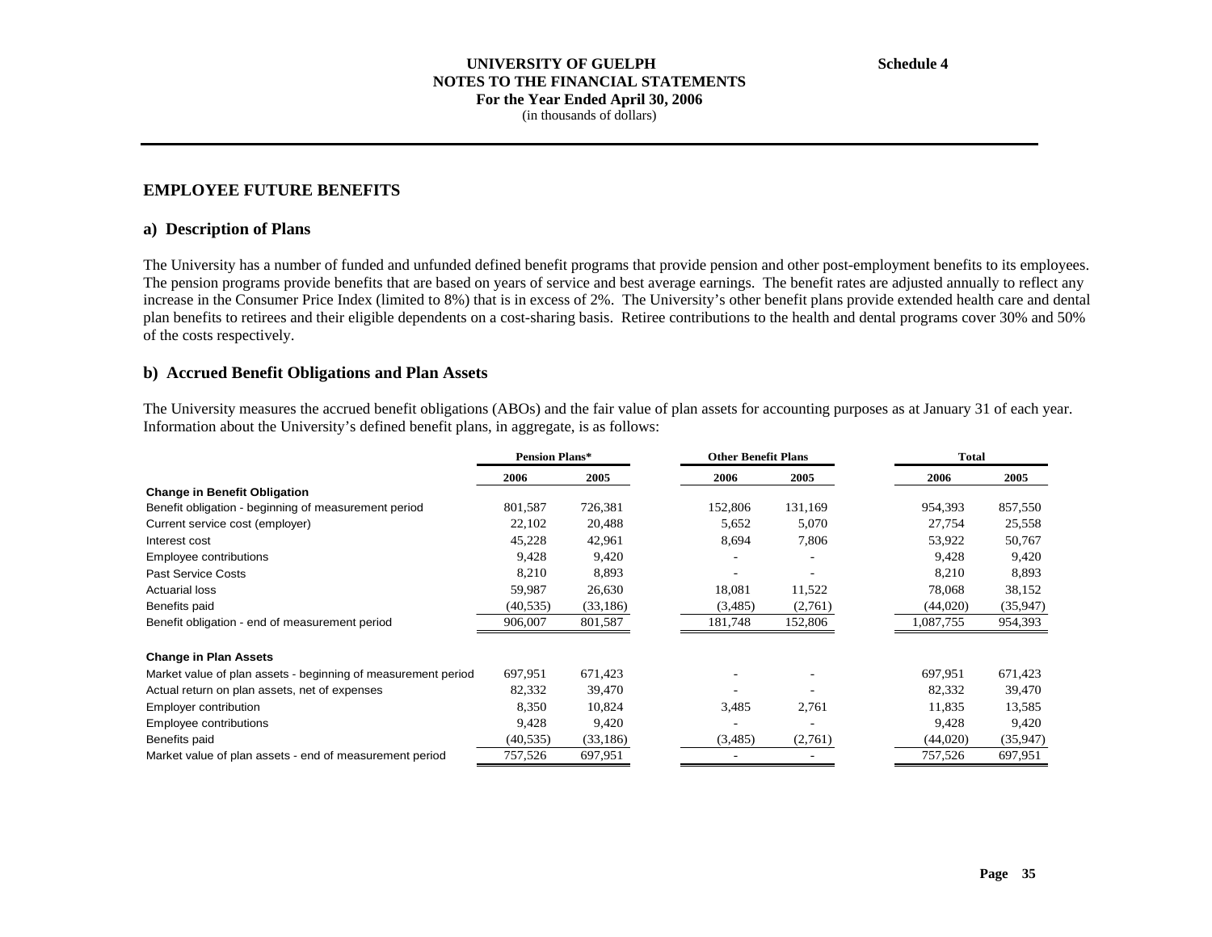**UNIVERSITY OF GUELPH**
**NOTES TO THE FINANCIAL STATEMENTS**
**For the Year Ended April 30, 2006**
(in thousands of dollars)

**Schedule 4**

## EMPLOYEE FUTURE BENEFITS

### a) Description of Plans

The University has a number of funded and unfunded defined benefit programs that provide pension and other post-employment benefits to its employees. The pension programs provide benefits that are based on years of service and best average earnings. The benefit rates are adjusted annually to reflect any increase in the Consumer Price Index (limited to 8%) that is in excess of 2%. The University's other benefit plans provide extended health care and dental plan benefits to retirees and their eligible dependents on a cost-sharing basis. Retiree contributions to the health and dental programs cover 30% and 50% of the costs respectively.

### b) Accrued Benefit Obligations and Plan Assets

The University measures the accrued benefit obligations (ABOs) and the fair value of plan assets for accounting purposes as at January 31 of each year. Information about the University's defined benefit plans, in aggregate, is as follows:

| | Pension Plans* | | Other Benefit Plans | | Total | |
|---|---|---|---|---|---|---|
| | 2006 | 2005 | 2006 | 2005 | 2006 | 2005 |
| **Change in Benefit Obligation** | | | | | | |
| Benefit obligation - beginning of measurement period | 801,587 | 726,381 | 152,806 | 131,169 | 954,393 | 857,550 |
| Current service cost (employer) | 22,102 | 20,488 | 5,652 | 5,070 | 27,754 | 25,558 |
| Interest cost | 45,228 | 42,961 | 8,694 | 7,806 | 53,922 | 50,767 |
| Employee contributions | 9,428 | 9,420 | - | - | 9,428 | 9,420 |
| Past Service Costs | 8,210 | 8,893 | - | - | 8,210 | 8,893 |
| Actuarial loss | 59,987 | 26,630 | 18,081 | 11,522 | 78,068 | 38,152 |
| Benefits paid | (40,535) | (33,186) | (3,485) | (2,761) | (44,020) | (35,947) |
| Benefit obligation - end of measurement period | 906,007 | 801,587 | 181,748 | 152,806 | 1,087,755 | 954,393 |
| **Change in Plan Assets** | | | | | | |
| Market value of plan assets - beginning of measurement period | 697,951 | 671,423 | - | - | 697,951 | 671,423 |
| Actual return on plan assets, net of expenses | 82,332 | 39,470 | - | - | 82,332 | 39,470 |
| Employer contribution | 8,350 | 10,824 | 3,485 | 2,761 | 11,835 | 13,585 |
| Employee contributions | 9,428 | 9,420 | - | - | 9,428 | 9,420 |
| Benefits paid | (40,535) | (33,186) | (3,485) | (2,761) | (44,020) | (35,947) |
| Market value of plan assets - end of measurement period | 757,526 | 697,951 | - | - | 757,526 | 697,951 |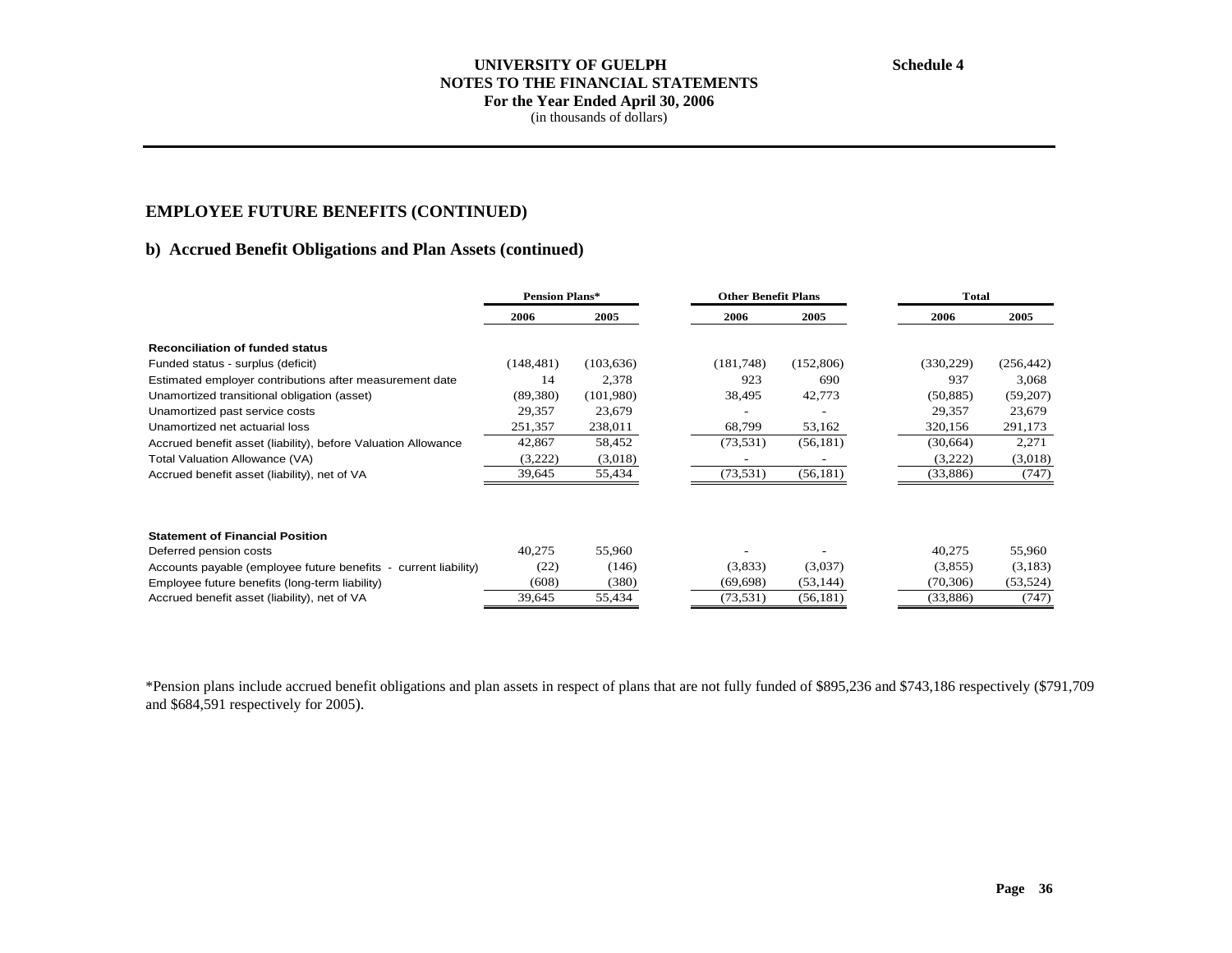**UNIVERSITY OF GUELPH**
**NOTES TO THE FINANCIAL STATEMENTS**
**For the Year Ended April 30, 2006**
(in thousands of dollars)

**Schedule 4**

## EMPLOYEE FUTURE BENEFITS (CONTINUED)

### b) Accrued Benefit Obligations and Plan Assets (continued)

| | Pension Plans* | | Other Benefit Plans | | Total | |
|---|---|---|---|---|---|---|
| | **2006** | **2005** | **2006** | **2005** | **2006** | **2005** |
| **Reconciliation of funded status** | | | | | | |
| Funded status - surplus (deficit) | (148,481) | (103,636) | (181,748) | (152,806) | (330,229) | (256,442) |
| Estimated employer contributions after measurement date | 14 | 2,378 | 923 | 690 | 937 | 3,068 |
| Unamortized transitional obligation (asset) | (89,380) | (101,980) | 38,495 | 42,773 | (50,885) | (59,207) |
| Unamortized past service costs | 29,357 | 23,679 | - | - | 29,357 | 23,679 |
| Unamortized net actuarial loss | 251,357 | 238,011 | 68,799 | 53,162 | 320,156 | 291,173 |
| Accrued benefit asset (liability), before Valuation Allowance | 42,867 | 58,452 | (73,531) | (56,181) | (30,664) | 2,271 |
| Total Valuation Allowance (VA) | (3,222) | (3,018) | - | - | (3,222) | (3,018) |
| Accrued benefit asset (liability), net of VA | 39,645 | 55,434 | (73,531) | (56,181) | (33,886) | (747) |
| | | | | | | |
| **Statement of Financial Position** | | | | | | |
| Deferred pension costs | 40,275 | 55,960 | - | - | 40,275 | 55,960 |
| Accounts payable (employee future benefits - current liability) | (22) | (146) | (3,833) | (3,037) | (3,855) | (3,183) |
| Employee future benefits (long-term liability) | (608) | (380) | (69,698) | (53,144) | (70,306) | (53,524) |
| Accrued benefit asset (liability), net of VA | 39,645 | 55,434 | (73,531) | (56,181) | (33,886) | (747) |

*Pension plans include accrued benefit obligations and plan assets in respect of plans that are not fully funded of $895,236 and $743,186 respectively ($791,709 and $684,591 respectively for 2005).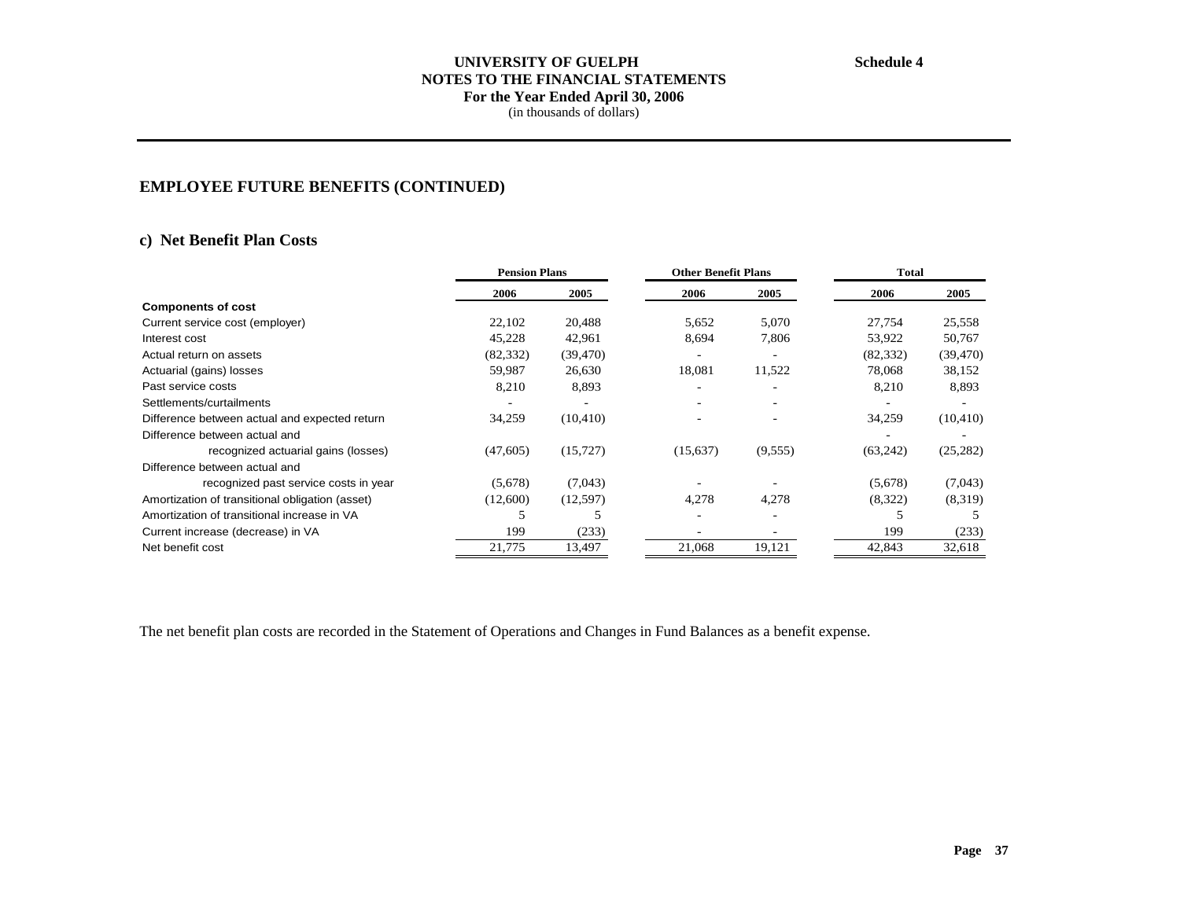# UNIVERSITY OF GUELPH
## NOTES TO THE FINANCIAL STATEMENTS
### For the Year Ended April 30, 2006
(in thousands of dollars)

**Schedule 4**

## EMPLOYEE FUTURE BENEFITS (CONTINUED)

### c) Net Benefit Plan Costs

| | Pension Plans | | Other Benefit Plans | | Total | |
|---|---|---|---|---|---|---|
| | 2006 | 2005 | 2006 | 2005 | 2006 | 2005 |
| **Components of cost** | | | | | | |
| Current service cost (employer) | 22,102 | 20,488 | 5,652 | 5,070 | 27,754 | 25,558 |
| Interest cost | 45,228 | 42,961 | 8,694 | 7,806 | 53,922 | 50,767 |
| Actual return on assets | (82,332) | (39,470) | - | - | (82,332) | (39,470) |
| Actuarial (gains) losses | 59,987 | 26,630 | 18,081 | 11,522 | 78,068 | 38,152 |
| Past service costs | 8,210 | 8,893 | - | - | 8,210 | 8,893 |
| Settlements/curtailments | - | - | - | - | - | - |
| Difference between actual and expected return | 34,259 | (10,410) | - | - | 34,259 | (10,410) |
| Difference between actual and | | | | | - | - |
| recognized actuarial gains (losses) | (47,605) | (15,727) | (15,637) | (9,555) | (63,242) | (25,282) |
| Difference between actual and | | | | | | |
| recognized past service costs in year | (5,678) | (7,043) | - | - | (5,678) | (7,043) |
| Amortization of transitional obligation (asset) | (12,600) | (12,597) | 4,278 | 4,278 | (8,322) | (8,319) |
| Amortization of transitional increase in VA | 5 | 5 | - | - | 5 | 5 |
| Current increase (decrease) in VA | 199 | (233) | - | - | 199 | (233) |
| Net benefit cost | 21,775 | 13,497 | 21,068 | 19,121 | 42,843 | 32,618 |

The net benefit plan costs are recorded in the Statement of Operations and Changes in Fund Balances as a benefit expense.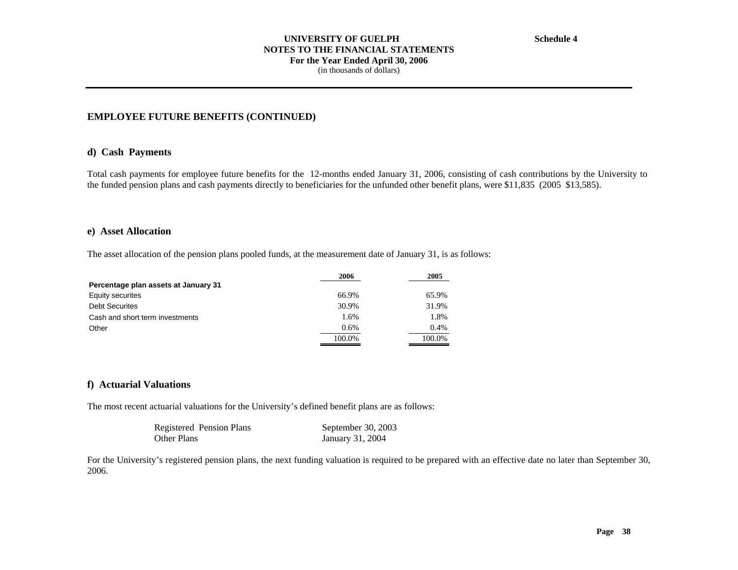# UNIVERSITY OF GUELPH
## NOTES TO THE FINANCIAL STATEMENTS
### For the Year Ended April 30, 2006
(in thousands of dollars)

**Schedule 4**

## EMPLOYEE FUTURE BENEFITS (CONTINUED)

### d) Cash Payments

Total cash payments for employee future benefits for the 12-months ended January 31, 2006, consisting of cash contributions by the University to the funded pension plans and cash payments directly to beneficiaries for the unfunded other benefit plans, were $11,835 (2005 $13,585).

### e) Asset Allocation

The asset allocation of the pension plans pooled funds, at the measurement date of January 31, is as follows:

| | 2006 | 2005 |
|---|---|---|
| **Percentage plan assets at January 31** | | |
| Equity securites | 66.9% | 65.9% |
| Debt Securites | 30.9% | 31.9% |
| Cash and short term investments | 1.6% | 1.8% |
| Other | 0.6% | 0.4% |
| | 100.0% | 100.0% |

### f) Actuarial Valuations

The most recent actuarial valuations for the University's defined benefit plans are as follows:

| | |
|---|---|
| Registered Pension Plans | September 30, 2003 |
| Other Plans | January 31, 2004 |

For the University's registered pension plans, the next funding valuation is required to be prepared with an effective date no later than September 30, 2006.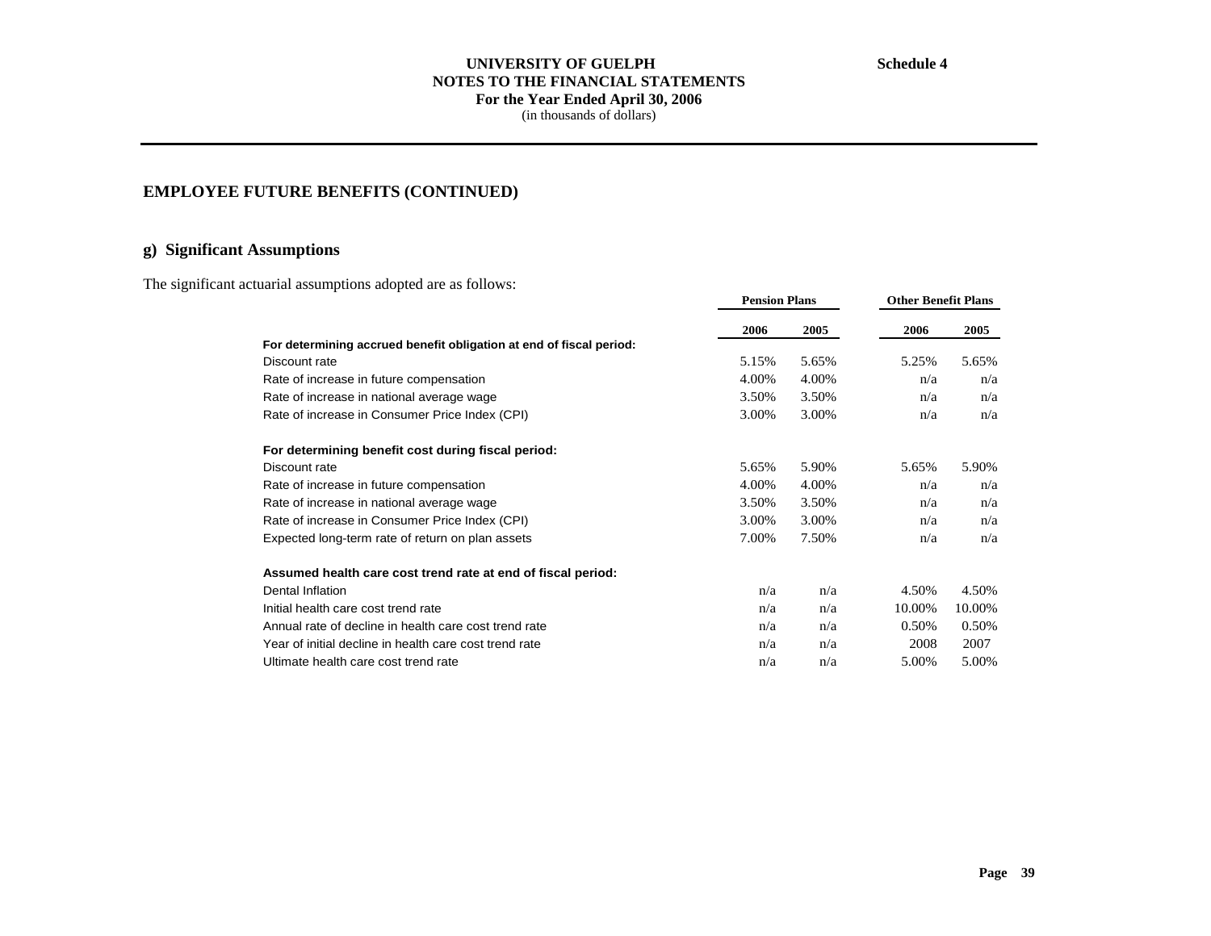**UNIVERSITY OF GUELPH**
**NOTES TO THE FINANCIAL STATEMENTS**
**For the Year Ended April 30, 2006**
(in thousands of dollars)

**Schedule 4**

## EMPLOYEE FUTURE BENEFITS (CONTINUED)

### g) Significant Assumptions

The significant actuarial assumptions adopted are as follows:

| | Pension Plans | | Other Benefit Plans | |
|---|---|---|---|---|
| | **2006** | **2005** | **2006** | **2005** |
| **For determining accrued benefit obligation at end of fiscal period:** | | | | |
| Discount rate | 5.15% | 5.65% | 5.25% | 5.65% |
| Rate of increase in future compensation | 4.00% | 4.00% | n/a | n/a |
| Rate of increase in national average wage | 3.50% | 3.50% | n/a | n/a |
| Rate of increase in Consumer Price Index (CPI) | 3.00% | 3.00% | n/a | n/a |
| **For determining benefit cost during fiscal period:** | | | | |
| Discount rate | 5.65% | 5.90% | 5.65% | 5.90% |
| Rate of increase in future compensation | 4.00% | 4.00% | n/a | n/a |
| Rate of increase in national average wage | 3.50% | 3.50% | n/a | n/a |
| Rate of increase in Consumer Price Index (CPI) | 3.00% | 3.00% | n/a | n/a |
| Expected long-term rate of return on plan assets | 7.00% | 7.50% | n/a | n/a |
| **Assumed health care cost trend rate at end of fiscal period:** | | | | |
| Dental Inflation | n/a | n/a | 4.50% | 4.50% |
| Initial health care cost trend rate | n/a | n/a | 10.00% | 10.00% |
| Annual rate of decline in health care cost trend rate | n/a | n/a | 0.50% | 0.50% |
| Year of initial decline in health care cost trend rate | n/a | n/a | 2008 | 2007 |
| Ultimate health care cost trend rate | n/a | n/a | 5.00% | 5.00% |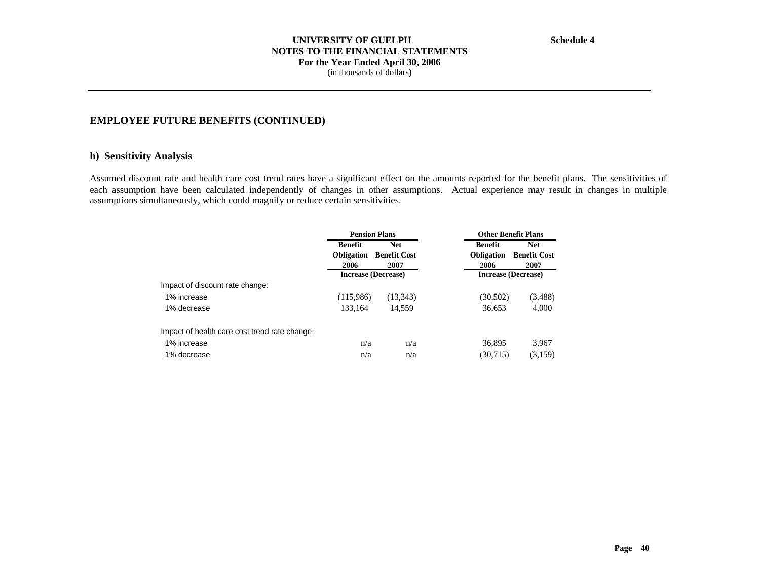UNIVERSITY OF GUELPH
NOTES TO THE FINANCIAL STATEMENTS
For the Year Ended April 30, 2006
(in thousands of dollars)

Schedule 4

## EMPLOYEE FUTURE BENEFITS (CONTINUED)

### h) Sensitivity Analysis

Assumed discount rate and health care cost trend rates have a significant effect on the amounts reported for the benefit plans. The sensitivities of each assumption have been calculated independently of changes in other assumptions. Actual experience may result in changes in multiple assumptions simultaneously, which could magnify or reduce certain sensitivities.

| | Pension Plans | | Other Benefit Plans | |
|---|---|---|---|---|
| | Benefit Obligation 2006 | Net Benefit Cost 2007 | Benefit Obligation 2006 | Net Benefit Cost 2007 |
| | Increase (Decrease) | | Increase (Decrease) | |
| Impact of discount rate change: | | | | |
| 1% increase | (115,986) | (13,343) | (30,502) | (3,488) |
| 1% decrease | 133,164 | 14,559 | 36,653 | 4,000 |
| Impact of health care cost trend rate change: | | | | |
| 1% increase | n/a | n/a | 36,895 | 3,967 |
| 1% decrease | n/a | n/a | (30,715) | (3,159) |